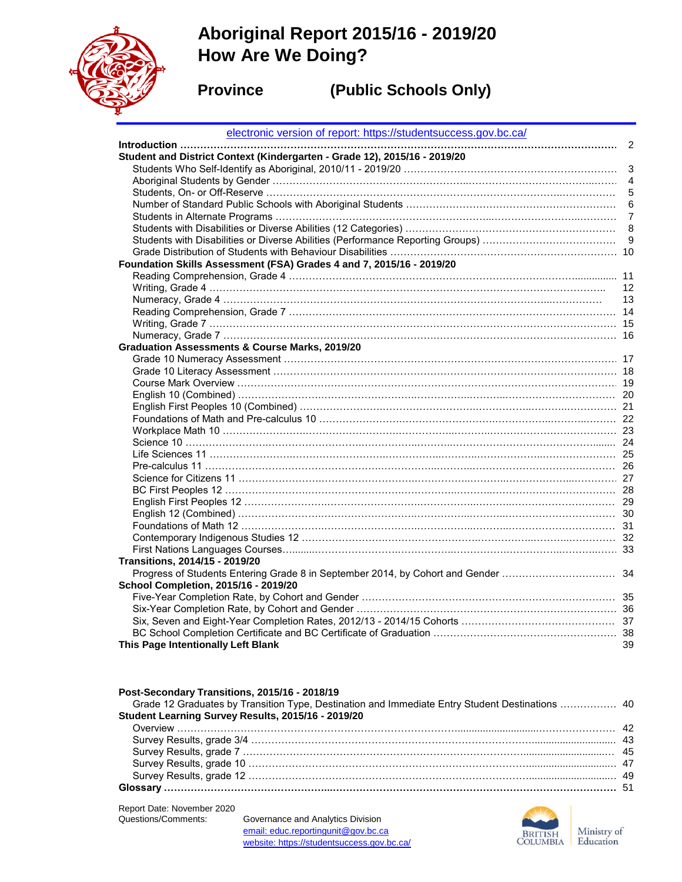# Aboriginal Report 2015/16 - 2019/20
# How Are We Doing?

## Province (Public Schools Only)

electronic version of report: https://studentsuccess.gov.bc.ca/

| | |
|---|---|
| **Introduction** | 2 |
| **Student and District Context (Kindergarten - Grade 12), 2015/16 - 2019/20** | |
| Students Who Self-Identify as Aboriginal, 2010/11 - 2019/20 | 3 |
| Aboriginal Students by Gender | 4 |
| Students, On- or Off-Reserve | 5 |
| Number of Standard Public Schools with Aboriginal Students | 6 |
| Students in Alternate Programs | 7 |
| Students with Disabilities or Diverse Abilities (12 Categories) | 8 |
| Students with Disabilities or Diverse Abilities (Performance Reporting Groups) | 9 |
| Grade Distribution of Students with Behaviour Disabilities | 10 |
| **Foundation Skills Assessment (FSA) Grades 4 and 7, 2015/16 - 2019/20** | |
| Reading Comprehension, Grade 4 | 11 |
| Writing, Grade 4 | 12 |
| Numeracy, Grade 4 | 13 |
| Reading Comprehension, Grade 7 | 14 |
| Writing, Grade 7 | 15 |
| Numeracy, Grade 7 | 16 |
| **Graduation Assessments & Course Marks, 2019/20** | |
| Grade 10 Numeracy Assessment | 17 |
| Grade 10 Literacy Assessment | 18 |
| Course Mark Overview | 19 |
| English 10 (Combined) | 20 |
| English First Peoples 10 (Combined) | 21 |
| Foundations of Math and Pre-calculus 10 | 22 |
| Workplace Math 10 | 23 |
| Science 10 | 24 |
| Life Sciences 11 | 25 |
| Pre-calculus 11 | 26 |
| Science for Citizens 11 | 27 |
| BC First Peoples 12 | 28 |
| English First Peoples 12 | 29 |
| English 12 (Combined) | 30 |
| Foundations of Math 12 | 31 |
| Contemporary Indigenous Studies 12 | 32 |
| First Nations Languages Courses | 33 |
| **Transitions, 2014/15 - 2019/20** | |
| Progress of Students Entering Grade 8 in September 2014, by Cohort and Gender | 34 |
| **School Completion, 2015/16 - 2019/20** | |
| Five-Year Completion Rate, by Cohort and Gender | 35 |
| Six-Year Completion Rate, by Cohort and Gender | 36 |
| Six, Seven and Eight-Year Completion Rates, 2012/13 - 2014/15 Cohorts | 37 |
| BC School Completion Certificate and BC Certificate of Graduation | 38 |
| **This Page Intentionally Left Blank** | 39 |
| **Post-Secondary Transitions, 2015/16 - 2018/19** | |
| Grade 12 Graduates by Transition Type, Destination and Immediate Entry Student Destinations | 40 |
| **Student Learning Survey Results, 2015/16 - 2019/20** | |
| Overview | 42 |
| Survey Results, grade 3/4 | 43 |
| Survey Results, grade 7 | 45 |
| Survey Results, grade 10 | 47 |
| Survey Results, grade 12 | 49 |
| **Glossary** | 51 |

Report Date: November 2020

Questions/Comments: Governance and Analytics Division
email: educ.reportingunit@gov.bc.ca
website: https://studentsuccess.gov.bc.ca/

British Columbia | Ministry of Education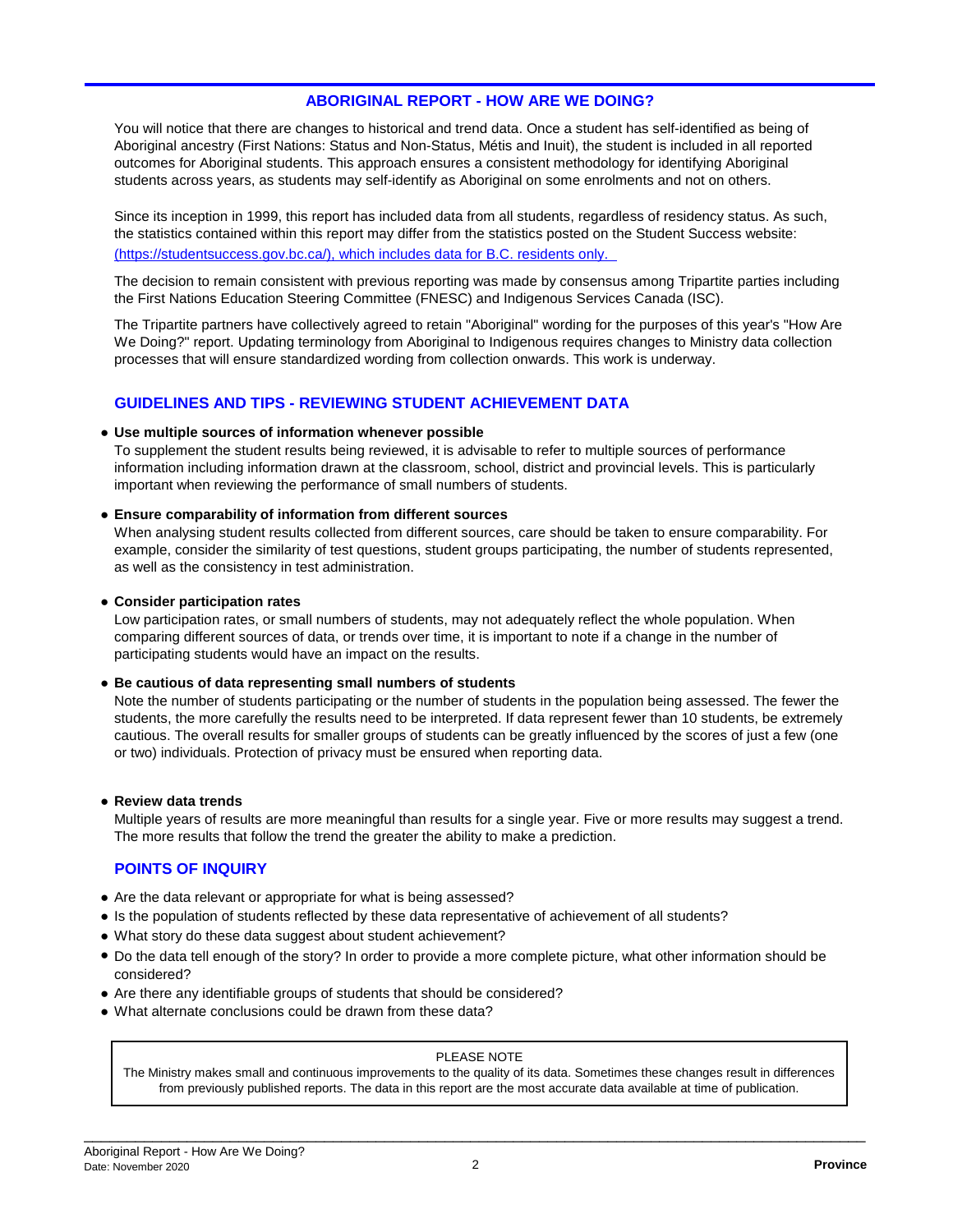## ABORIGINAL REPORT - HOW ARE WE DOING?

You will notice that there are changes to historical and trend data. Once a student has self-identified as being of Aboriginal ancestry (First Nations: Status and Non-Status, Métis and Inuit), the student is included in all reported outcomes for Aboriginal students. This approach ensures a consistent methodology for identifying Aboriginal students across years, as students may self-identify as Aboriginal on some enrolments and not on others.

Since its inception in 1999, this report has included data from all students, regardless of residency status. As such, the statistics contained within this report may differ from the statistics posted on the Student Success website: (https://studentsuccess.gov.bc.ca/), which includes data for B.C. residents only.

The decision to remain consistent with previous reporting was made by consensus among Tripartite parties including the First Nations Education Steering Committee (FNESC) and Indigenous Services Canada (ISC).

The Tripartite partners have collectively agreed to retain "Aboriginal" wording for the purposes of this year's "How Are We Doing?" report. Updating terminology from Aboriginal to Indigenous requires changes to Ministry data collection processes that will ensure standardized wording from collection onwards. This work is underway.

## GUIDELINES AND TIPS - REVIEWING STUDENT ACHIEVEMENT DATA

- **Use multiple sources of information whenever possible**
  To supplement the student results being reviewed, it is advisable to refer to multiple sources of performance information including information drawn at the classroom, school, district and provincial levels. This is particularly important when reviewing the performance of small numbers of students.

- **Ensure comparability of information from different sources**
  When analysing student results collected from different sources, care should be taken to ensure comparability. For example, consider the similarity of test questions, student groups participating, the number of students represented, as well as the consistency in test administration.

- **Consider participation rates**
  Low participation rates, or small numbers of students, may not adequately reflect the whole population. When comparing different sources of data, or trends over time, it is important to note if a change in the number of participating students would have an impact on the results.

- **Be cautious of data representing small numbers of students**
  Note the number of students participating or the number of students in the population being assessed. The fewer the students, the more carefully the results need to be interpreted. If data represent fewer than 10 students, be extremely cautious. The overall results for smaller groups of students can be greatly influenced by the scores of just a few (one or two) individuals. Protection of privacy must be ensured when reporting data.

- **Review data trends**
  Multiple years of results are more meaningful than results for a single year. Five or more results may suggest a trend. The more results that follow the trend the greater the ability to make a prediction.

## POINTS OF INQUIRY

- Are the data relevant or appropriate for what is being assessed?
- Is the population of students reflected by these data representative of achievement of all students?
- What story do these data suggest about student achievement?
- Do the data tell enough of the story? In order to provide a more complete picture, what other information should be considered?
- Are there any identifiable groups of students that should be considered?
- What alternate conclusions could be drawn from these data?

> PLEASE NOTE
>
> The Ministry makes small and continuous improvements to the quality of its data. Sometimes these changes result in differences from previously published reports. The data in this report are the most accurate data available at time of publication.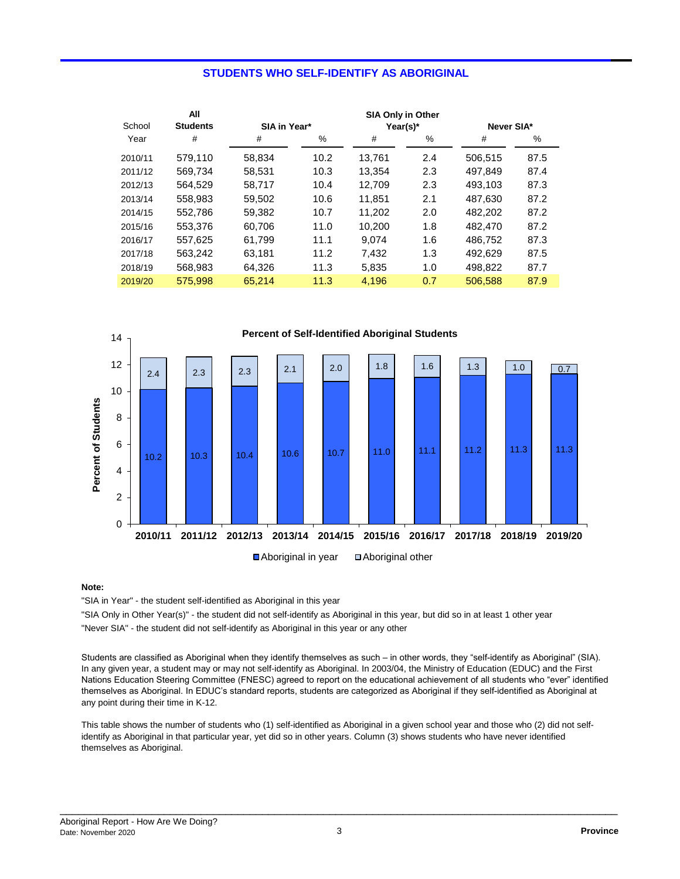## STUDENTS WHO SELF-IDENTIFY AS ABORIGINAL

| School Year | All Students # | SIA in Year* # | % | SIA Only in Other Year(s)* # | % | Never SIA* # | % |
|---|---|---|---|---|---|---|---|
| 2010/11 | 579,110 | 58,834 | 10.2 | 13,761 | 2.4 | 506,515 | 87.5 |
| 2011/12 | 569,734 | 58,531 | 10.3 | 13,354 | 2.3 | 497,849 | 87.4 |
| 2012/13 | 564,529 | 58,717 | 10.4 | 12,709 | 2.3 | 493,103 | 87.3 |
| 2013/14 | 558,983 | 59,502 | 10.6 | 11,851 | 2.1 | 487,630 | 87.2 |
| 2014/15 | 552,786 | 59,382 | 10.7 | 11,202 | 2.0 | 482,202 | 87.2 |
| 2015/16 | 553,376 | 60,706 | 11.0 | 10,200 | 1.8 | 482,470 | 87.2 |
| 2016/17 | 557,625 | 61,799 | 11.1 | 9,074 | 1.6 | 486,752 | 87.3 |
| 2017/18 | 563,242 | 63,181 | 11.2 | 7,432 | 1.3 | 492,629 | 87.5 |
| 2018/19 | 568,983 | 64,326 | 11.3 | 5,835 | 1.0 | 498,822 | 87.7 |
| 2019/20 | 575,998 | 65,214 | 11.3 | 4,196 | 0.7 | 506,588 | 87.9 |

**Percent of Self-Identified Aboriginal Students**

| School Year | Aboriginal in year | Aboriginal other |
|---|---|---|
| 2010/11 | 10.2 | 2.4 |
| 2011/12 | 10.3 | 2.3 |
| 2012/13 | 10.4 | 2.3 |
| 2013/14 | 10.6 | 2.1 |
| 2014/15 | 10.7 | 2.0 |
| 2015/16 | 11.0 | 1.8 |
| 2016/17 | 11.1 | 1.6 |
| 2017/18 | 11.2 | 1.3 |
| 2018/19 | 11.3 | 1.0 |
| 2019/20 | 11.3 | 0.7 |

**Note:**

"SIA in Year" - the student self-identified as Aboriginal in this year

"SIA Only in Other Year(s)" - the student did not self-identify as Aboriginal in this year, but did so in at least 1 other year

"Never SIA" - the student did not self-identify as Aboriginal in this year or any other

Students are classified as Aboriginal when they identify themselves as such – in other words, they "self-identify as Aboriginal" (SIA). In any given year, a student may or may not self-identify as Aboriginal. In 2003/04, the Ministry of Education (EDUC) and the First Nations Education Steering Committee (FNESC) agreed to report on the educational achievement of all students who "ever" identified themselves as Aboriginal. In EDUC's standard reports, students are categorized as Aboriginal if they self-identified as Aboriginal at any point during their time in K-12.

This table shows the number of students who (1) self-identified as Aboriginal in a given school year and those who (2) did not self-identify as Aboriginal in that particular year, yet did so in other years. Column (3) shows students who have never identified themselves as Aboriginal.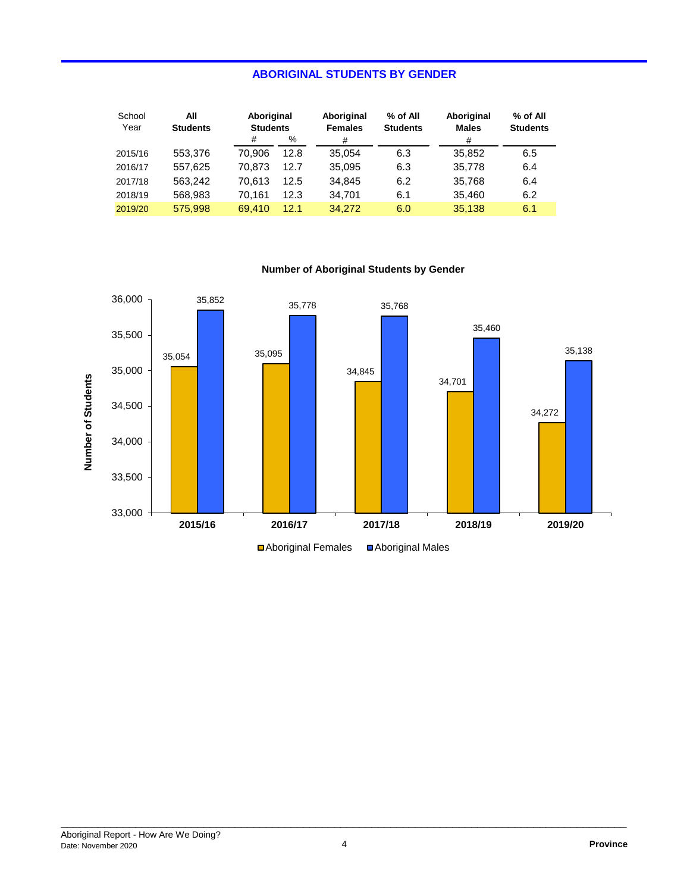## ABORIGINAL STUDENTS BY GENDER

| School Year | All Students | Aboriginal Students # | Aboriginal Students % | Aboriginal Females # | % of All Students | Aboriginal Males # | % of All Students |
|---|---|---|---|---|---|---|---|
| 2015/16 | 553,376 | 70,906 | 12.8 | 35,054 | 6.3 | 35,852 | 6.5 |
| 2016/17 | 557,625 | 70,873 | 12.7 | 35,095 | 6.3 | 35,778 | 6.4 |
| 2017/18 | 563,242 | 70,613 | 12.5 | 34,845 | 6.2 | 35,768 | 6.4 |
| 2018/19 | 568,983 | 70,161 | 12.3 | 34,701 | 6.1 | 35,460 | 6.2 |
| 2019/20 | 575,998 | 69,410 | 12.1 | 34,272 | 6.0 | 35,138 | 6.1 |

**Number of Aboriginal Students by Gender**

| School Year | Aboriginal Females | Aboriginal Males |
|---|---|---|
| 2015/16 | 35,054 | 35,852 |
| 2016/17 | 35,095 | 35,778 |
| 2017/18 | 34,845 | 35,768 |
| 2018/19 | 34,701 | 35,460 |
| 2019/20 | 34,272 | 35,138 |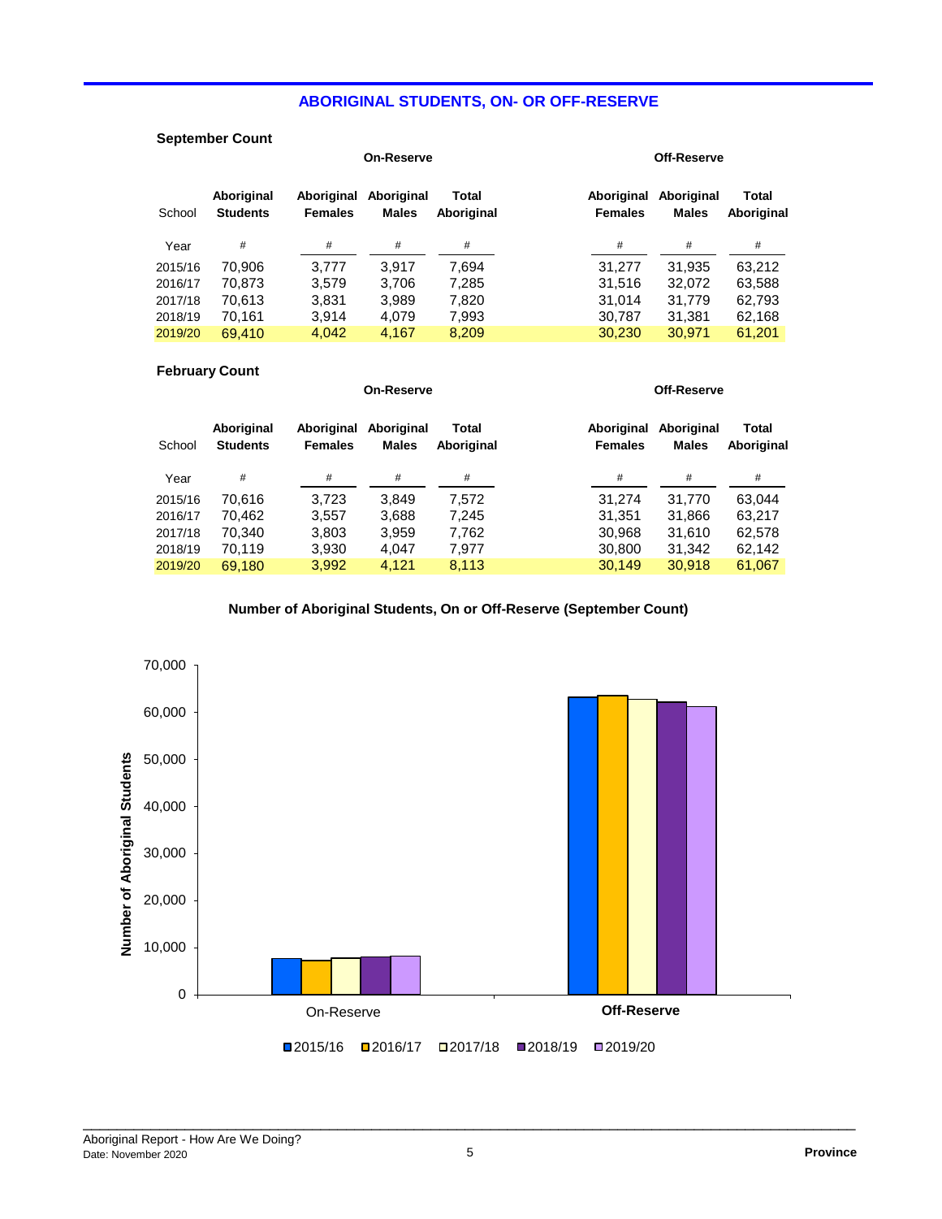## ABORIGINAL STUDENTS, ON- OR OFF-RESERVE

**September Count**

| School Year | Aboriginal Students | On-Reserve Aboriginal Females | On-Reserve Aboriginal Males | On-Reserve Total Aboriginal | Off-Reserve Aboriginal Females | Off-Reserve Aboriginal Males | Off-Reserve Total Aboriginal |
|---|---|---|---|---|---|---|---|
| | # | # | # | # | # | # | # |
| 2015/16 | 70,906 | 3,777 | 3,917 | 7,694 | 31,277 | 31,935 | 63,212 |
| 2016/17 | 70,873 | 3,579 | 3,706 | 7,285 | 31,516 | 32,072 | 63,588 |
| 2017/18 | 70,613 | 3,831 | 3,989 | 7,820 | 31,014 | 31,779 | 62,793 |
| 2018/19 | 70,161 | 3,914 | 4,079 | 7,993 | 30,787 | 31,381 | 62,168 |
| 2019/20 | 69,410 | 4,042 | 4,167 | 8,209 | 30,230 | 30,971 | 61,201 |

**February Count**

| School Year | Aboriginal Students | On-Reserve Aboriginal Females | On-Reserve Aboriginal Males | On-Reserve Total Aboriginal | Off-Reserve Aboriginal Females | Off-Reserve Aboriginal Males | Off-Reserve Total Aboriginal |
|---|---|---|---|---|---|---|---|
| | # | # | # | # | # | # | # |
| 2015/16 | 70,616 | 3,723 | 3,849 | 7,572 | 31,274 | 31,770 | 63,044 |
| 2016/17 | 70,462 | 3,557 | 3,688 | 7,245 | 31,351 | 31,866 | 63,217 |
| 2017/18 | 70,340 | 3,803 | 3,959 | 7,762 | 30,968 | 31,610 | 62,578 |
| 2018/19 | 70,119 | 3,930 | 4,047 | 7,977 | 30,800 | 31,342 | 62,142 |
| 2019/20 | 69,180 | 3,992 | 4,121 | 8,113 | 30,149 | 30,918 | 61,067 |

**Number of Aboriginal Students, On or Off-Reserve (September Count)**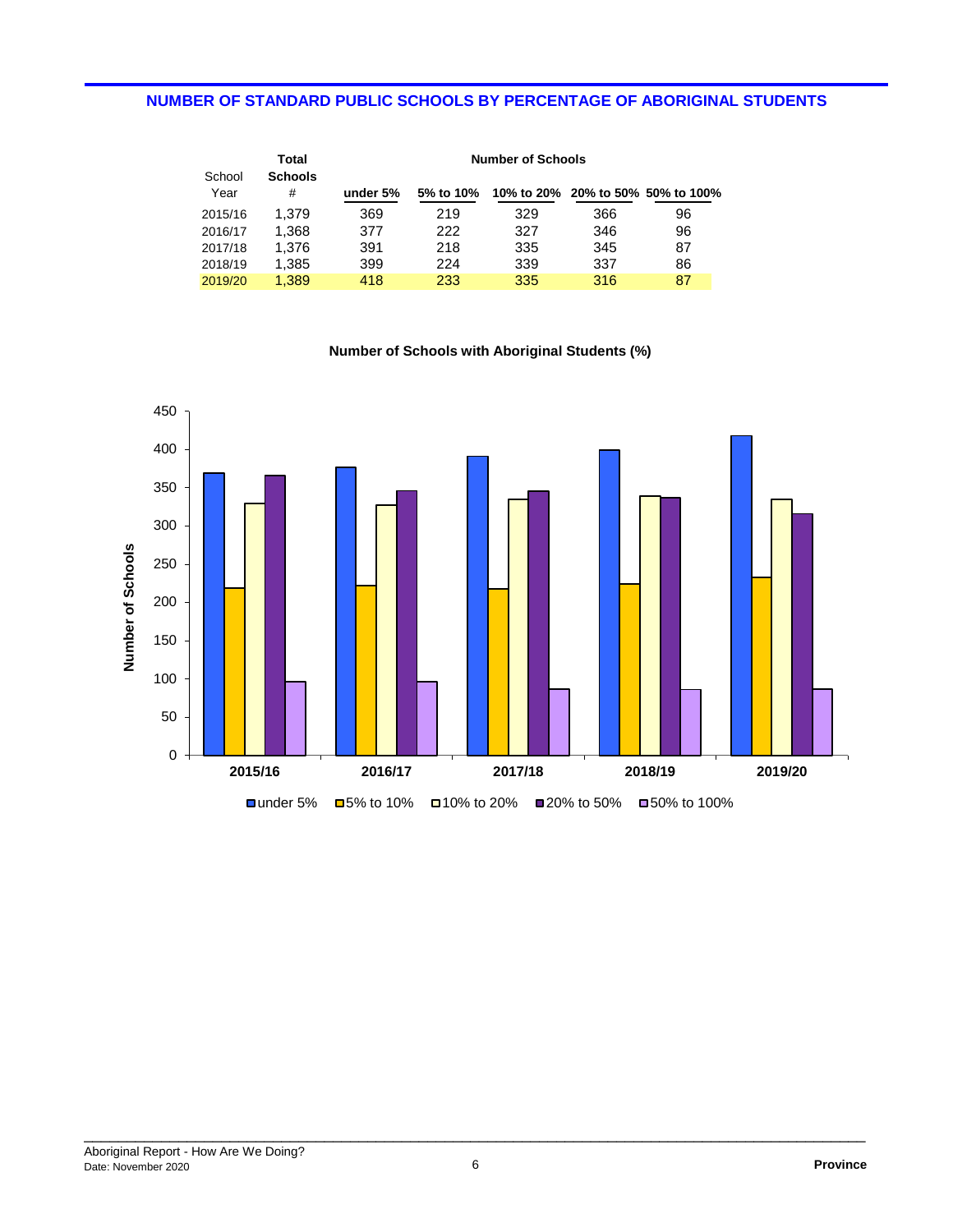## NUMBER OF STANDARD PUBLIC SCHOOLS BY PERCENTAGE OF ABORIGINAL STUDENTS

| School Year | Total Schools # | Number of Schools under 5% | 5% to 10% | 10% to 20% | 20% to 50% | 50% to 100% |
|---|---|---|---|---|---|---|
| 2015/16 | 1,379 | 369 | 219 | 329 | 366 | 96 |
| 2016/17 | 1,368 | 377 | 222 | 327 | 346 | 96 |
| 2017/18 | 1,376 | 391 | 218 | 335 | 345 | 87 |
| 2018/19 | 1,385 | 399 | 224 | 339 | 337 | 86 |
| 2019/20 | 1,389 | 418 | 233 | 335 | 316 | 87 |

**Number of Schools with Aboriginal Students (%)**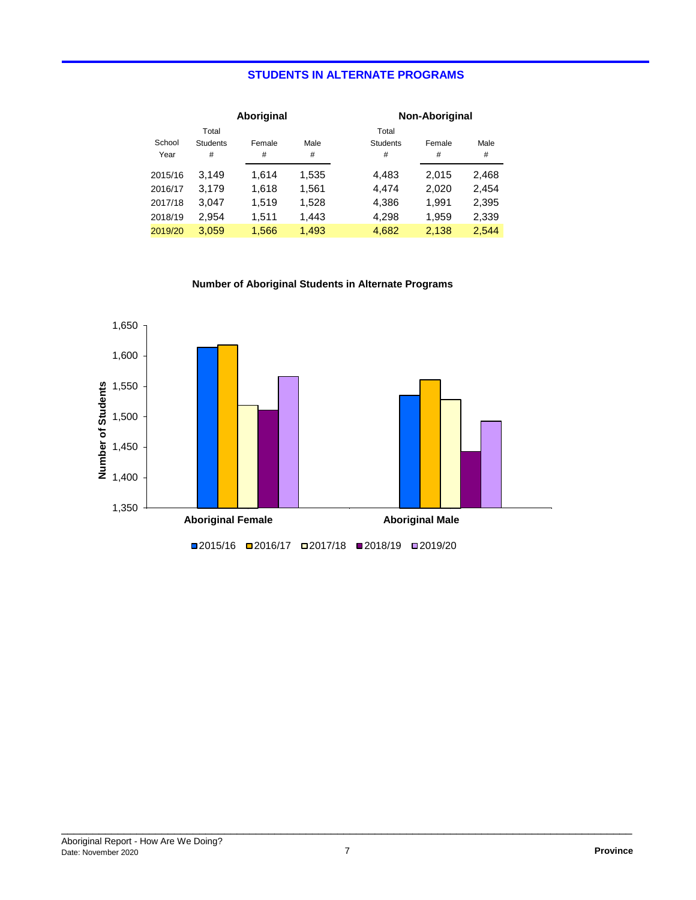## STUDENTS IN ALTERNATE PROGRAMS

| School Year | Aboriginal Total Students # | Aboriginal Female # | Aboriginal Male # | Non-Aboriginal Total Students # | Non-Aboriginal Female # | Non-Aboriginal Male # |
|---|---|---|---|---|---|---|
| 2015/16 | 3,149 | 1,614 | 1,535 | 4,483 | 2,015 | 2,468 |
| 2016/17 | 3,179 | 1,618 | 1,561 | 4,474 | 2,020 | 2,454 |
| 2017/18 | 3,047 | 1,519 | 1,528 | 4,386 | 1,991 | 2,395 |
| 2018/19 | 2,954 | 1,511 | 1,443 | 4,298 | 1,959 | 2,339 |
| 2019/20 | 3,059 | 1,566 | 1,493 | 4,682 | 2,138 | 2,544 |

**Number of Aboriginal Students in Alternate Programs**

| Year | Aboriginal Female | Aboriginal Male |
|---|---|---|
| 2015/16 | 1,614 | 1,535 |
| 2016/17 | 1,618 | 1,561 |
| 2017/18 | 1,519 | 1,528 |
| 2018/19 | 1,511 | 1,443 |
| 2019/20 | 1,566 | 1,493 |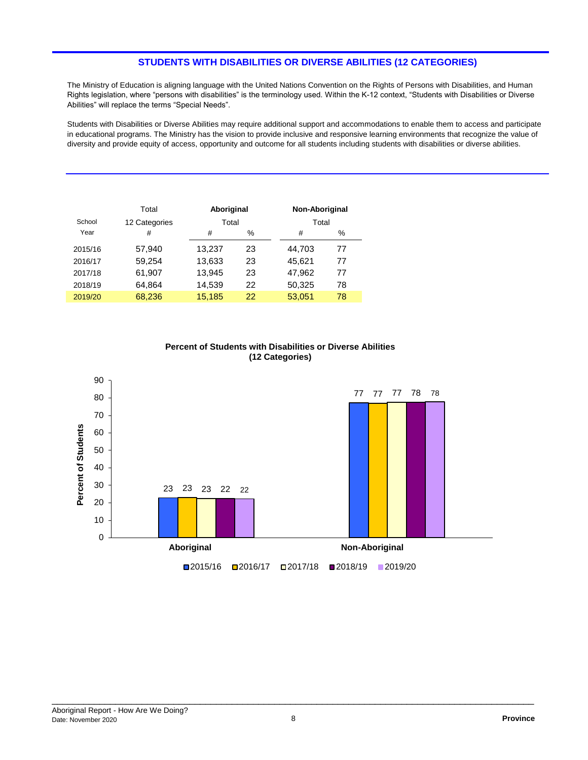## STUDENTS WITH DISABILITIES OR DIVERSE ABILITIES (12 CATEGORIES)

The Ministry of Education is aligning language with the United Nations Convention on the Rights of Persons with Disabilities, and Human Rights legislation, where "persons with disabilities" is the terminology used. Within the K-12 context, "Students with Disabilities or Diverse Abilities" will replace the terms "Special Needs".

Students with Disabilities or Diverse Abilities may require additional support and accommodations to enable them to access and participate in educational programs. The Ministry has the vision to provide inclusive and responsive learning environments that recognize the value of diversity and provide equity of access, opportunity and outcome for all students including students with disabilities or diverse abilities.

| School Year | Total 12 Categories # | **Aboriginal** Total # | % | **Non-Aboriginal** Total # | % |
|---|---|---|---|---|---|
| 2015/16 | 57,940 | 13,237 | 23 | 44,703 | 77 |
| 2016/17 | 59,254 | 13,633 | 23 | 45,621 | 77 |
| 2017/18 | 61,907 | 13,945 | 23 | 47,962 | 77 |
| 2018/19 | 64,864 | 14,539 | 22 | 50,325 | 78 |
| 2019/20 | 68,236 | 15,185 | 22 | 53,051 | 78 |

**Percent of Students with Disabilities or Diverse Abilities (12 Categories)**

| Percent of Students | 2015/16 | 2016/17 | 2017/18 | 2018/19 | 2019/20 |
|---|---|---|---|---|---|
| Aboriginal | 23 | 23 | 23 | 22 | 22 |
| Non-Aboriginal | 77 | 77 | 77 | 78 | 78 |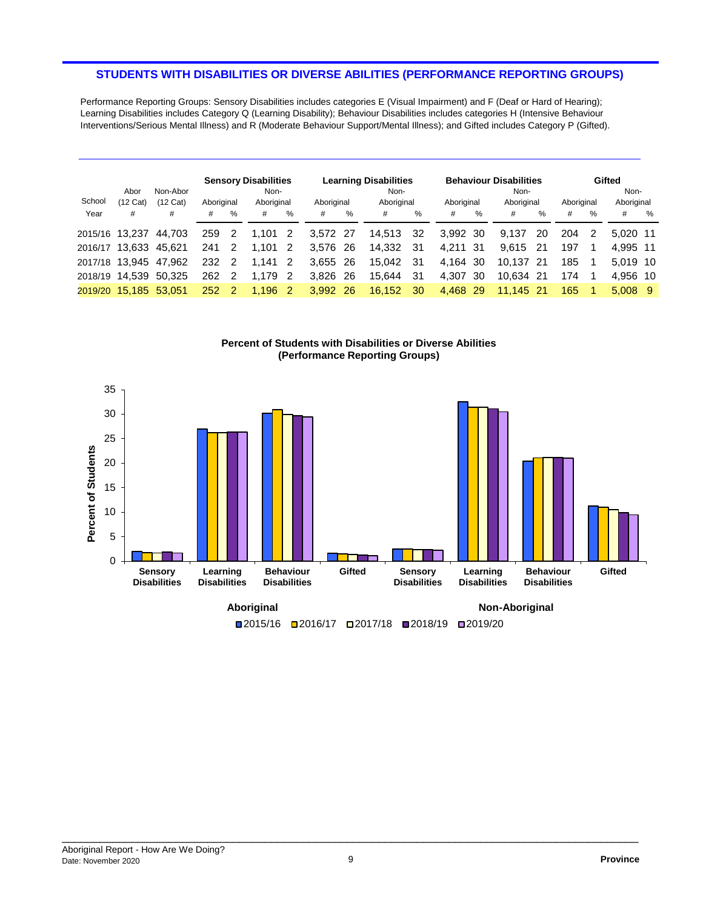## STUDENTS WITH DISABILITIES OR DIVERSE ABILITIES (PERFORMANCE REPORTING GROUPS)

Performance Reporting Groups: Sensory Disabilities includes categories E (Visual Impairment) and F (Deaf or Hard of Hearing); Learning Disabilities includes Category Q (Learning Disability); Behaviour Disabilities includes categories H (Intensive Behaviour Interventions/Serious Mental Illness) and R (Moderate Behaviour Support/Mental Illness); and Gifted includes Category P (Gifted).

| School Year | Abor (12 Cat) | Non-Abor (12 Cat) | Sensory Disabilities | | | | Learning Disabilities | | | | Behaviour Disabilities | | | | Gifted | | | |
|---|---|---|---|---|---|---|---|---|---|---|---|---|---|---|---|---|---|---|
| | | | Aboriginal | | Non-Aboriginal | | Aboriginal | | Non-Aboriginal | | Aboriginal | | Non-Aboriginal | | Aboriginal | | Non-Aboriginal | |
| | # | # | # | % | # | % | # | % | # | % | # | % | # | % | # | % | # | % |
| 2015/16 | 13,237 | 44,703 | 259 | 2 | 1,101 | 2 | 3,572 | 27 | 14,513 | 32 | 3,992 | 30 | 9,137 | 20 | 204 | 2 | 5,020 | 11 |
| 2016/17 | 13,633 | 45,621 | 241 | 2 | 1,101 | 2 | 3,576 | 26 | 14,332 | 31 | 4,211 | 31 | 9,615 | 21 | 197 | 1 | 4,995 | 11 |
| 2017/18 | 13,945 | 47,962 | 232 | 2 | 1,141 | 2 | 3,655 | 26 | 15,042 | 31 | 4,164 | 30 | 10,137 | 21 | 185 | 1 | 5,019 | 10 |
| 2018/19 | 14,539 | 50,325 | 262 | 2 | 1,179 | 2 | 3,826 | 26 | 15,644 | 31 | 4,307 | 30 | 10,634 | 21 | 174 | 1 | 4,956 | 10 |
| 2019/20 | 15,185 | 53,051 | 252 | 2 | 1,196 | 2 | 3,992 | 26 | 16,152 | 30 | 4,468 | 29 | 11,145 | 21 | 165 | 1 | 5,008 | 9 |

**Percent of Students with Disabilities or Diverse Abilities (Performance Reporting Groups)**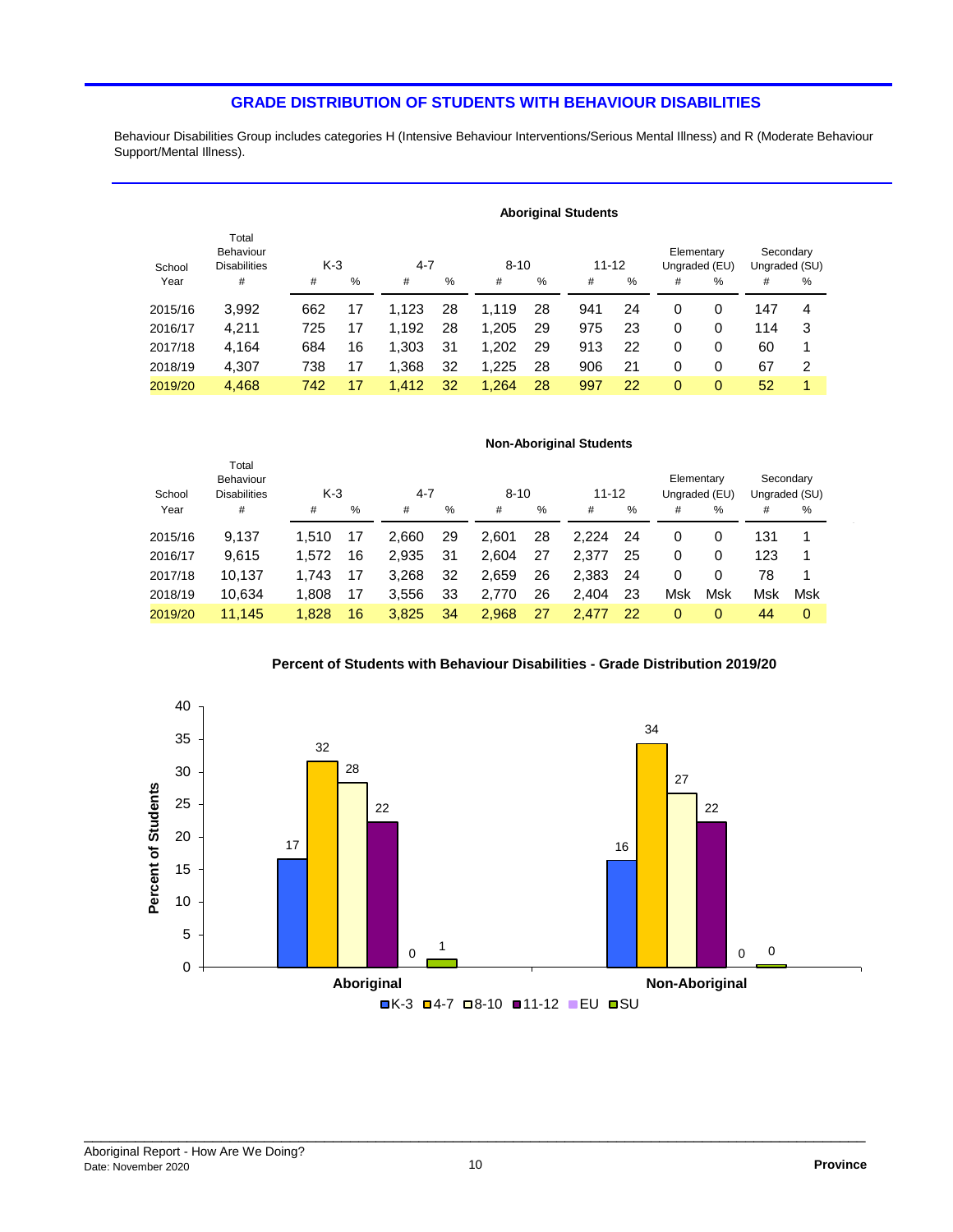## GRADE DISTRIBUTION OF STUDENTS WITH BEHAVIOUR DISABILITIES

Behaviour Disabilities Group includes categories H (Intensive Behaviour Interventions/Serious Mental Illness) and R (Moderate Behaviour Support/Mental Illness).

**Aboriginal Students**

| School Year | Total Behaviour Disabilities # | K-3 # | K-3 % | 4-7 # | 4-7 % | 8-10 # | 8-10 % | 11-12 # | 11-12 % | Elementary Ungraded (EU) # | Elementary Ungraded (EU) % | Secondary Ungraded (SU) # | Secondary Ungraded (SU) % |
|---|---|---|---|---|---|---|---|---|---|---|---|---|---|
| 2015/16 | 3,992 | 662 | 17 | 1,123 | 28 | 1,119 | 28 | 941 | 24 | 0 | 0 | 147 | 4 |
| 2016/17 | 4,211 | 725 | 17 | 1,192 | 28 | 1,205 | 29 | 975 | 23 | 0 | 0 | 114 | 3 |
| 2017/18 | 4,164 | 684 | 16 | 1,303 | 31 | 1,202 | 29 | 913 | 22 | 0 | 0 | 60 | 1 |
| 2018/19 | 4,307 | 738 | 17 | 1,368 | 32 | 1,225 | 28 | 906 | 21 | 0 | 0 | 67 | 2 |
| 2019/20 | 4,468 | 742 | 17 | 1,412 | 32 | 1,264 | 28 | 997 | 22 | 0 | 0 | 52 | 1 |

**Non-Aboriginal Students**

| School Year | Total Behaviour Disabilities # | K-3 # | K-3 % | 4-7 # | 4-7 % | 8-10 # | 8-10 % | 11-12 # | 11-12 % | Elementary Ungraded (EU) # | Elementary Ungraded (EU) % | Secondary Ungraded (SU) # | Secondary Ungraded (SU) % |
|---|---|---|---|---|---|---|---|---|---|---|---|---|---|
| 2015/16 | 9,137 | 1,510 | 17 | 2,660 | 29 | 2,601 | 28 | 2,224 | 24 | 0 | 0 | 131 | 1 |
| 2016/17 | 9,615 | 1,572 | 16 | 2,935 | 31 | 2,604 | 27 | 2,377 | 25 | 0 | 0 | 123 | 1 |
| 2017/18 | 10,137 | 1,743 | 17 | 3,268 | 32 | 2,659 | 26 | 2,383 | 24 | 0 | 0 | 78 | 1 |
| 2018/19 | 10,634 | 1,808 | 17 | 3,556 | 33 | 2,770 | 26 | 2,404 | 23 | Msk | Msk | Msk | Msk |
| 2019/20 | 11,145 | 1,828 | 16 | 3,825 | 34 | 2,968 | 27 | 2,477 | 22 | 0 | 0 | 44 | 0 |

**Percent of Students with Behaviour Disabilities - Grade Distribution 2019/20**

| Group | K-3 | 4-7 | 8-10 | 11-12 | EU | SU |
|---|---|---|---|---|---|---|
| Aboriginal | 17 | 32 | 28 | 22 | 0 | 1 |
| Non-Aboriginal | 16 | 34 | 27 | 22 | 0 | 0 |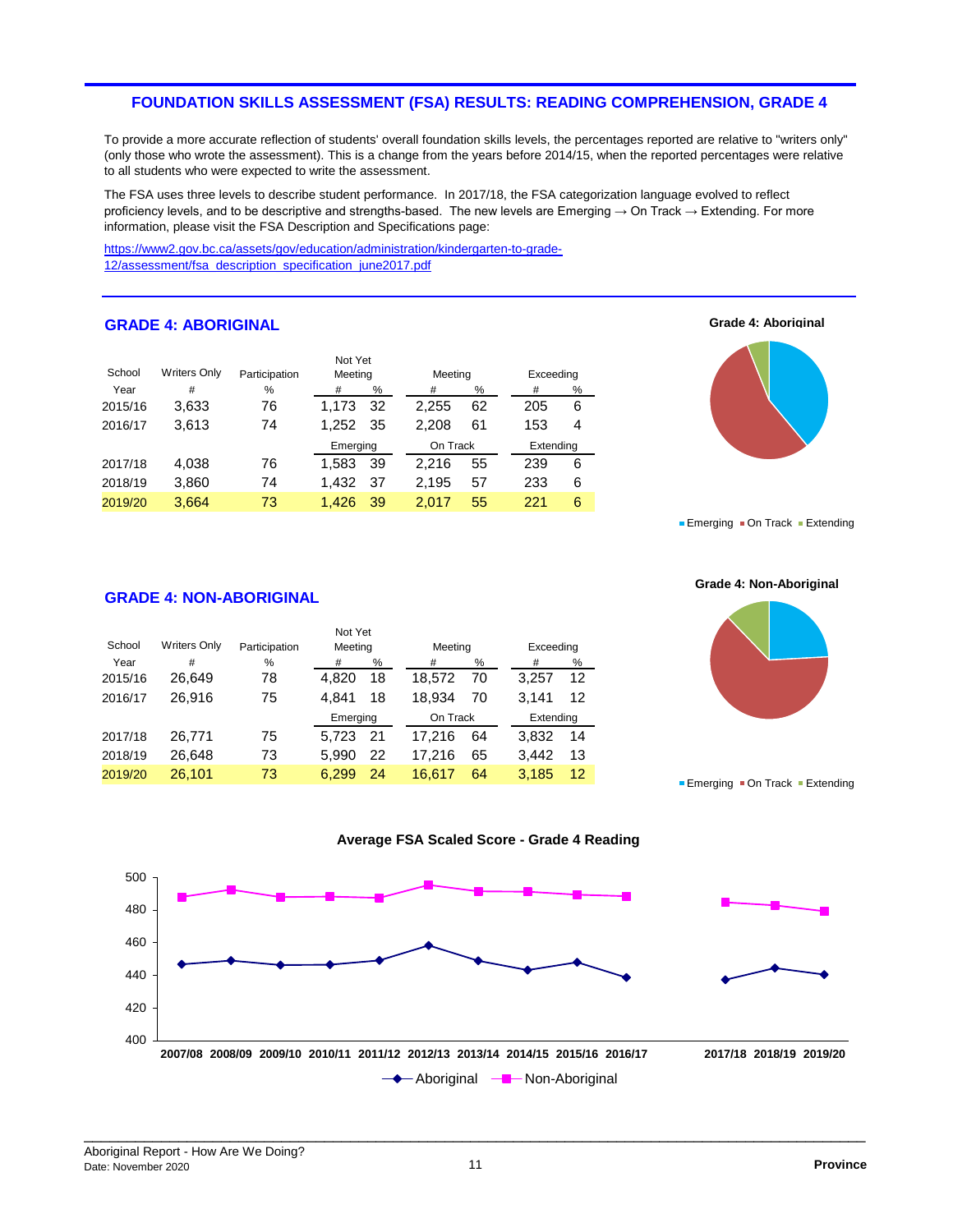# FOUNDATION SKILLS ASSESSMENT (FSA) RESULTS: READING COMPREHENSION, GRADE 4

To provide a more accurate reflection of students' overall foundation skills levels, the percentages reported are relative to "writers only" (only those who wrote the assessment). This is a change from the years before 2014/15, when the reported percentages were relative to all students who were expected to write the assessment.

The FSA uses three levels to describe student performance. In 2017/18, the FSA categorization language evolved to reflect proficiency levels, and to be descriptive and strengths-based. The new levels are Emerging → On Track → Extending. For more information, please visit the FSA Description and Specifications page:

https://www2.gov.bc.ca/assets/gov/education/administration/kindergarten-to-grade-12/assessment/fsa_description_specification_june2017.pdf

## GRADE 4: ABORIGINAL

| School Year | Writers Only # | Participation % | Not Yet Meeting # | Not Yet Meeting % | Meeting # | Meeting % | Exceeding # | Exceeding % |
|---|---|---|---|---|---|---|---|---|
| 2015/16 | 3,633 | 76 | 1,173 | 32 | 2,255 | 62 | 205 | 6 |
| 2016/17 | 3,613 | 74 | 1,252 | 35 | 2,208 | 61 | 153 | 4 |
| | | | Emerging | | On Track | | Extending | |
| 2017/18 | 4,038 | 76 | 1,583 | 39 | 2,216 | 55 | 239 | 6 |
| 2018/19 | 3,860 | 74 | 1,432 | 37 | 2,195 | 57 | 233 | 6 |
| 2019/20 | 3,664 | 73 | 1,426 | 39 | 2,017 | 55 | 221 | 6 |

**Grade 4: Aboriginal**

Emerging ■ On Track ■ Extending

## GRADE 4: NON-ABORIGINAL

| School Year | Writers Only # | Participation % | Not Yet Meeting # | Not Yet Meeting % | Meeting # | Meeting % | Exceeding # | Exceeding % |
|---|---|---|---|---|---|---|---|---|
| 2015/16 | 26,649 | 78 | 4,820 | 18 | 18,572 | 70 | 3,257 | 12 |
| 2016/17 | 26,916 | 75 | 4,841 | 18 | 18,934 | 70 | 3,141 | 12 |
| | | | Emerging | | On Track | | Extending | |
| 2017/18 | 26,771 | 75 | 5,723 | 21 | 17,216 | 64 | 3,832 | 14 |
| 2018/19 | 26,648 | 73 | 5,990 | 22 | 17,216 | 65 | 3,442 | 13 |
| 2019/20 | 26,101 | 73 | 6,299 | 24 | 16,617 | 64 | 3,185 | 12 |

**Grade 4: Non-Aboriginal**

Emerging ■ On Track ■ Extending

**Average FSA Scaled Score - Grade 4 Reading**

Years: 2007/08, 2008/09, 2009/10, 2010/11, 2011/12, 2012/13, 2013/14, 2014/15, 2015/16, 2016/17, 2017/18, 2018/19, 2019/20

Legend: Aboriginal, Non-Aboriginal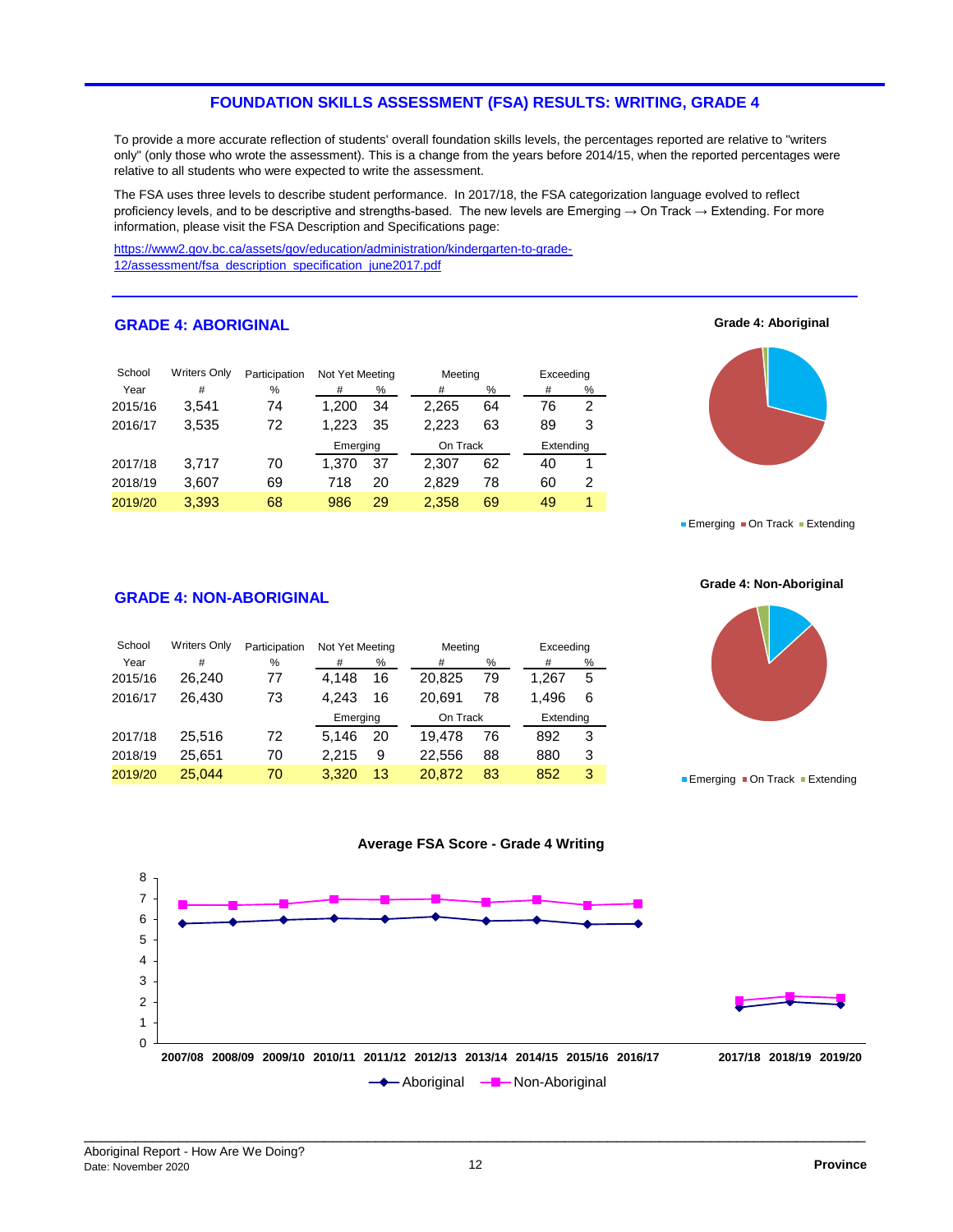## FOUNDATION SKILLS ASSESSMENT (FSA) RESULTS: WRITING, GRADE 4

To provide a more accurate reflection of students' overall foundation skills levels, the percentages reported are relative to "writers only" (only those who wrote the assessment). This is a change from the years before 2014/15, when the reported percentages were relative to all students who were expected to write the assessment.

The FSA uses three levels to describe student performance. In 2017/18, the FSA categorization language evolved to reflect proficiency levels, and to be descriptive and strengths-based. The new levels are Emerging → On Track → Extending. For more information, please visit the FSA Description and Specifications page:

https://www2.gov.bc.ca/assets/gov/education/administration/kindergarten-to-grade-12/assessment/fsa_description_specification_june2017.pdf

### GRADE 4: ABORIGINAL

| School Year | Writers Only # | Participation % | Not Yet Meeting # | Not Yet Meeting % | Meeting # | Meeting % | Exceeding # | Exceeding % |
|---|---|---|---|---|---|---|---|---|
| 2015/16 | 3,541 | 74 | 1,200 | 34 | 2,265 | 64 | 76 | 2 |
| 2016/17 | 3,535 | 72 | 1,223 | 35 | 2,223 | 63 | 89 | 3 |
| | | | Emerging | | On Track | | Extending | |
| 2017/18 | 3,717 | 70 | 1,370 | 37 | 2,307 | 62 | 40 | 1 |
| 2018/19 | 3,607 | 69 | 718 | 20 | 2,829 | 78 | 60 | 2 |
| 2019/20 | 3,393 | 68 | 986 | 29 | 2,358 | 69 | 49 | 1 |

**Grade 4: Aboriginal**

Emerging ■ On Track ■ Extending

### GRADE 4: NON-ABORIGINAL

| School Year | Writers Only # | Participation % | Not Yet Meeting # | Not Yet Meeting % | Meeting # | Meeting % | Exceeding # | Exceeding % |
|---|---|---|---|---|---|---|---|---|
| 2015/16 | 26,240 | 77 | 4,148 | 16 | 20,825 | 79 | 1,267 | 5 |
| 2016/17 | 26,430 | 73 | 4,243 | 16 | 20,691 | 78 | 1,496 | 6 |
| | | | Emerging | | On Track | | Extending | |
| 2017/18 | 25,516 | 72 | 5,146 | 20 | 19,478 | 76 | 892 | 3 |
| 2018/19 | 25,651 | 70 | 2,215 | 9 | 22,556 | 88 | 880 | 3 |
| 2019/20 | 25,044 | 70 | 3,320 | 13 | 20,872 | 83 | 852 | 3 |

**Grade 4: Non-Aboriginal**

Emerging ■ On Track ■ Extending

**Average FSA Score - Grade 4 Writing**

Aboriginal — Non-Aboriginal

2007/08, 2008/09, 2009/10, 2010/11, 2011/12, 2012/13, 2013/14, 2014/15, 2015/16, 2016/17, 2017/18, 2018/19, 2019/20

Aboriginal Report - How Are We Doing?
Date: November 2020

Province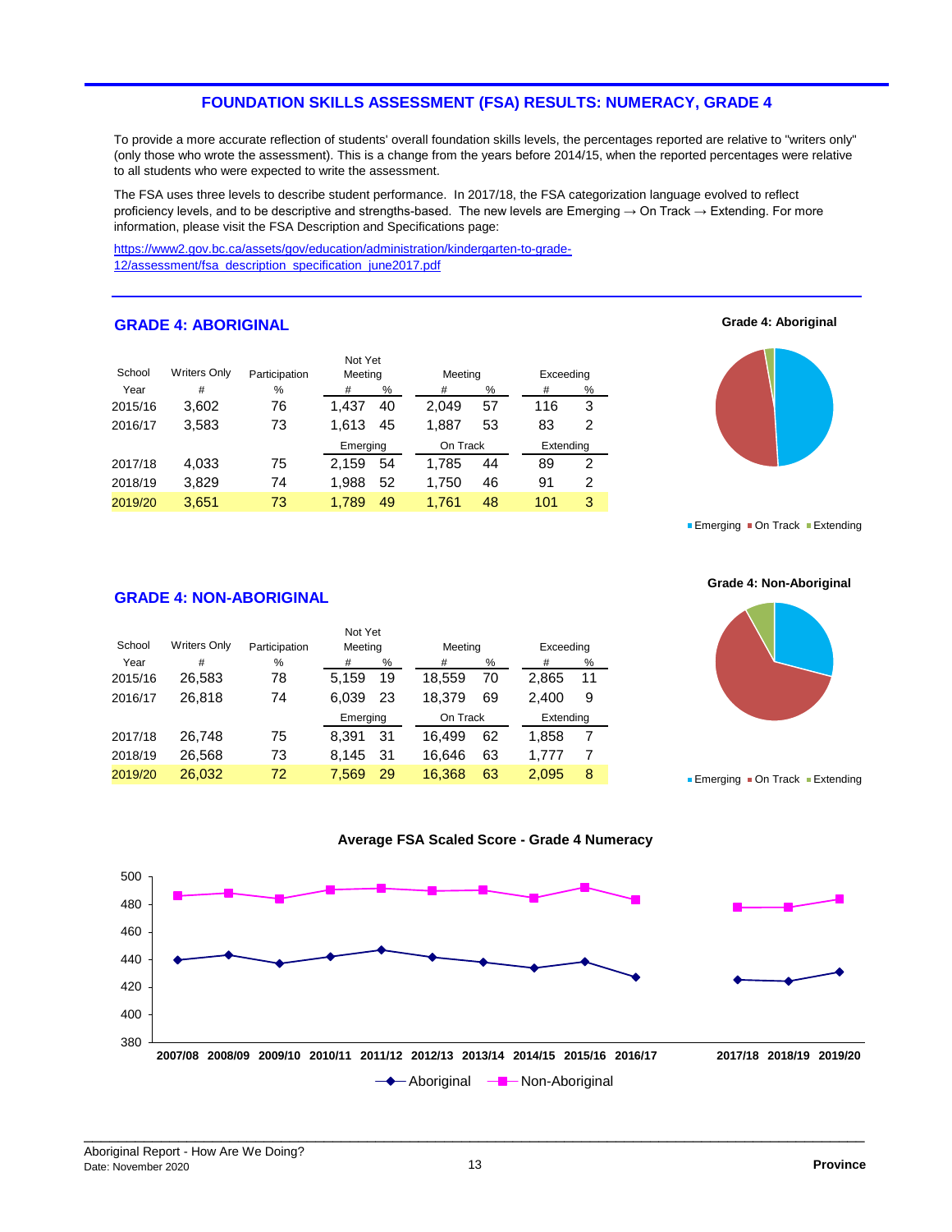## FOUNDATION SKILLS ASSESSMENT (FSA) RESULTS: NUMERACY, GRADE 4

To provide a more accurate reflection of students' overall foundation skills levels, the percentages reported are relative to "writers only" (only those who wrote the assessment). This is a change from the years before 2014/15, when the reported percentages were relative to all students who were expected to write the assessment.

The FSA uses three levels to describe student performance. In 2017/18, the FSA categorization language evolved to reflect proficiency levels, and to be descriptive and strengths-based. The new levels are Emerging → On Track → Extending. For more information, please visit the FSA Description and Specifications page:

https://www2.gov.bc.ca/assets/gov/education/administration/kindergarten-to-grade-12/assessment/fsa_description_specification_june2017.pdf

### GRADE 4: ABORIGINAL

| School Year | Writers Only # | Participation % | Not Yet Meeting # | Not Yet Meeting % | Meeting # | Meeting % | Exceeding # | Exceeding % |
|---|---|---|---|---|---|---|---|---|
| 2015/16 | 3,602 | 76 | 1,437 | 40 | 2,049 | 57 | 116 | 3 |
| 2016/17 | 3,583 | 73 | 1,613 | 45 | 1,887 | 53 | 83 | 2 |
| | | | Emerging | | On Track | | Extending | |
| 2017/18 | 4,033 | 75 | 2,159 | 54 | 1,785 | 44 | 89 | 2 |
| 2018/19 | 3,829 | 74 | 1,988 | 52 | 1,750 | 46 | 91 | 2 |
| 2019/20 | 3,651 | 73 | 1,789 | 49 | 1,761 | 48 | 101 | 3 |

**Grade 4: Aboriginal**

Emerging ■ On Track ■ Extending

### GRADE 4: NON-ABORIGINAL

| School Year | Writers Only # | Participation % | Not Yet Meeting # | Not Yet Meeting % | Meeting # | Meeting % | Exceeding # | Exceeding % |
|---|---|---|---|---|---|---|---|---|
| 2015/16 | 26,583 | 78 | 5,159 | 19 | 18,559 | 70 | 2,865 | 11 |
| 2016/17 | 26,818 | 74 | 6,039 | 23 | 18,379 | 69 | 2,400 | 9 |
| | | | Emerging | | On Track | | Extending | |
| 2017/18 | 26,748 | 75 | 8,391 | 31 | 16,499 | 62 | 1,858 | 7 |
| 2018/19 | 26,568 | 73 | 8,145 | 31 | 16,646 | 63 | 1,777 | 7 |
| 2019/20 | 26,032 | 72 | 7,569 | 29 | 16,368 | 63 | 2,095 | 8 |

**Grade 4: Non-Aboriginal**

Emerging ■ On Track ■ Extending

**Average FSA Scaled Score - Grade 4 Numeracy**

Aboriginal — Non-Aboriginal

(Years: 2007/08, 2008/09, 2009/10, 2010/11, 2011/12, 2012/13, 2013/14, 2014/15, 2015/16, 2016/17, 2017/18, 2018/19, 2019/20; y-axis 380–500)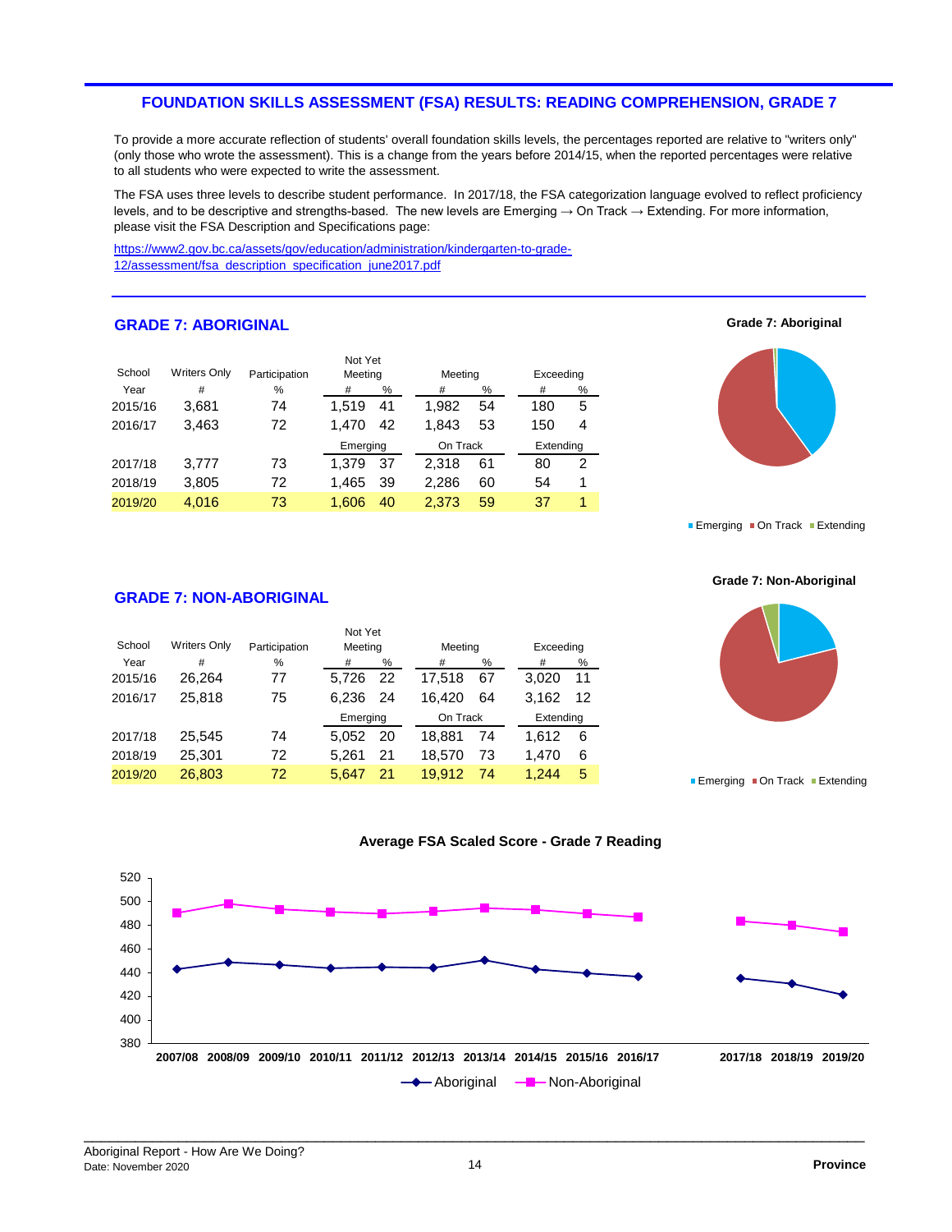## FOUNDATION SKILLS ASSESSMENT (FSA) RESULTS: READING COMPREHENSION, GRADE 7

To provide a more accurate reflection of students' overall foundation skills levels, the percentages reported are relative to "writers only" (only those who wrote the assessment). This is a change from the years before 2014/15, when the reported percentages were relative to all students who were expected to write the assessment.

The FSA uses three levels to describe student performance. In 2017/18, the FSA categorization language evolved to reflect proficiency levels, and to be descriptive and strengths-based. The new levels are Emerging → On Track → Extending. For more information, please visit the FSA Description and Specifications page:

https://www2.gov.bc.ca/assets/gov/education/administration/kindergarten-to-grade-12/assessment/fsa_description_specification_june2017.pdf

### GRADE 7: ABORIGINAL

| School Year | Writers Only # | Participation % | Not Yet Meeting # | Not Yet Meeting % | Meeting # | Meeting % | Exceeding # | Exceeding % |
|---|---|---|---|---|---|---|---|---|
| 2015/16 | 3,681 | 74 | 1,519 | 41 | 1,982 | 54 | 180 | 5 |
| 2016/17 | 3,463 | 72 | 1,470 | 42 | 1,843 | 53 | 150 | 4 |
| | | | **Emerging** | | **On Track** | | **Extending** | |
| 2017/18 | 3,777 | 73 | 1,379 | 37 | 2,318 | 61 | 80 | 2 |
| 2018/19 | 3,805 | 72 | 1,465 | 39 | 2,286 | 60 | 54 | 1 |
| 2019/20 | 4,016 | 73 | 1,606 | 40 | 2,373 | 59 | 37 | 1 |

**Grade 7: Aboriginal**

Emerging / On Track / Extending

### GRADE 7: NON-ABORIGINAL

| School Year | Writers Only # | Participation % | Not Yet Meeting # | Not Yet Meeting % | Meeting # | Meeting % | Exceeding # | Exceeding % |
|---|---|---|---|---|---|---|---|---|
| 2015/16 | 26,264 | 77 | 5,726 | 22 | 17,518 | 67 | 3,020 | 11 |
| 2016/17 | 25,818 | 75 | 6,236 | 24 | 16,420 | 64 | 3,162 | 12 |
| | | | **Emerging** | | **On Track** | | **Extending** | |
| 2017/18 | 25,545 | 74 | 5,052 | 20 | 18,881 | 74 | 1,612 | 6 |
| 2018/19 | 25,301 | 72 | 5,261 | 21 | 18,570 | 73 | 1,470 | 6 |
| 2019/20 | 26,803 | 72 | 5,647 | 21 | 19,912 | 74 | 1,244 | 5 |

**Grade 7: Non-Aboriginal**

Emerging / On Track / Extending

**Average FSA Scaled Score - Grade 7 Reading**

(Aboriginal / Non-Aboriginal; 2007/08 – 2016/17, 2017/18 – 2019/20)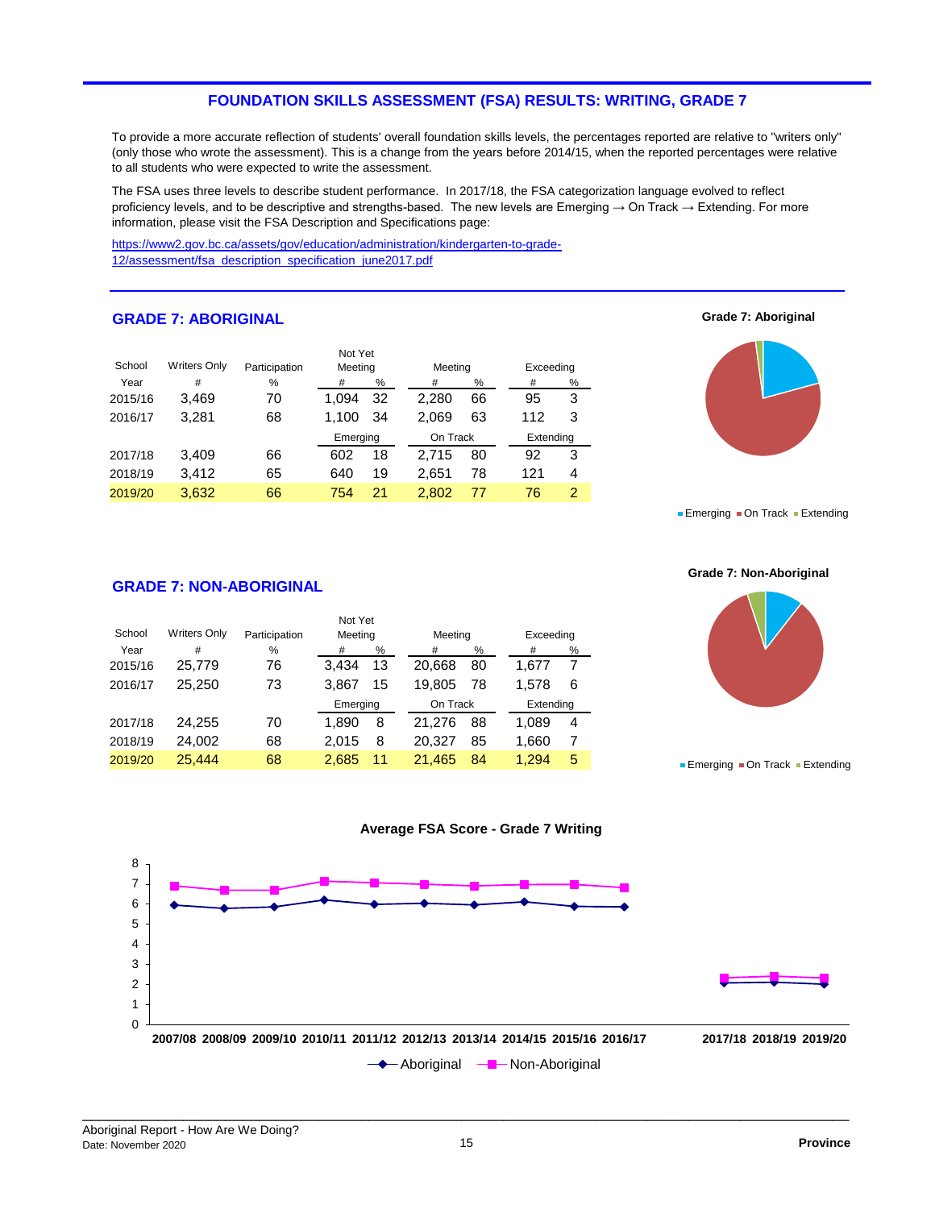## FOUNDATION SKILLS ASSESSMENT (FSA) RESULTS: WRITING, GRADE 7

To provide a more accurate reflection of students' overall foundation skills levels, the percentages reported are relative to "writers only" (only those who wrote the assessment). This is a change from the years before 2014/15, when the reported percentages were relative to all students who were expected to write the assessment.

The FSA uses three levels to describe student performance. In 2017/18, the FSA categorization language evolved to reflect proficiency levels, and to be descriptive and strengths-based. The new levels are Emerging → On Track → Extending. For more information, please visit the FSA Description and Specifications page:

https://www2.gov.bc.ca/assets/gov/education/administration/kindergarten-to-grade-12/assessment/fsa_description_specification_june2017.pdf

### GRADE 7: ABORIGINAL

| School Year | Writers Only # | Participation % | Not Yet Meeting # | Not Yet Meeting % | Meeting # | Meeting % | Exceeding # | Exceeding % |
|---|---|---|---|---|---|---|---|---|
| 2015/16 | 3,469 | 70 | 1,094 | 32 | 2,280 | 66 | 95 | 3 |
| 2016/17 | 3,281 | 68 | 1,100 | 34 | 2,069 | 63 | 112 | 3 |
| | | | Emerging | | On Track | | Extending | |
| 2017/18 | 3,409 | 66 | 602 | 18 | 2,715 | 80 | 92 | 3 |
| 2018/19 | 3,412 | 65 | 640 | 19 | 2,651 | 78 | 121 | 4 |
| 2019/20 | 3,632 | 66 | 754 | 21 | 2,802 | 77 | 76 | 2 |

Grade 7: Aboriginal

Emerging ■ On Track ■ Extending

### GRADE 7: NON-ABORIGINAL

| School Year | Writers Only # | Participation % | Not Yet Meeting # | Not Yet Meeting % | Meeting # | Meeting % | Exceeding # | Exceeding % |
|---|---|---|---|---|---|---|---|---|
| 2015/16 | 25,779 | 76 | 3,434 | 13 | 20,668 | 80 | 1,677 | 7 |
| 2016/17 | 25,250 | 73 | 3,867 | 15 | 19,805 | 78 | 1,578 | 6 |
| | | | Emerging | | On Track | | Extending | |
| 2017/18 | 24,255 | 70 | 1,890 | 8 | 21,276 | 88 | 1,089 | 4 |
| 2018/19 | 24,002 | 68 | 2,015 | 8 | 20,327 | 85 | 1,660 | 7 |
| 2019/20 | 25,444 | 68 | 2,685 | 11 | 21,465 | 84 | 1,294 | 5 |

Grade 7: Non-Aboriginal

Emerging ■ On Track ■ Extending

**Average FSA Score - Grade 7 Writing**

Aboriginal — Non-Aboriginal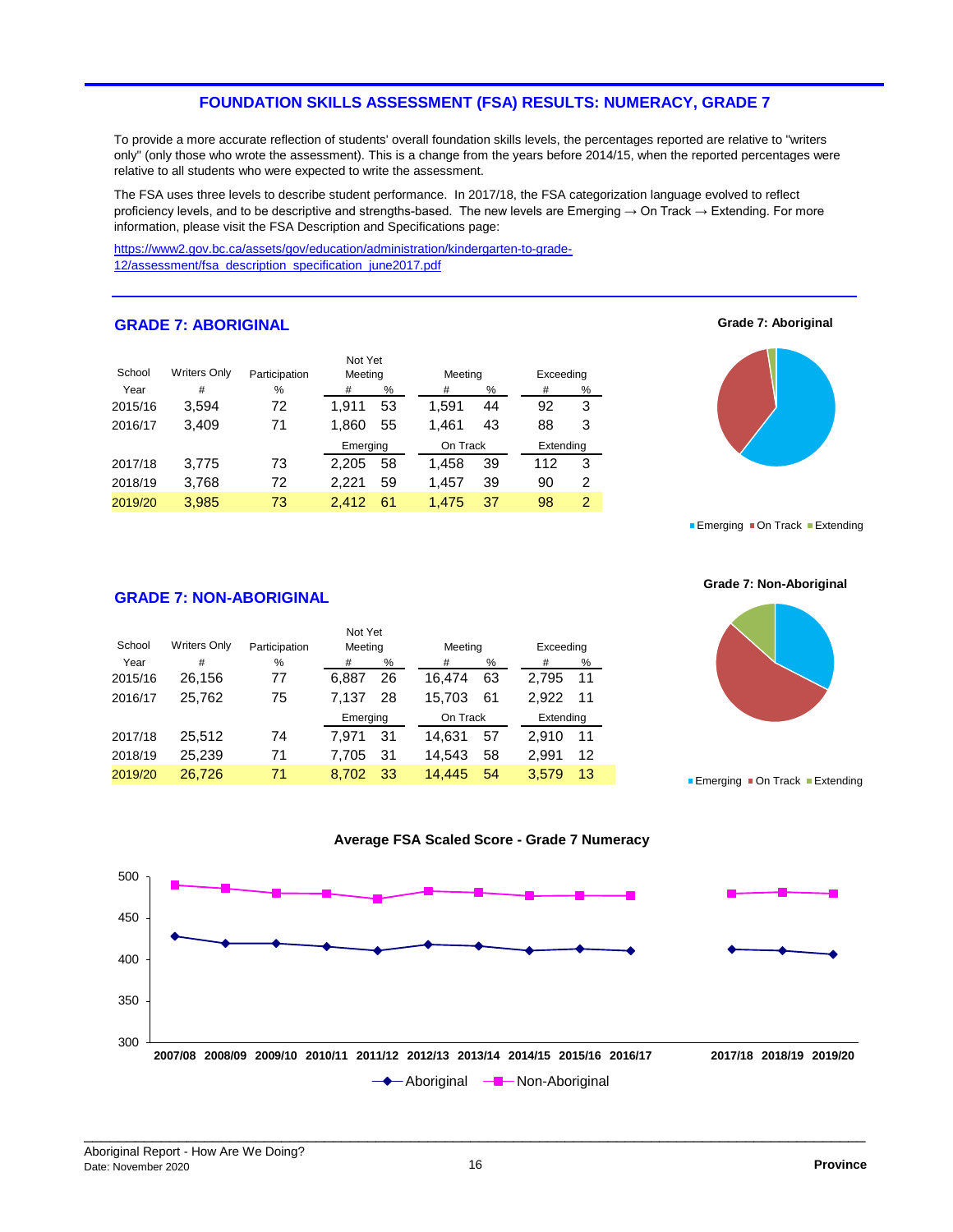## FOUNDATION SKILLS ASSESSMENT (FSA) RESULTS: NUMERACY, GRADE 7

To provide a more accurate reflection of students' overall foundation skills levels, the percentages reported are relative to "writers only" (only those who wrote the assessment). This is a change from the years before 2014/15, when the reported percentages were relative to all students who were expected to write the assessment.

The FSA uses three levels to describe student performance. In 2017/18, the FSA categorization language evolved to reflect proficiency levels, and to be descriptive and strengths-based. The new levels are Emerging → On Track → Extending. For more information, please visit the FSA Description and Specifications page:

https://www2.gov.bc.ca/assets/gov/education/administration/kindergarten-to-grade-12/assessment/fsa_description_specification_june2017.pdf

### GRADE 7: ABORIGINAL

| School Year | Writers Only # | Participation % | Not Yet Meeting # | Not Yet Meeting % | Meeting # | Meeting % | Exceeding # | Exceeding % |
|---|---|---|---|---|---|---|---|---|
| 2015/16 | 3,594 | 72 | 1,911 | 53 | 1,591 | 44 | 92 | 3 |
| 2016/17 | 3,409 | 71 | 1,860 | 55 | 1,461 | 43 | 88 | 3 |
| | | | **Emerging** | | **On Track** | | **Extending** | |
| 2017/18 | 3,775 | 73 | 2,205 | 58 | 1,458 | 39 | 112 | 3 |
| 2018/19 | 3,768 | 72 | 2,221 | 59 | 1,457 | 39 | 90 | 2 |
| 2019/20 | 3,985 | 73 | 2,412 | 61 | 1,475 | 37 | 98 | 2 |

**Grade 7: Aboriginal**

Emerging ■ On Track ■ Extending

### GRADE 7: NON-ABORIGINAL

| School Year | Writers Only # | Participation % | Not Yet Meeting # | Not Yet Meeting % | Meeting # | Meeting % | Exceeding # | Exceeding % |
|---|---|---|---|---|---|---|---|---|
| 2015/16 | 26,156 | 77 | 6,887 | 26 | 16,474 | 63 | 2,795 | 11 |
| 2016/17 | 25,762 | 75 | 7,137 | 28 | 15,703 | 61 | 2,922 | 11 |
| | | | **Emerging** | | **On Track** | | **Extending** | |
| 2017/18 | 25,512 | 74 | 7,971 | 31 | 14,631 | 57 | 2,910 | 11 |
| 2018/19 | 25,239 | 71 | 7,705 | 31 | 14,543 | 58 | 2,991 | 12 |
| 2019/20 | 26,726 | 71 | 8,702 | 33 | 14,445 | 54 | 3,579 | 13 |

**Grade 7: Non-Aboriginal**

Emerging ■ On Track ■ Extending

**Average FSA Scaled Score - Grade 7 Numeracy**

Years: 2007/08, 2008/09, 2009/10, 2010/11, 2011/12, 2012/13, 2013/14, 2014/15, 2015/16, 2016/17, 2017/18, 2018/19, 2019/20

Legend: Aboriginal, Non-Aboriginal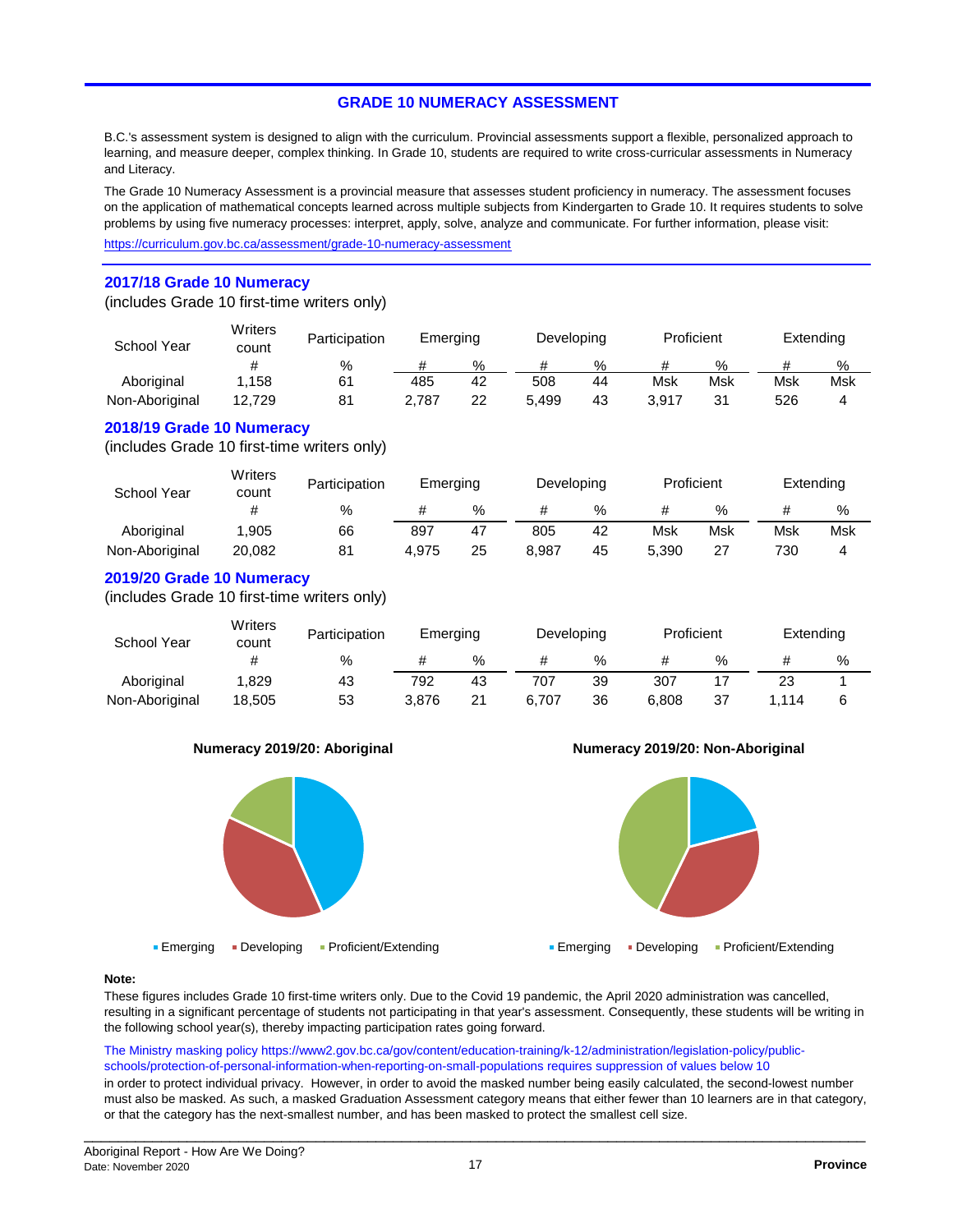## GRADE 10 NUMERACY ASSESSMENT

B.C.'s assessment system is designed to align with the curriculum. Provincial assessments support a flexible, personalized approach to learning, and measure deeper, complex thinking. In Grade 10, students are required to write cross-curricular assessments in Numeracy and Literacy.

The Grade 10 Numeracy Assessment is a provincial measure that assesses student proficiency in numeracy. The assessment focuses on the application of mathematical concepts learned across multiple subjects from Kindergarten to Grade 10. It requires students to solve problems by using five numeracy processes: interpret, apply, solve, analyze and communicate. For further information, please visit:

https://curriculum.gov.bc.ca/assessment/grade-10-numeracy-assessment

### 2017/18 Grade 10 Numeracy

(includes Grade 10 first-time writers only)

| School Year | Writers count | Participation | Emerging | | Developing | | Proficient | | Extending | |
|---|---|---|---|---|---|---|---|---|---|---|
| | # | % | # | % | # | % | # | % | # | % |
| Aboriginal | 1,158 | 61 | 485 | 42 | 508 | 44 | Msk | Msk | Msk | Msk |
| Non-Aboriginal | 12,729 | 81 | 2,787 | 22 | 5,499 | 43 | 3,917 | 31 | 526 | 4 |

### 2018/19 Grade 10 Numeracy

(includes Grade 10 first-time writers only)

| School Year | Writers count | Participation | Emerging | | Developing | | Proficient | | Extending | |
|---|---|---|---|---|---|---|---|---|---|---|
| | # | % | # | % | # | % | # | % | # | % |
| Aboriginal | 1,905 | 66 | 897 | 47 | 805 | 42 | Msk | Msk | Msk | Msk |
| Non-Aboriginal | 20,082 | 81 | 4,975 | 25 | 8,987 | 45 | 5,390 | 27 | 730 | 4 |

### 2019/20 Grade 10 Numeracy

(includes Grade 10 first-time writers only)

| School Year | Writers count | Participation | Emerging | | Developing | | Proficient | | Extending | |
|---|---|---|---|---|---|---|---|---|---|---|
| | # | % | # | % | # | % | # | % | # | % |
| Aboriginal | 1,829 | 43 | 792 | 43 | 707 | 39 | 307 | 17 | 23 | 1 |
| Non-Aboriginal | 18,505 | 53 | 3,876 | 21 | 6,707 | 36 | 6,808 | 37 | 1,114 | 6 |

**Numeracy 2019/20: Aboriginal**

Emerging · Developing · Proficient/Extending

**Numeracy 2019/20: Non-Aboriginal**

Emerging · Developing · Proficient/Extending

**Note:**

These figures includes Grade 10 first-time writers only. Due to the Covid 19 pandemic, the April 2020 administration was cancelled, resulting in a significant percentage of students not participating in that year's assessment. Consequently, these students will be writing in the following school year(s), thereby impacting participation rates going forward.

The Ministry masking policy https://www2.gov.bc.ca/gov/content/education-training/k-12/administration/legislation-policy/public-schools/protection-of-personal-information-when-reporting-on-small-populations requires suppression of values below 10 in order to protect individual privacy. However, in order to avoid the masked number being easily calculated, the second-lowest number must also be masked. As such, a masked Graduation Assessment category means that either fewer than 10 learners are in that category, or that the category has the next-smallest number, and has been masked to protect the smallest cell size.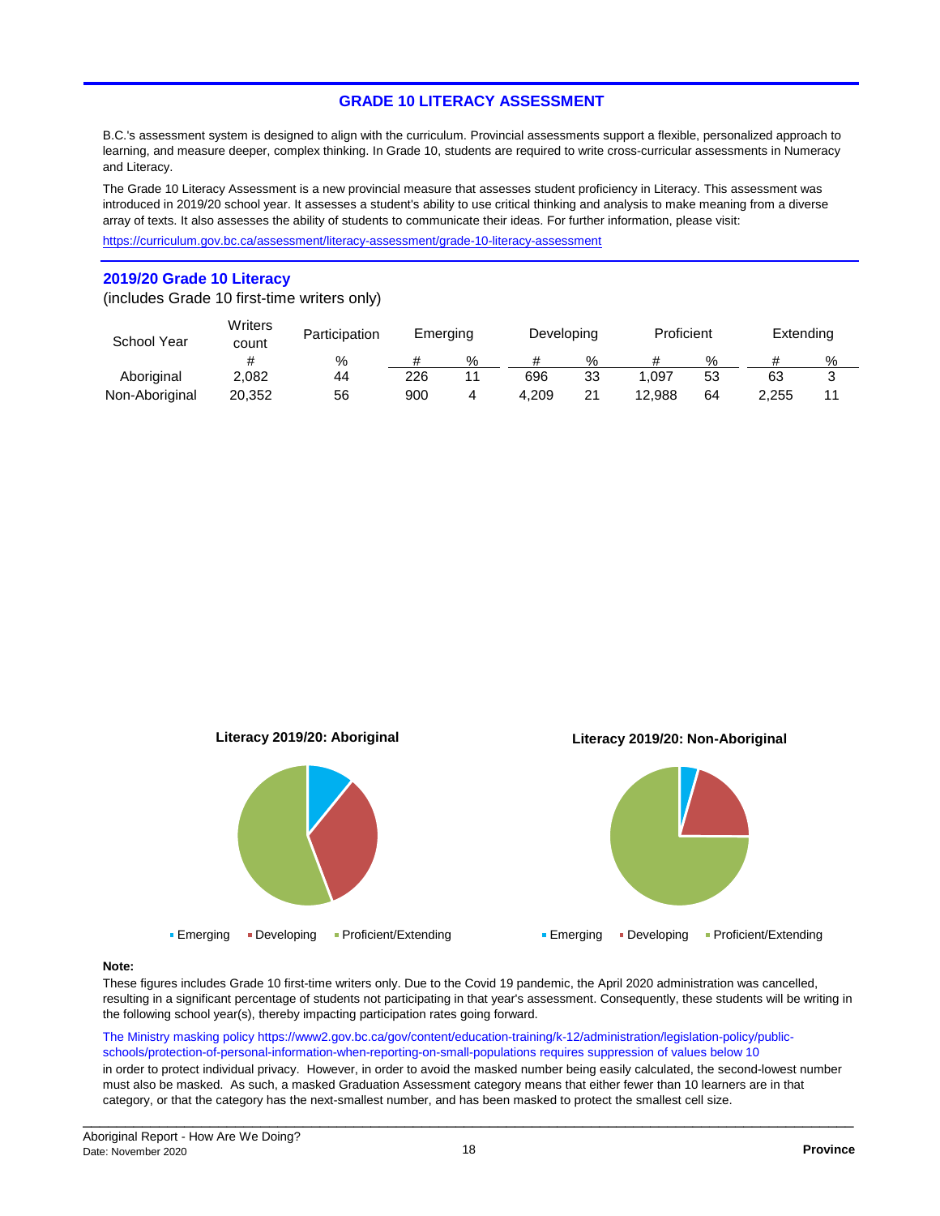## GRADE 10 LITERACY ASSESSMENT

B.C.'s assessment system is designed to align with the curriculum. Provincial assessments support a flexible, personalized approach to learning, and measure deeper, complex thinking. In Grade 10, students are required to write cross-curricular assessments in Numeracy and Literacy.

The Grade 10 Literacy Assessment is a new provincial measure that assesses student proficiency in Literacy. This assessment was introduced in 2019/20 school year. It assesses a student's ability to use critical thinking and analysis to make meaning from a diverse array of texts. It also assesses the ability of students to communicate their ideas. For further information, please visit:

https://curriculum.gov.bc.ca/assessment/literacy-assessment/grade-10-literacy-assessment

### 2019/20 Grade 10 Literacy

(includes Grade 10 first-time writers only)

| School Year | Writers count | Participation | Emerging | | Developing | | Proficient | | Extending | |
|---|---|---|---|---|---|---|---|---|---|---|
| | # | % | # | % | # | % | # | % | # | % |
| Aboriginal | 2,082 | 44 | 226 | 11 | 696 | 33 | 1,097 | 53 | 63 | 3 |
| Non-Aboriginal | 20,352 | 56 | 900 | 4 | 4,209 | 21 | 12,988 | 64 | 2,255 | 11 |

**Literacy 2019/20: Aboriginal**

Emerging ▪ Developing ▪ Proficient/Extending

**Literacy 2019/20: Non-Aboriginal**

Emerging ▪ Developing ▪ Proficient/Extending

**Note:**

These figures includes Grade 10 first-time writers only. Due to the Covid 19 pandemic, the April 2020 administration was cancelled, resulting in a significant percentage of students not participating in that year's assessment. Consequently, these students will be writing in the following school year(s), thereby impacting participation rates going forward.

The Ministry masking policy https://www2.gov.bc.ca/gov/content/education-training/k-12/administration/legislation-policy/public-schools/protection-of-personal-information-when-reporting-on-small-populations requires suppression of values below 10 in order to protect individual privacy. However, in order to avoid the masked number being easily calculated, the second-lowest number must also be masked. As such, a masked Graduation Assessment category means that either fewer than 10 learners are in that category, or that the category has the next-smallest number, and has been masked to protect the smallest cell size.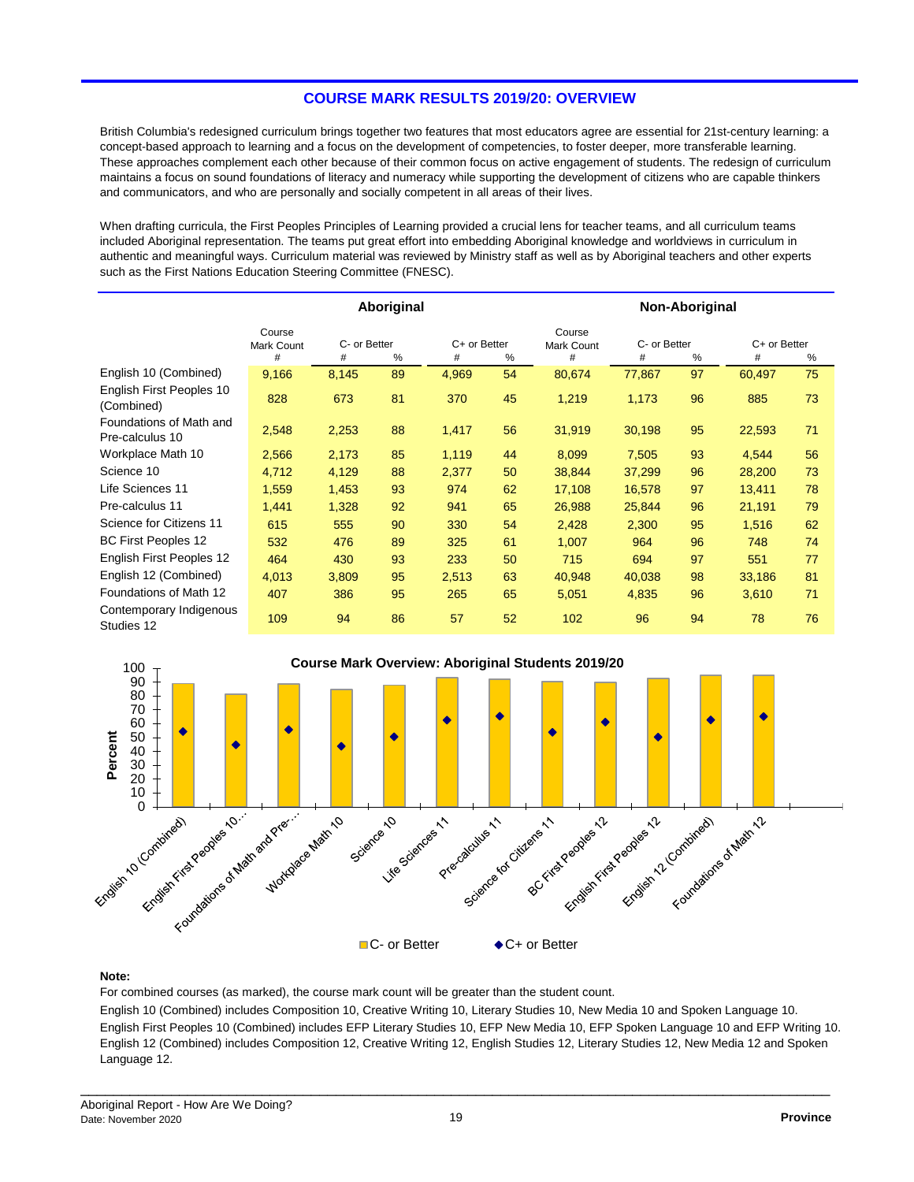## COURSE MARK RESULTS 2019/20: OVERVIEW

British Columbia's redesigned curriculum brings together two features that most educators agree are essential for 21st-century learning: a concept-based approach to learning and a focus on the development of competencies, to foster deeper, more transferable learning. These approaches complement each other because of their common focus on active engagement of students. The redesign of curriculum maintains a focus on sound foundations of literacy and numeracy while supporting the development of citizens who are capable thinkers and communicators, and who are personally and socially competent in all areas of their lives.

When drafting curricula, the First Peoples Principles of Learning provided a crucial lens for teacher teams, and all curriculum teams included Aboriginal representation. The teams put great effort into embedding Aboriginal knowledge and worldviews in curriculum in authentic and meaningful ways. Curriculum material was reviewed by Ministry staff as well as by Aboriginal teachers and other experts such as the First Nations Education Steering Committee (FNESC).

| | Aboriginal | | | | | Non-Aboriginal | | | | |
|---|---|---|---|---|---|---|---|---|---|---|
| | Course Mark Count | C- or Better | | C+ or Better | | Course Mark Count | C- or Better | | C+ or Better | |
| | # | # | % | # | % | # | # | % | # | % |
| English 10 (Combined) | 9,166 | 8,145 | 89 | 4,969 | 54 | 80,674 | 77,867 | 97 | 60,497 | 75 |
| English First Peoples 10 (Combined) | 828 | 673 | 81 | 370 | 45 | 1,219 | 1,173 | 96 | 885 | 73 |
| Foundations of Math and Pre-calculus 10 | 2,548 | 2,253 | 88 | 1,417 | 56 | 31,919 | 30,198 | 95 | 22,593 | 71 |
| Workplace Math 10 | 2,566 | 2,173 | 85 | 1,119 | 44 | 8,099 | 7,505 | 93 | 4,544 | 56 |
| Science 10 | 4,712 | 4,129 | 88 | 2,377 | 50 | 38,844 | 37,299 | 96 | 28,200 | 73 |
| Life Sciences 11 | 1,559 | 1,453 | 93 | 974 | 62 | 17,108 | 16,578 | 97 | 13,411 | 78 |
| Pre-calculus 11 | 1,441 | 1,328 | 92 | 941 | 65 | 26,988 | 25,844 | 96 | 21,191 | 79 |
| Science for Citizens 11 | 615 | 555 | 90 | 330 | 54 | 2,428 | 2,300 | 95 | 1,516 | 62 |
| BC First Peoples 12 | 532 | 476 | 89 | 325 | 61 | 1,007 | 964 | 96 | 748 | 74 |
| English First Peoples 12 | 464 | 430 | 93 | 233 | 50 | 715 | 694 | 97 | 551 | 77 |
| English 12 (Combined) | 4,013 | 3,809 | 95 | 2,513 | 63 | 40,948 | 40,038 | 98 | 33,186 | 81 |
| Foundations of Math 12 | 407 | 386 | 95 | 265 | 65 | 5,051 | 4,835 | 96 | 3,610 | 71 |
| Contemporary Indigenous Studies 12 | 109 | 94 | 86 | 57 | 52 | 102 | 96 | 94 | 78 | 76 |

**Course Mark Overview: Aboriginal Students 2019/20**

**Note:**

For combined courses (as marked), the course mark count will be greater than the student count.

English 10 (Combined) includes Composition 10, Creative Writing 10, Literary Studies 10, New Media 10 and Spoken Language 10.

English First Peoples 10 (Combined) includes EFP Literary Studies 10, EFP New Media 10, EFP Spoken Language 10 and EFP Writing 10.

English 12 (Combined) includes Composition 12, Creative Writing 12, English Studies 12, Literary Studies 12, New Media 12 and Spoken Language 12.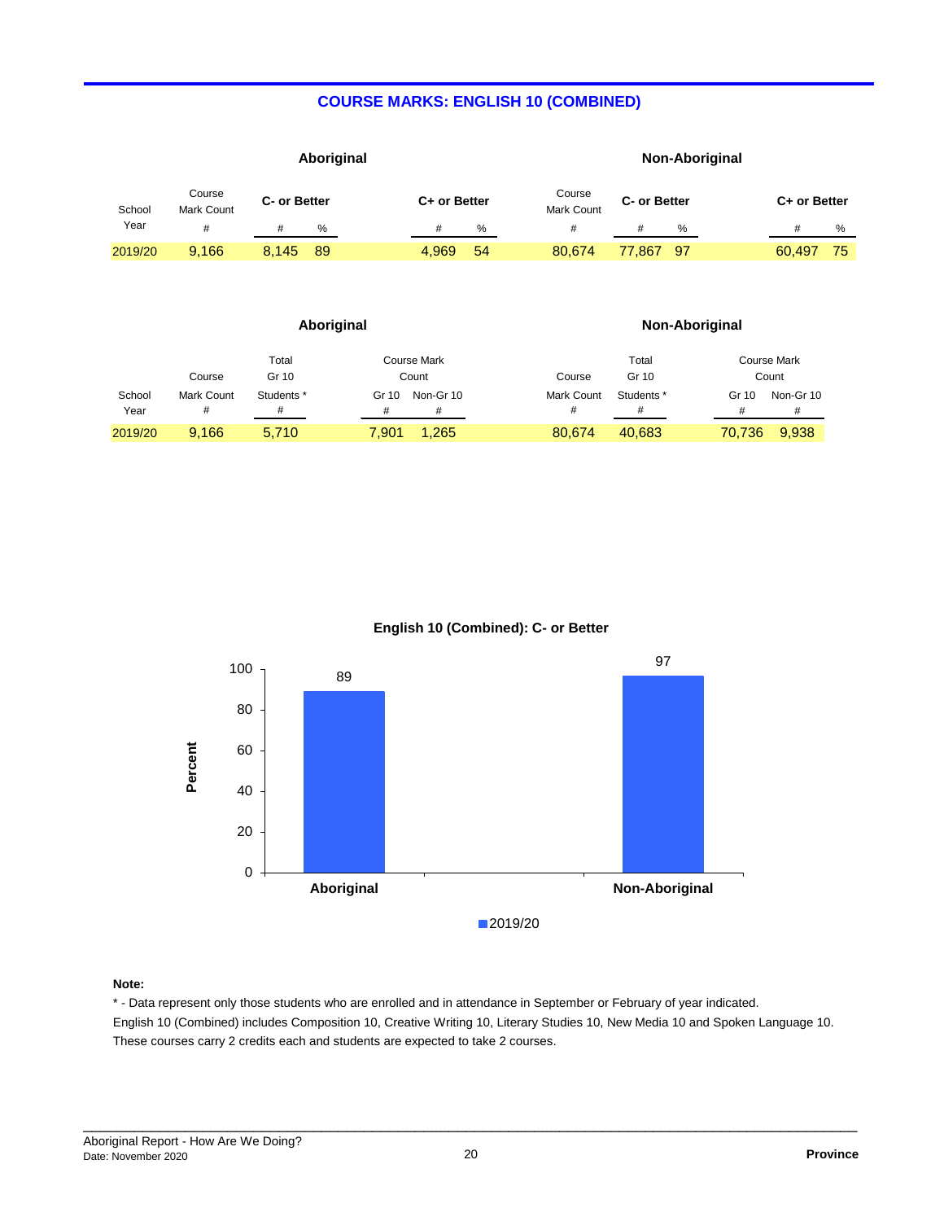## COURSE MARKS: ENGLISH 10 (COMBINED)

| School Year | Aboriginal Course Mark Count # | Aboriginal C- or Better # | Aboriginal C- or Better % | Aboriginal C+ or Better # | Aboriginal C+ or Better % | Non-Aboriginal Course Mark Count # | Non-Aboriginal C- or Better # | Non-Aboriginal C- or Better % | Non-Aboriginal C+ or Better # | Non-Aboriginal C+ or Better % |
|---|---|---|---|---|---|---|---|---|---|---|
| 2019/20 | 9,166 | 8,145 | 89 | 4,969 | 54 | 80,674 | 77,867 | 97 | 60,497 | 75 |

| School Year | Aboriginal Course Mark Count # | Aboriginal Total Gr 10 Students * # | Aboriginal Course Mark Count Gr 10 # | Aboriginal Course Mark Count Non-Gr 10 # | Non-Aboriginal Course Mark Count # | Non-Aboriginal Total Gr 10 Students * # | Non-Aboriginal Course Mark Count Gr 10 # | Non-Aboriginal Course Mark Count Non-Gr 10 # |
|---|---|---|---|---|---|---|---|---|
| 2019/20 | 9,166 | 5,710 | 7,901 | 1,265 | 80,674 | 40,683 | 70,736 | 9,938 |

### English 10 (Combined): C- or Better

| | Aboriginal | Non-Aboriginal |
|---|---|---|
| 2019/20 (Percent) | 89 | 97 |

**Note:**

\* - Data represent only those students who are enrolled and in attendance in September or February of year indicated.

English 10 (Combined) includes Composition 10, Creative Writing 10, Literary Studies 10, New Media 10 and Spoken Language 10. These courses carry 2 credits each and students are expected to take 2 courses.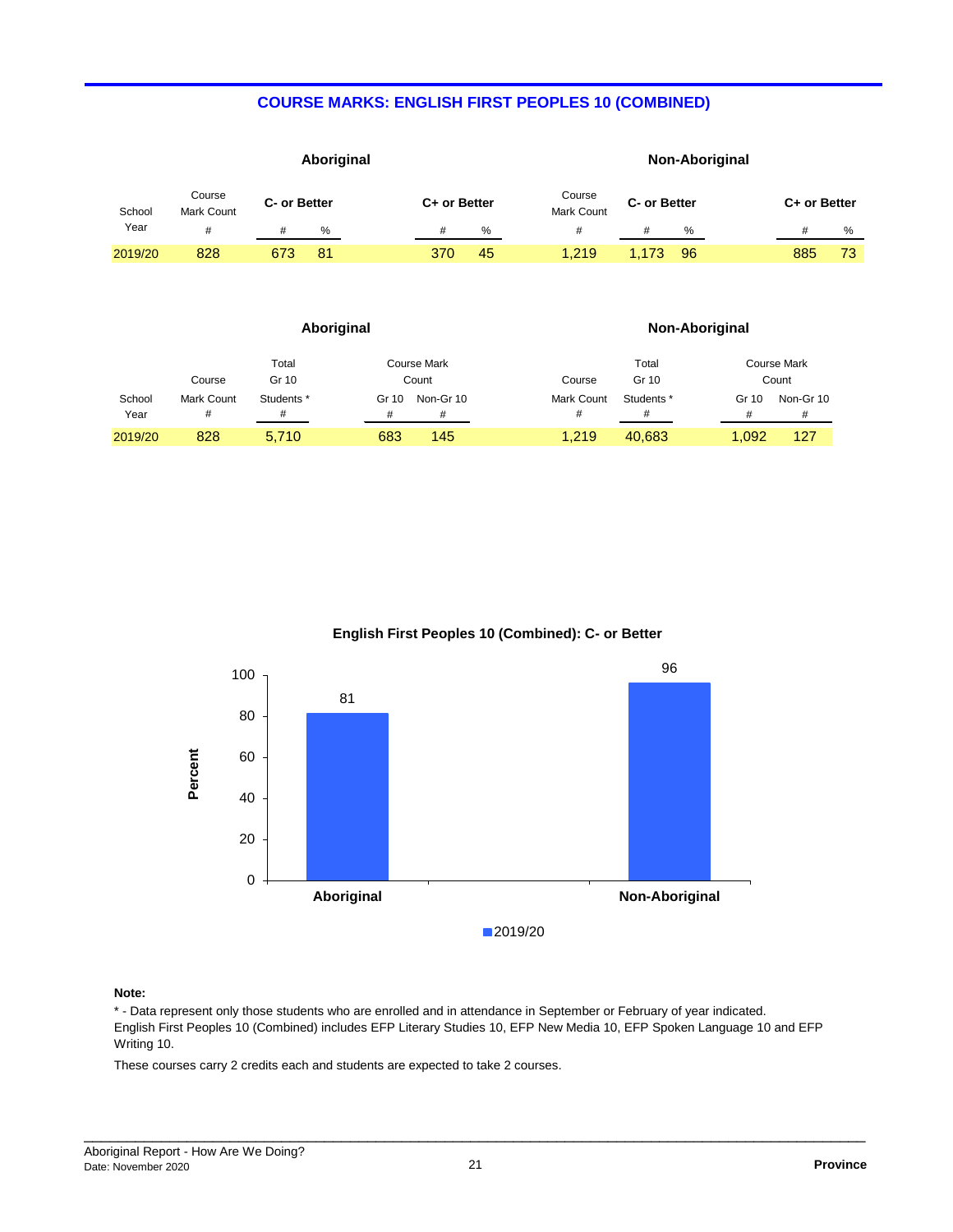## COURSE MARKS: ENGLISH FIRST PEOPLES 10 (COMBINED)

| | Aboriginal | | | | | Non-Aboriginal | | | | |
|---|---|---|---|---|---|---|---|---|---|---|
| School Year | Course Mark Count | C- or Better | | C+ or Better | | Course Mark Count | C- or Better | | C+ or Better | |
| | # | # | % | # | % | # | # | % | # | % |
| 2019/20 | 828 | 673 | 81 | 370 | 45 | 1,219 | 1,173 | 96 | 885 | 73 |

| | Aboriginal | | | | Non-Aboriginal | | | |
|---|---|---|---|---|---|---|---|---|
| School Year | Course Mark Count | Total Gr 10 Students * | Course Mark Count | | Course Mark Count | Total Gr 10 Students * | Course Mark Count | |
| | # | # | Gr 10 # | Non-Gr 10 # | # | # | Gr 10 # | Non-Gr 10 # |
| 2019/20 | 828 | 5,710 | 683 | 145 | 1,219 | 40,683 | 1,092 | 127 |

**English First Peoples 10 (Combined): C- or Better**

| | 2019/20 (Percent) |
|---|---|
| Aboriginal | 81 |
| Non-Aboriginal | 96 |

**Note:**

\* - Data represent only those students who are enrolled and in attendance in September or February of year indicated.
English First Peoples 10 (Combined) includes EFP Literary Studies 10, EFP New Media 10, EFP Spoken Language 10 and EFP Writing 10.

These courses carry 2 credits each and students are expected to take 2 courses.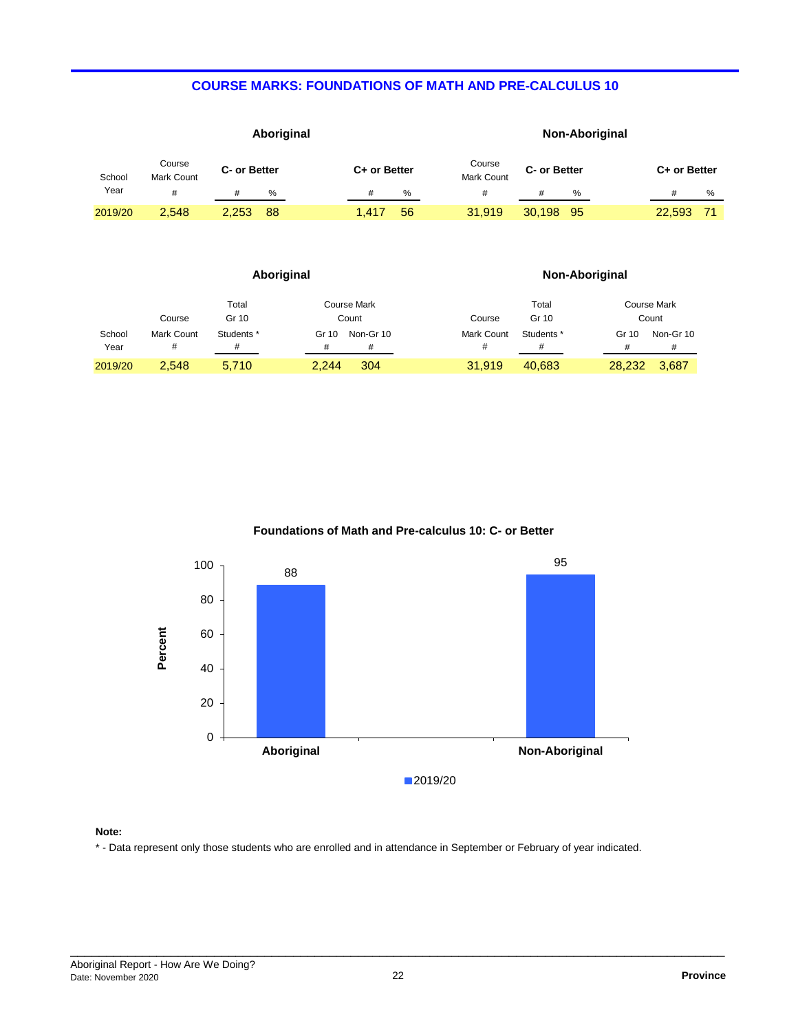## COURSE MARKS: FOUNDATIONS OF MATH AND PRE-CALCULUS 10

| | Aboriginal | | | | | Non-Aboriginal | | | | |
|---|---|---|---|---|---|---|---|---|---|---|
| School Year | Course Mark Count | C- or Better | | C+ or Better | | Course Mark Count | C- or Better | | C+ or Better | |
| | # | # | % | # | % | # | # | % | # | % |
| 2019/20 | 2,548 | 2,253 | 88 | 1,417 | 56 | 31,919 | 30,198 | 95 | 22,593 | 71 |

| | Aboriginal | | | | Non-Aboriginal | | | |
|---|---|---|---|---|---|---|---|---|
| School Year | Course Mark Count | Total Gr 10 Students * | Course Mark Count | | Course Mark Count | Total Gr 10 Students * | Course Mark Count | |
| | # | # | Gr 10 # | Non-Gr 10 # | # | # | Gr 10 # | Non-Gr 10 # |
| 2019/20 | 2,548 | 5,710 | 2,244 | 304 | 31,919 | 40,683 | 28,232 | 3,687 |

**Foundations of Math and Pre-calculus 10: C- or Better**

| | Aboriginal | Non-Aboriginal |
|---|---|---|
| 2019/20 (Percent) | 88 | 95 |

**Note:**

\* - Data represent only those students who are enrolled and in attendance in September or February of year indicated.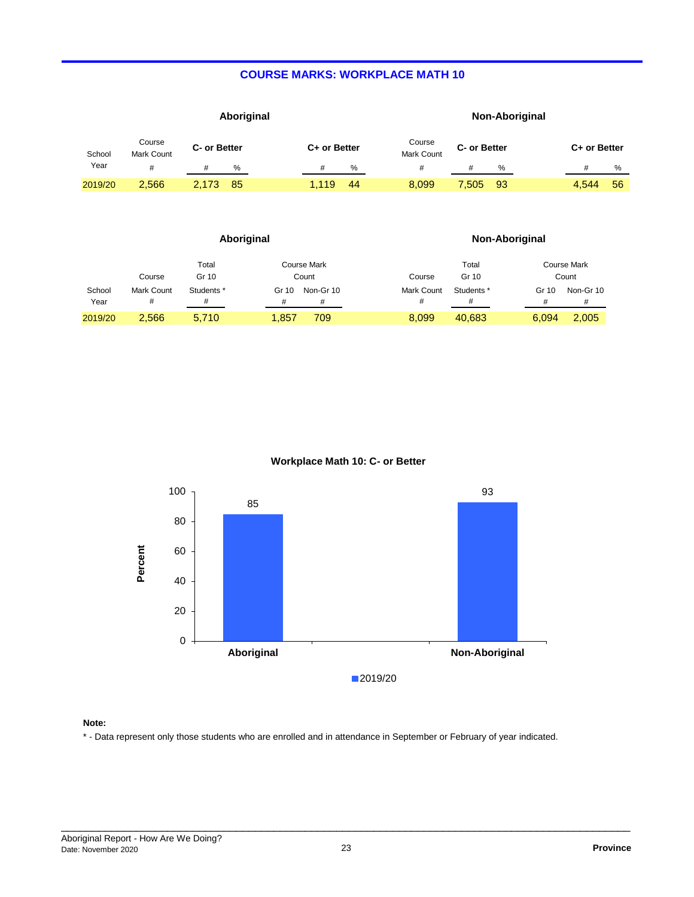## COURSE MARKS: WORKPLACE MATH 10

| School Year | Aboriginal Course Mark Count # | Aboriginal C- or Better # | Aboriginal C- or Better % | Aboriginal C+ or Better # | Aboriginal C+ or Better % | Non-Aboriginal Course Mark Count # | Non-Aboriginal C- or Better # | Non-Aboriginal C- or Better % | Non-Aboriginal C+ or Better # | Non-Aboriginal C+ or Better % |
|---|---|---|---|---|---|---|---|---|---|---|
| 2019/20 | 2,566 | 2,173 | 85 | 1,119 | 44 | 8,099 | 7,505 | 93 | 4,544 | 56 |

| School Year | Aboriginal Course Mark Count # | Aboriginal Total Gr 10 Students * # | Aboriginal Course Mark Count Gr 10 # | Aboriginal Course Mark Count Non-Gr 10 # | Non-Aboriginal Course Mark Count # | Non-Aboriginal Total Gr 10 Students * # | Non-Aboriginal Course Mark Count Gr 10 # | Non-Aboriginal Course Mark Count Non-Gr 10 # |
|---|---|---|---|---|---|---|---|---|
| 2019/20 | 2,566 | 5,710 | 1,857 | 709 | 8,099 | 40,683 | 6,094 | 2,005 |

### Workplace Math 10: C- or Better

| | Aboriginal | Non-Aboriginal |
|---|---|---|
| 2019/20 (Percent) | 85 | 93 |

**Note:**

\* - Data represent only those students who are enrolled and in attendance in September or February of year indicated.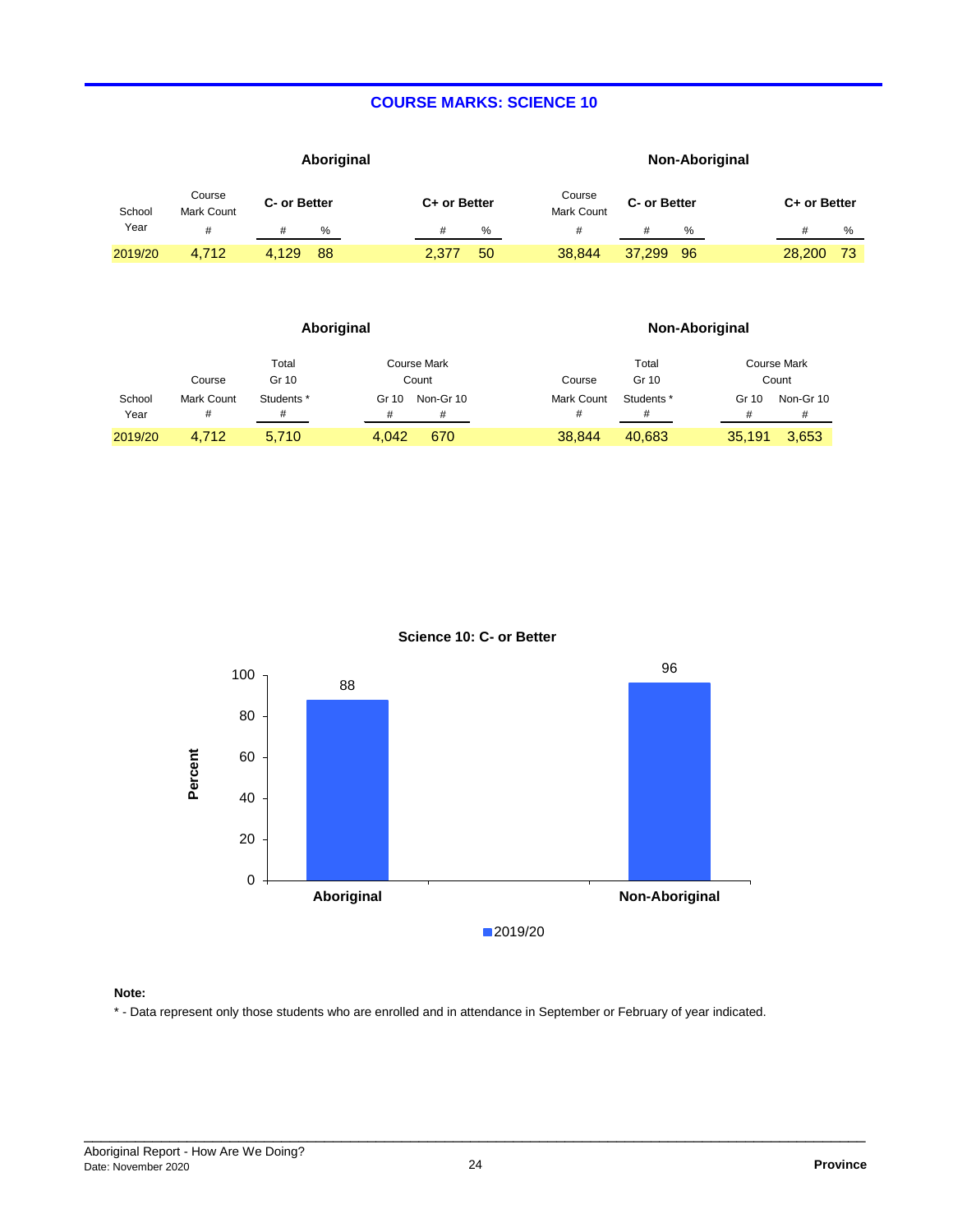# COURSE MARKS: SCIENCE 10

| | Aboriginal | | | | | Non-Aboriginal | | | | |
|---|---|---|---|---|---|---|---|---|---|---|
| School Year | Course Mark Count | C- or Better | | C+ or Better | | Course Mark Count | C- or Better | | C+ or Better | |
| | # | # | % | # | % | # | # | % | # | % |
| 2019/20 | 4,712 | 4,129 | 88 | 2,377 | 50 | 38,844 | 37,299 | 96 | 28,200 | 73 |

| | Aboriginal | | | | Non-Aboriginal | | | |
|---|---|---|---|---|---|---|---|---|
| School Year | Course Mark Count | Total Gr 10 Students * | Course Mark Count | | Course Mark Count | Total Gr 10 Students * | Course Mark Count | |
| | | | Gr 10 | Non-Gr 10 | | | Gr 10 | Non-Gr 10 |
| | # | # | # | # | # | # | # | # |
| 2019/20 | 4,712 | 5,710 | 4,042 | 670 | 38,844 | 40,683 | 35,191 | 3,653 |

**Science 10: C- or Better**

| | 2019/20 (Percent) |
|---|---|
| Aboriginal | 88 |
| Non-Aboriginal | 96 |

**Note:**

\* - Data represent only those students who are enrolled and in attendance in September or February of year indicated.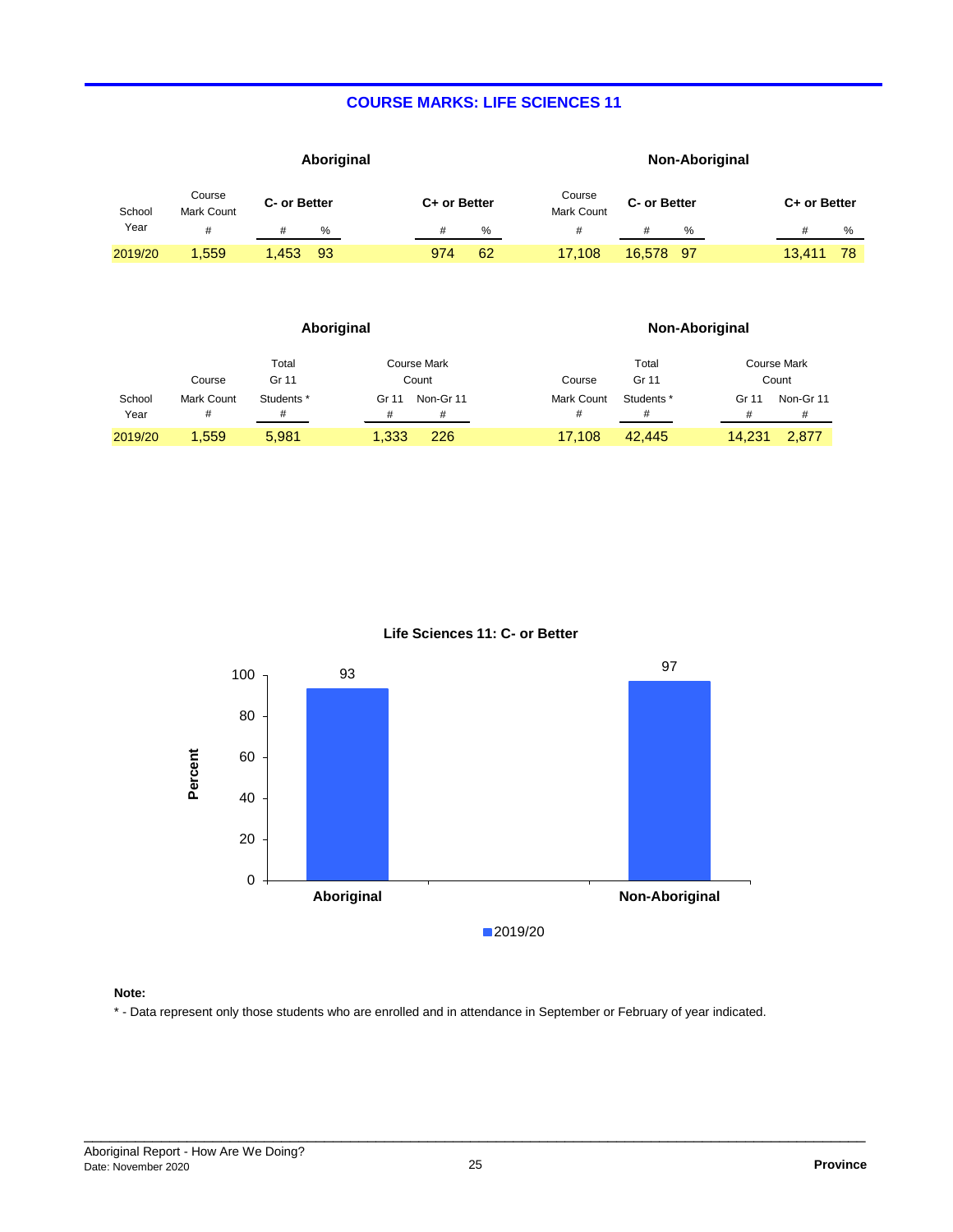## COURSE MARKS: LIFE SCIENCES 11

| School Year | Aboriginal Course Mark Count # | Aboriginal C- or Better # | Aboriginal C- or Better % | Aboriginal C+ or Better # | Aboriginal C+ or Better % | Non-Aboriginal Course Mark Count # | Non-Aboriginal C- or Better # | Non-Aboriginal C- or Better % | Non-Aboriginal C+ or Better # | Non-Aboriginal C+ or Better % |
|---|---|---|---|---|---|---|---|---|---|---|
| 2019/20 | 1,559 | 1,453 | 93 | 974 | 62 | 17,108 | 16,578 | 97 | 13,411 | 78 |

| School Year | Aboriginal Course Mark Count # | Aboriginal Total Gr 11 Students * # | Aboriginal Course Mark Count Gr 11 # | Aboriginal Course Mark Count Non-Gr 11 # | Non-Aboriginal Course Mark Count # | Non-Aboriginal Total Gr 11 Students * # | Non-Aboriginal Course Mark Count Gr 11 # | Non-Aboriginal Course Mark Count Non-Gr 11 # |
|---|---|---|---|---|---|---|---|---|
| 2019/20 | 1,559 | 5,981 | 1,333 | 226 | 17,108 | 42,445 | 14,231 | 2,877 |

**Life Sciences 11: C- or Better**

| | Aboriginal | Non-Aboriginal |
|---|---|---|
| 2019/20 (Percent) | 93 | 97 |

**Note:**

* - Data represent only those students who are enrolled and in attendance in September or February of year indicated.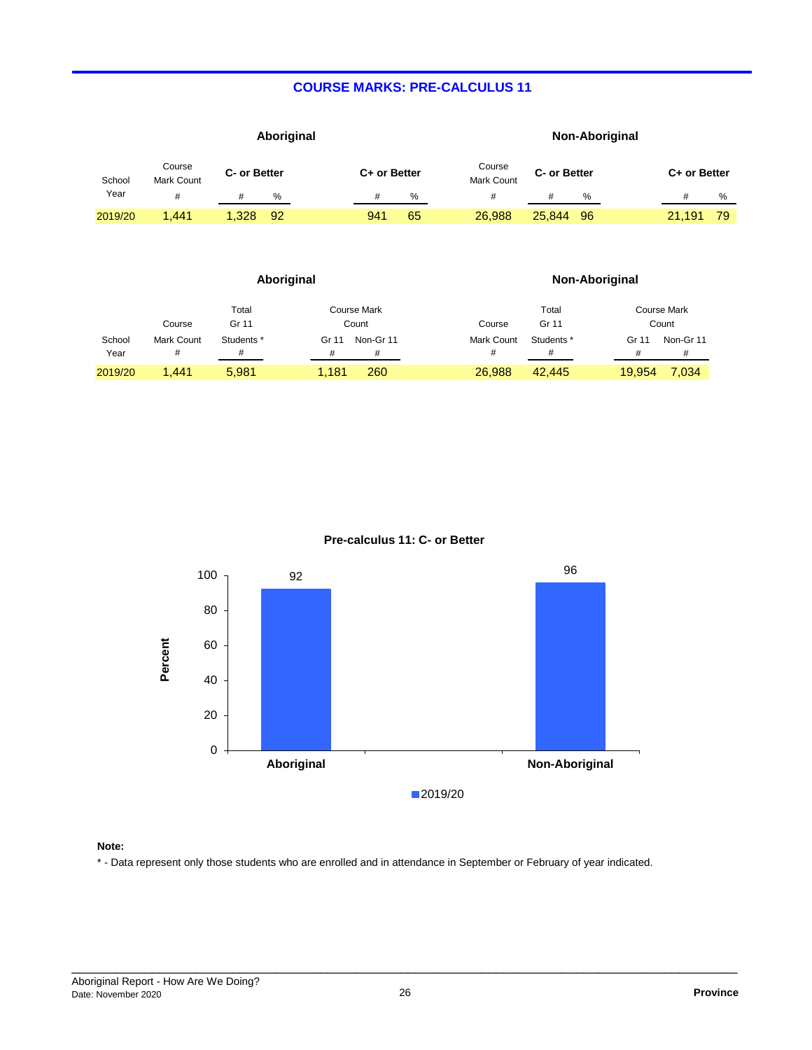## COURSE MARKS: PRE-CALCULUS 11

| | Aboriginal | | | | | Non-Aboriginal | | | | |
|---|---|---|---|---|---|---|---|---|---|---|
| School Year | Course Mark Count # | C- or Better # | C- or Better % | C+ or Better # | C+ or Better % | Course Mark Count # | C- or Better # | C- or Better % | C+ or Better # | C+ or Better % |
| 2019/20 | 1,441 | 1,328 | 92 | 941 | 65 | 26,988 | 25,844 | 96 | 21,191 | 79 |

| | Aboriginal | | | | Non-Aboriginal | | | |
|---|---|---|---|---|---|---|---|---|
| School Year | Course Mark Count # | Total Gr 11 Students * # | Course Mark Count Gr 11 # | Course Mark Count Non-Gr 11 # | Course Mark Count # | Total Gr 11 Students * # | Course Mark Count Gr 11 # | Course Mark Count Non-Gr 11 # |
| 2019/20 | 1,441 | 5,981 | 1,181 | 260 | 26,988 | 42,445 | 19,954 | 7,034 |

**Pre-calculus 11: C- or Better**

| | Aboriginal | Non-Aboriginal |
|---|---|---|
| 2019/20 (Percent) | 92 | 96 |

**Note:**

* - Data represent only those students who are enrolled and in attendance in September or February of year indicated.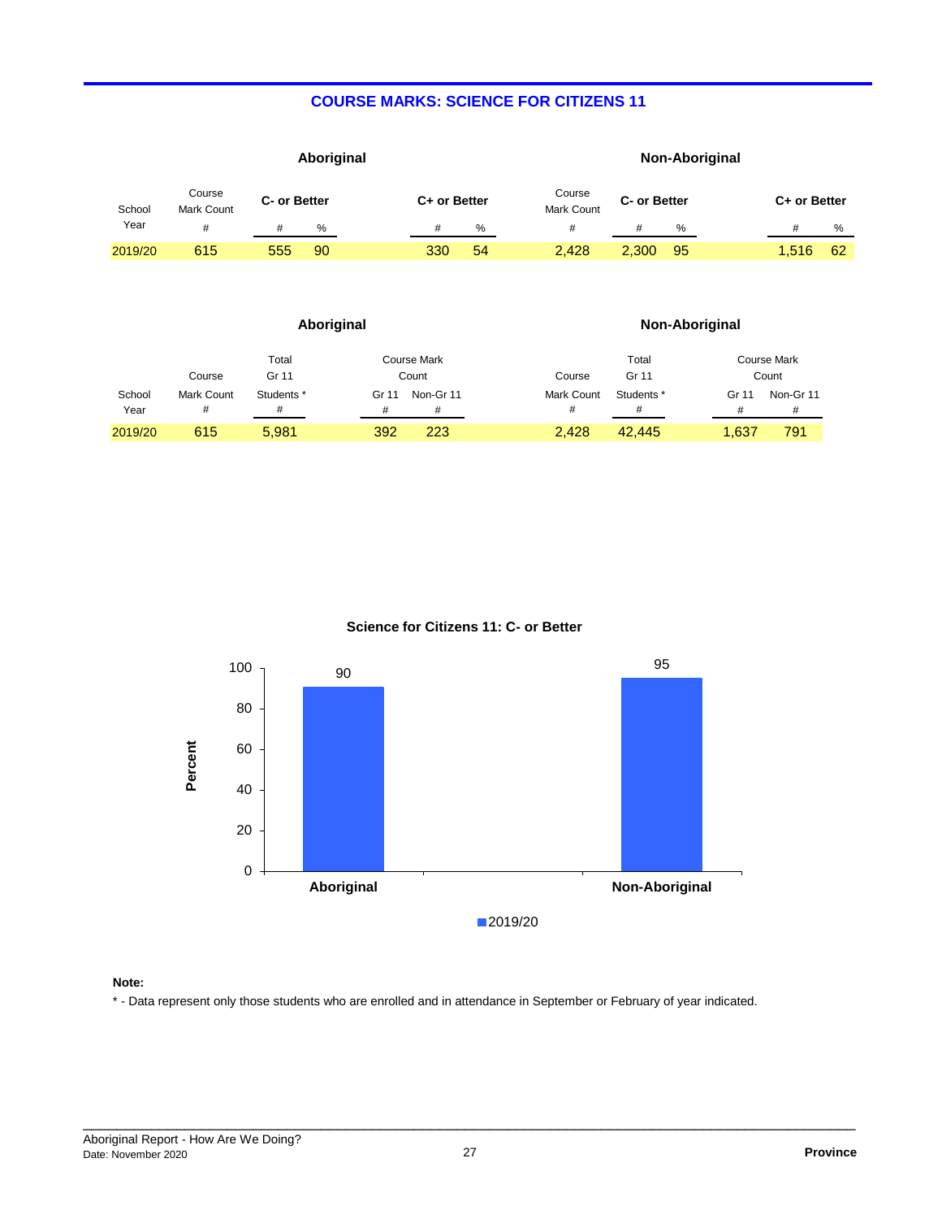## COURSE MARKS: SCIENCE FOR CITIZENS 11

| School Year | Aboriginal Course Mark Count # | Aboriginal C- or Better # | Aboriginal C- or Better % | Aboriginal C+ or Better # | Aboriginal C+ or Better % | Non-Aboriginal Course Mark Count # | Non-Aboriginal C- or Better # | Non-Aboriginal C- or Better % | Non-Aboriginal C+ or Better # | Non-Aboriginal C+ or Better % |
|---|---|---|---|---|---|---|---|---|---|---|
| 2019/20 | 615 | 555 | 90 | 330 | 54 | 2,428 | 2,300 | 95 | 1,516 | 62 |

| School Year | Aboriginal Course Mark Count # | Aboriginal Total Gr 11 Students * # | Aboriginal Course Mark Count Gr 11 # | Aboriginal Course Mark Count Non-Gr 11 # | Non-Aboriginal Course Mark Count # | Non-Aboriginal Total Gr 11 Students * # | Non-Aboriginal Course Mark Count Gr 11 # | Non-Aboriginal Course Mark Count Non-Gr 11 # |
|---|---|---|---|---|---|---|---|---|
| 2019/20 | 615 | 5,981 | 392 | 223 | 2,428 | 42,445 | 1,637 | 791 |

**Science for Citizens 11: C- or Better**

| | Aboriginal | Non-Aboriginal |
|---|---|---|
| 2019/20 (Percent) | 90 | 95 |

**Note:**

* - Data represent only those students who are enrolled and in attendance in September or February of year indicated.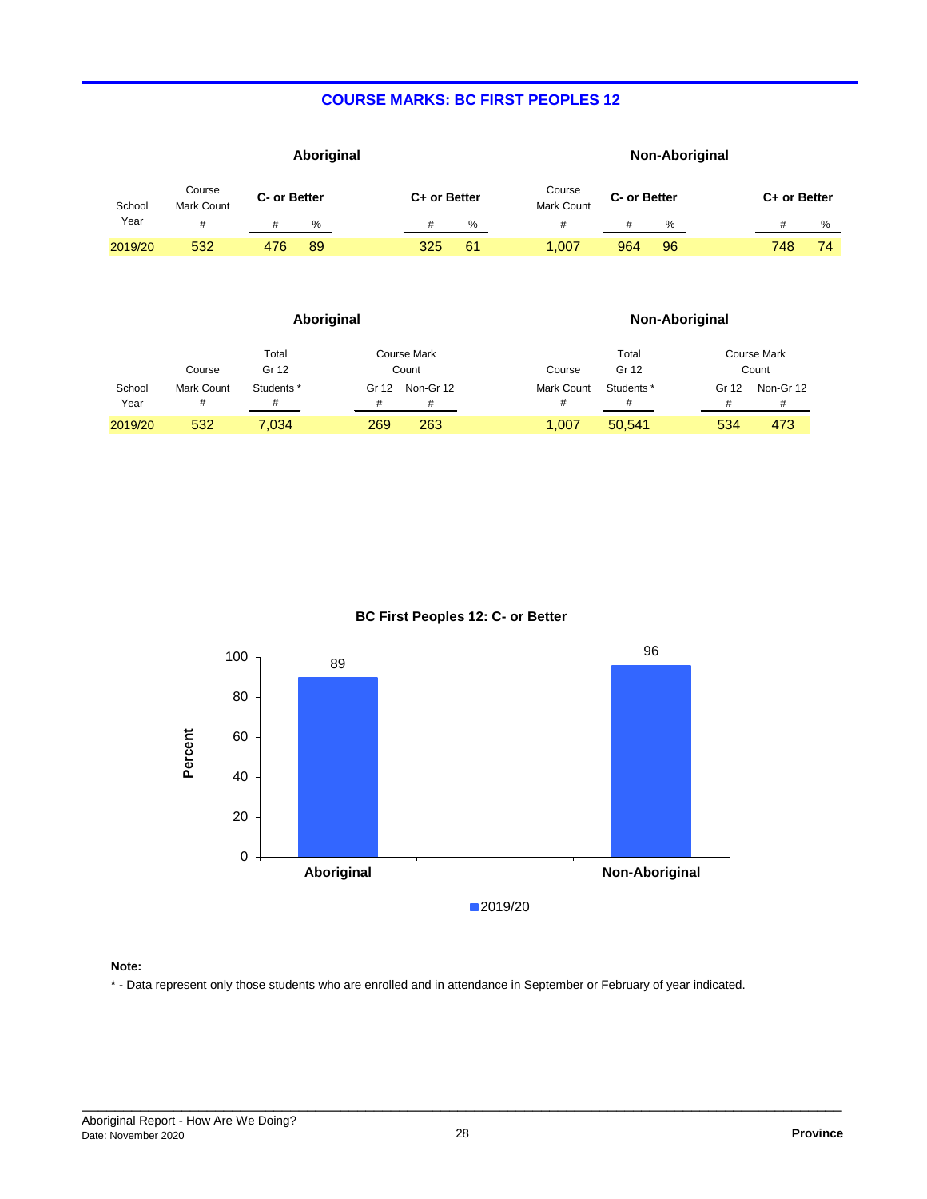## COURSE MARKS: BC FIRST PEOPLES 12

| | Aboriginal | | | | | Non-Aboriginal | | | | |
|---|---|---|---|---|---|---|---|---|---|---|
| School Year | Course Mark Count | C- or Better | | C+ or Better | | Course Mark Count | C- or Better | | C+ or Better | |
| | # | # | % | # | % | # | # | % | # | % |
| 2019/20 | 532 | 476 | 89 | 325 | 61 | 1,007 | 964 | 96 | 748 | 74 |

| | Aboriginal | | | | Non-Aboriginal | | | |
|---|---|---|---|---|---|---|---|---|
| School Year | Course Mark Count | Total Gr 12 Students * | Course Mark Count | | Course Mark Count | Total Gr 12 Students * | Course Mark Count | |
| | | | Gr 12 | Non-Gr 12 | | | Gr 12 | Non-Gr 12 |
| | # | # | # | # | # | # | # | # |
| 2019/20 | 532 | 7,034 | 269 | 263 | 1,007 | 50,541 | 534 | 473 |

### BC First Peoples 12: C- or Better

| | 2019/20 (Percent) |
|---|---|
| Aboriginal | 89 |
| Non-Aboriginal | 96 |

**Note:**

* - Data represent only those students who are enrolled and in attendance in September or February of year indicated.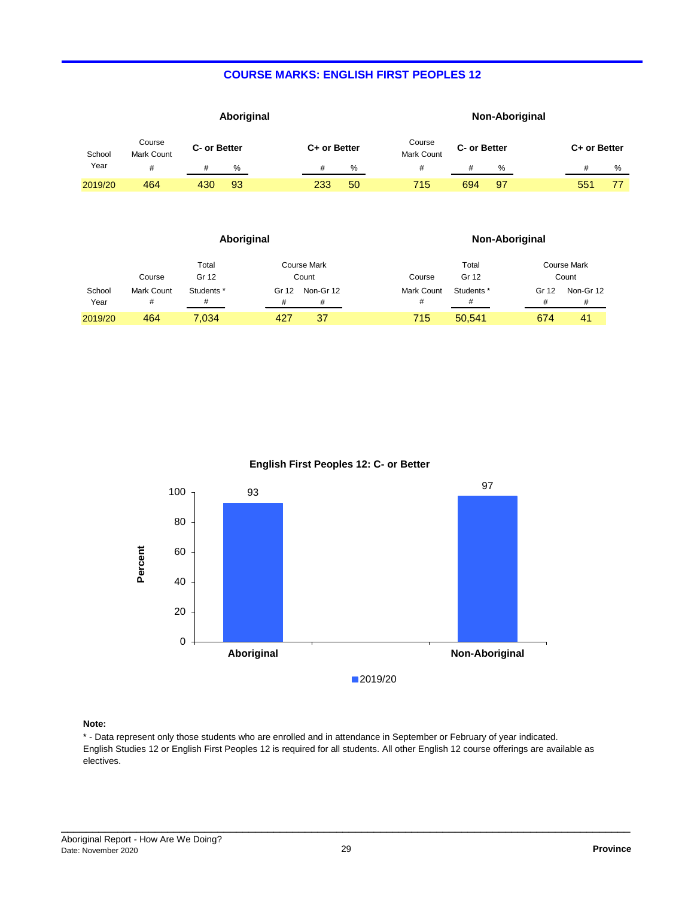## COURSE MARKS: ENGLISH FIRST PEOPLES 12

| | Aboriginal | | | | | Non-Aboriginal | | | | |
|---|---|---|---|---|---|---|---|---|---|---|
| | Course Mark Count | C- or Better | | C+ or Better | | Course Mark Count | C- or Better | | C+ or Better | |
| School Year | # | # | % | # | % | # | # | % | # | % |
| 2019/20 | 464 | 430 | 93 | 233 | 50 | 715 | 694 | 97 | 551 | 77 |

| | Aboriginal | | | | Non-Aboriginal | | | |
|---|---|---|---|---|---|---|---|---|
| | Course Mark Count | Total Gr 12 Students * | Course Mark Count | | Course Mark Count | Total Gr 12 Students * | Course Mark Count | |
| School Year | # | # | Gr 12 # | Non-Gr 12 # | # | # | Gr 12 # | Non-Gr 12 # |
| 2019/20 | 464 | 7,034 | 427 | 37 | 715 | 50,541 | 674 | 41 |

**English First Peoples 12: C- or Better**

| | Aboriginal | Non-Aboriginal |
|---|---|---|
| 2019/20 (Percent) | 93 | 97 |

**Note:**

* - Data represent only those students who are enrolled and in attendance in September or February of year indicated.
English Studies 12 or English First Peoples 12 is required for all students. All other English 12 course offerings are available as electives.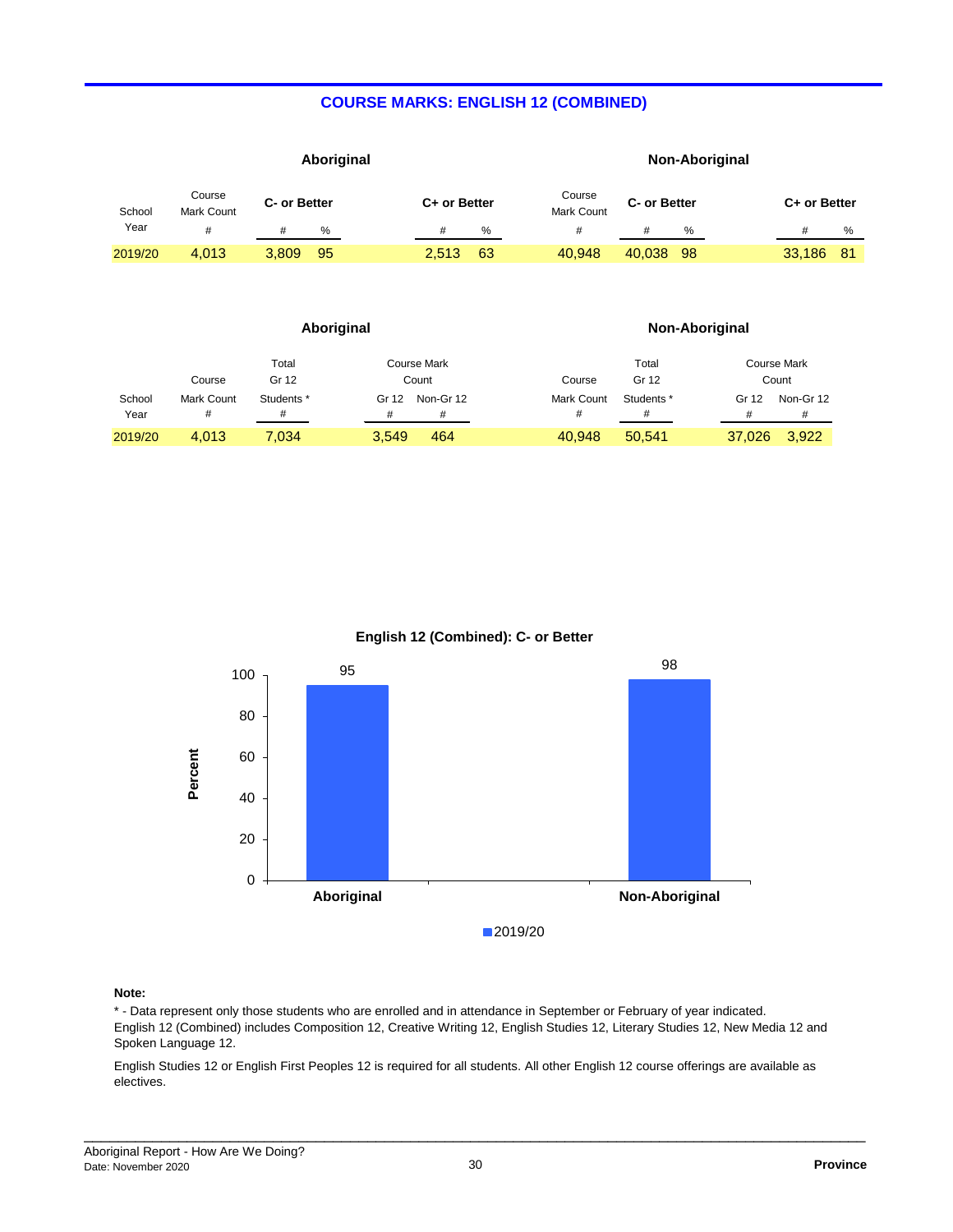## COURSE MARKS: ENGLISH 12 (COMBINED)

| School Year | Aboriginal Course Mark Count # | Aboriginal C- or Better # | Aboriginal C- or Better % | Aboriginal C+ or Better # | Aboriginal C+ or Better % | Non-Aboriginal Course Mark Count # | Non-Aboriginal C- or Better # | Non-Aboriginal C- or Better % | Non-Aboriginal C+ or Better # | Non-Aboriginal C+ or Better % |
|---|---|---|---|---|---|---|---|---|---|---|
| 2019/20 | 4,013 | 3,809 | 95 | 2,513 | 63 | 40,948 | 40,038 | 98 | 33,186 | 81 |

| School Year | Aboriginal Course Mark Count # | Aboriginal Total Gr 12 Students * # | Aboriginal Course Mark Count Gr 12 # | Aboriginal Course Mark Count Non-Gr 12 # | Non-Aboriginal Course Mark Count # | Non-Aboriginal Total Gr 12 Students * # | Non-Aboriginal Course Mark Count Gr 12 # | Non-Aboriginal Course Mark Count Non-Gr 12 # |
|---|---|---|---|---|---|---|---|---|
| 2019/20 | 4,013 | 7,034 | 3,549 | 464 | 40,948 | 50,541 | 37,026 | 3,922 |

**English 12 (Combined): C- or Better**

| | Aboriginal | Non-Aboriginal |
|---|---|---|
| 2019/20 (Percent) | 95 | 98 |

**Note:**

\* - Data represent only those students who are enrolled and in attendance in September or February of year indicated.
English 12 (Combined) includes Composition 12, Creative Writing 12, English Studies 12, Literary Studies 12, New Media 12 and Spoken Language 12.

English Studies 12 or English First Peoples 12 is required for all students. All other English 12 course offerings are available as electives.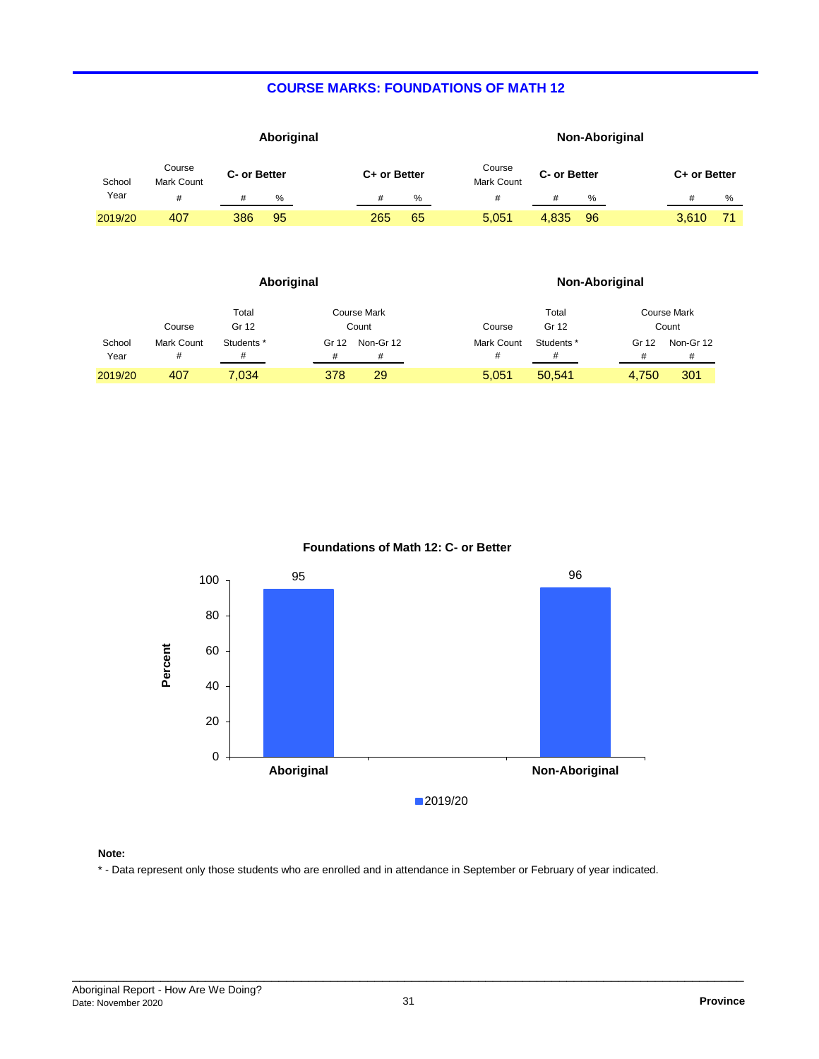## COURSE MARKS: FOUNDATIONS OF MATH 12

| School Year | Aboriginal: Course Mark Count # | Aboriginal: C- or Better # | Aboriginal: C- or Better % | Aboriginal: C+ or Better # | Aboriginal: C+ or Better % | Non-Aboriginal: Course Mark Count # | Non-Aboriginal: C- or Better # | Non-Aboriginal: C- or Better % | Non-Aboriginal: C+ or Better # | Non-Aboriginal: C+ or Better % |
|---|---|---|---|---|---|---|---|---|---|---|
| 2019/20 | 407 | 386 | 95 | 265 | 65 | 5,051 | 4,835 | 96 | 3,610 | 71 |

| School Year | Aboriginal: Course Mark Count # | Aboriginal: Total Gr 12 Students * # | Aboriginal: Course Mark Count Gr 12 # | Aboriginal: Course Mark Count Non-Gr 12 # | Non-Aboriginal: Course Mark Count # | Non-Aboriginal: Total Gr 12 Students * # | Non-Aboriginal: Course Mark Count Gr 12 # | Non-Aboriginal: Course Mark Count Non-Gr 12 # |
|---|---|---|---|---|---|---|---|---|
| 2019/20 | 407 | 7,034 | 378 | 29 | 5,051 | 50,541 | 4,750 | 301 |

### Foundations of Math 12: C- or Better

| | Aboriginal | Non-Aboriginal |
|---|---|---|
| 2019/20 (Percent) | 95 | 96 |

**Note:**

* - Data represent only those students who are enrolled and in attendance in September or February of year indicated.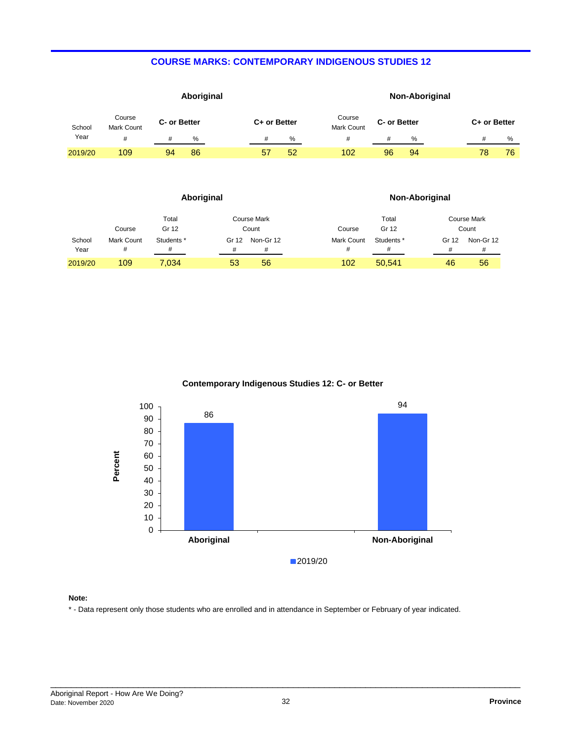## COURSE MARKS: CONTEMPORARY INDIGENOUS STUDIES 12

| | Aboriginal | | | | | Non-Aboriginal | | | | |
|---|---|---|---|---|---|---|---|---|---|---|
| School Year | Course Mark Count # | C- or Better # | C- or Better % | C+ or Better # | C+ or Better % | Course Mark Count # | C- or Better # | C- or Better % | C+ or Better # | C+ or Better % |
| 2019/20 | 109 | 94 | 86 | 57 | 52 | 102 | 96 | 94 | 78 | 76 |

| | Aboriginal | | | | Non-Aboriginal | | | |
|---|---|---|---|---|---|---|---|---|
| School Year | Course Mark Count # | Total Gr 12 Students * # | Course Mark Count Gr 12 # | Course Mark Count Non-Gr 12 # | Course Mark Count # | Total Gr 12 Students * # | Course Mark Count Gr 12 # | Course Mark Count Non-Gr 12 # |
| 2019/20 | 109 | 7,034 | 53 | 56 | 102 | 50,541 | 46 | 56 |

**Contemporary Indigenous Studies 12: C- or Better**

| | Aboriginal | Non-Aboriginal |
|---|---|---|
| 2019/20 (Percent) | 86 | 94 |

**Note:**

* - Data represent only those students who are enrolled and in attendance in September or February of year indicated.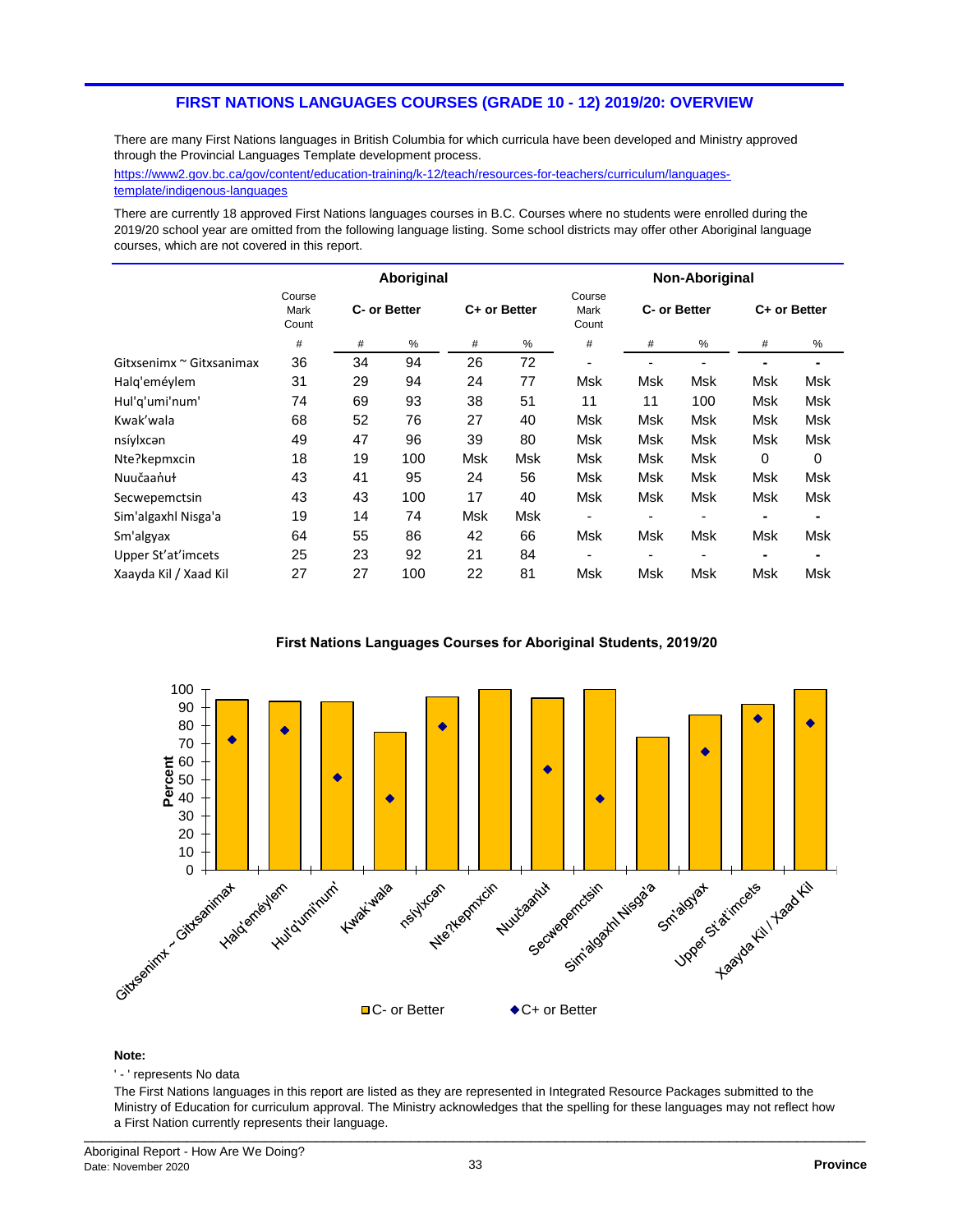## FIRST NATIONS LANGUAGES COURSES (GRADE 10 - 12) 2019/20: OVERVIEW

There are many First Nations languages in British Columbia for which curricula have been developed and Ministry approved through the Provincial Languages Template development process.

https://www2.gov.bc.ca/gov/content/education-training/k-12/teach/resources-for-teachers/curriculum/languages-template/indigenous-languages

There are currently 18 approved First Nations languages courses in B.C. Courses where no students were enrolled during the 2019/20 school year are omitted from the following language listing. Some school districts may offer other Aboriginal language courses, which are not covered in this report.

| | Aboriginal | | | | | Non-Aboriginal | | | | |
|---|---|---|---|---|---|---|---|---|---|---|
| | Course Mark Count | C- or Better | | C+ or Better | | Course Mark Count | C- or Better | | C+ or Better | |
| | # | # | % | # | % | # | # | % | # | % |
| Gitxsenimx ~ Gitxsanimax | 36 | 34 | 94 | 26 | 72 | - | - | - | - | - |
| Halq'eméylem | 31 | 29 | 94 | 24 | 77 | Msk | Msk | Msk | Msk | Msk |
| Hul'q'umi'num' | 74 | 69 | 93 | 38 | 51 | 11 | 11 | 100 | Msk | Msk |
| Kwak'wala | 68 | 52 | 76 | 27 | 40 | Msk | Msk | Msk | Msk | Msk |
| nsíylxcən | 49 | 47 | 96 | 39 | 80 | Msk | Msk | Msk | Msk | Msk |
| Nte?kepmxcin | 18 | 19 | 100 | Msk | Msk | Msk | Msk | Msk | 0 | 0 |
| Nuučaan̓uł | 43 | 41 | 95 | 24 | 56 | Msk | Msk | Msk | Msk | Msk |
| Secwepemctsin | 43 | 43 | 100 | 17 | 40 | Msk | Msk | Msk | Msk | Msk |
| Sim'algaxhl Nisga'a | 19 | 14 | 74 | Msk | Msk | - | - | - | - | - |
| Sm'algyax | 64 | 55 | 86 | 42 | 66 | Msk | Msk | Msk | Msk | Msk |
| Upper St'at'imcets | 25 | 23 | 92 | 21 | 84 | - | - | - | - | - |
| Xaayda Kil / Xaad Kil | 27 | 27 | 100 | 22 | 81 | Msk | Msk | Msk | Msk | Msk |

**First Nations Languages Courses for Aboriginal Students, 2019/20**

**Note:**

' - ' represents No data

The First Nations languages in this report are listed as they are represented in Integrated Resource Packages submitted to the Ministry of Education for curriculum approval. The Ministry acknowledges that the spelling for these languages may not reflect how a First Nation currently represents their language.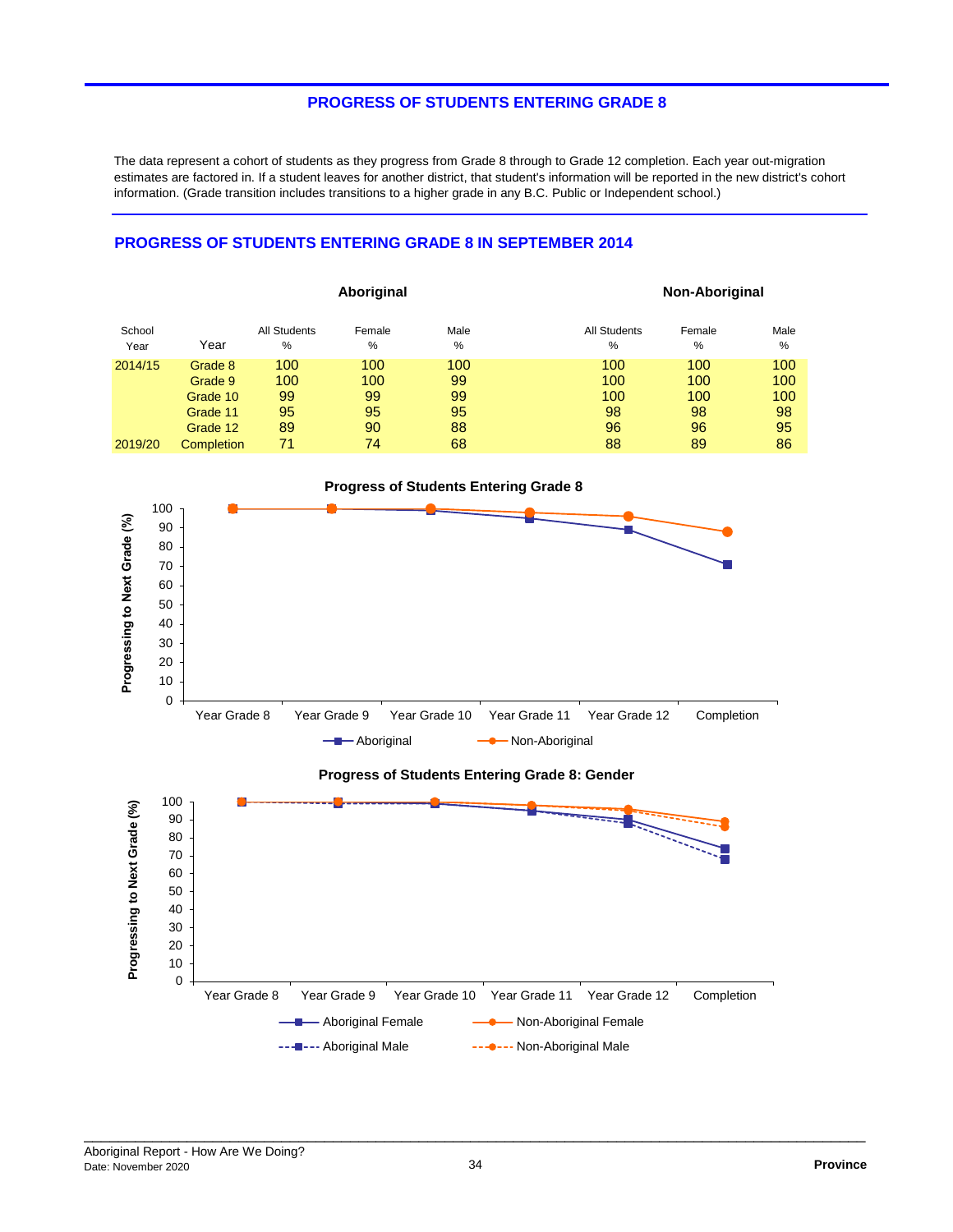## PROGRESS OF STUDENTS ENTERING GRADE 8

The data represent a cohort of students as they progress from Grade 8 through to Grade 12 completion. Each year out-migration estimates are factored in. If a student leaves for another district, that student's information will be reported in the new district's cohort information. (Grade transition includes transitions to a higher grade in any B.C. Public or Independent school.)

### PROGRESS OF STUDENTS ENTERING GRADE 8 IN SEPTEMBER 2014

| | | Aboriginal | | | Non-Aboriginal | | |
|---|---|---|---|---|---|---|---|
| School Year | Year | All Students % | Female % | Male % | All Students % | Female % | Male % |
| 2014/15 | Grade 8 | 100 | 100 | 100 | 100 | 100 | 100 |
| | Grade 9 | 100 | 100 | 99 | 100 | 100 | 100 |
| | Grade 10 | 99 | 99 | 99 | 100 | 100 | 100 |
| | Grade 11 | 95 | 95 | 95 | 98 | 98 | 98 |
| | Grade 12 | 89 | 90 | 88 | 96 | 96 | 95 |
| 2019/20 | Completion | 71 | 74 | 68 | 88 | 89 | 86 |

**Progress of Students Entering Grade 8**

**Progress of Students Entering Grade 8: Gender**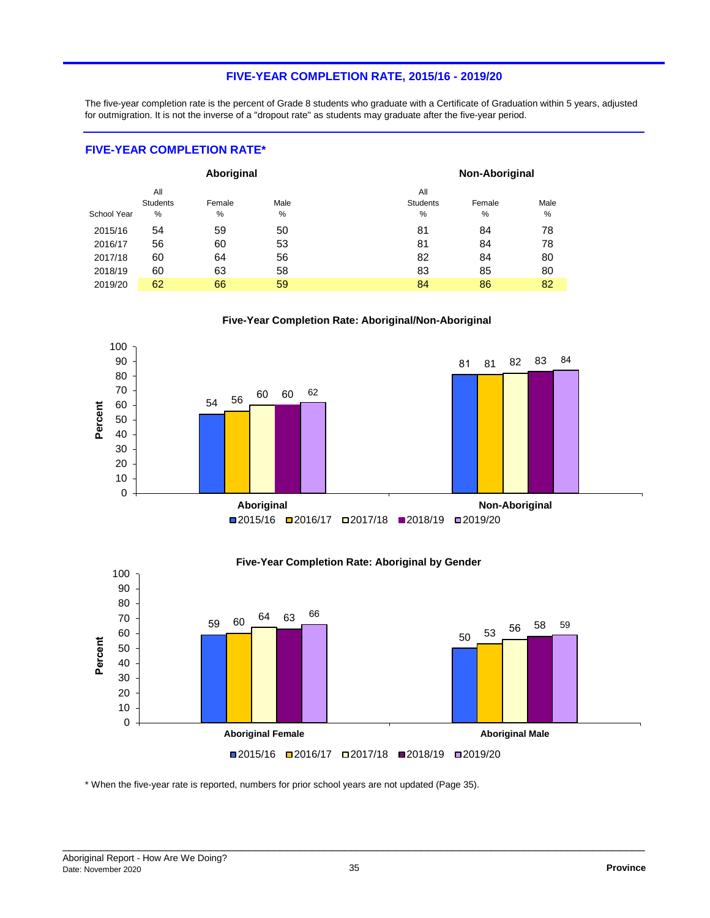## FIVE-YEAR COMPLETION RATE, 2015/16 - 2019/20

The five-year completion rate is the percent of Grade 8 students who graduate with a Certificate of Graduation within 5 years, adjusted for outmigration. It is not the inverse of a "dropout rate" as students may graduate after the five-year period.

### FIVE-YEAR COMPLETION RATE*

| | Aboriginal | | | Non-Aboriginal | | |
|---|---|---|---|---|---|---|
| School Year | All Students % | Female % | Male % | All Students % | Female % | Male % |
| 2015/16 | 54 | 59 | 50 | 81 | 84 | 78 |
| 2016/17 | 56 | 60 | 53 | 81 | 84 | 78 |
| 2017/18 | 60 | 64 | 56 | 82 | 84 | 80 |
| 2018/19 | 60 | 63 | 58 | 83 | 85 | 80 |
| 2019/20 | 62 | 66 | 59 | 84 | 86 | 82 |

**Five-Year Completion Rate: Aboriginal/Non-Aboriginal**

| Percent | 2015/16 | 2016/17 | 2017/18 | 2018/19 | 2019/20 |
|---|---|---|---|---|---|
| Aboriginal | 54 | 56 | 60 | 60 | 62 |
| Non-Aboriginal | 81 | 81 | 82 | 83 | 84 |

**Five-Year Completion Rate: Aboriginal by Gender**

| Percent | 2015/16 | 2016/17 | 2017/18 | 2018/19 | 2019/20 |
|---|---|---|---|---|---|
| Aboriginal Female | 59 | 60 | 64 | 63 | 66 |
| Aboriginal Male | 50 | 53 | 56 | 58 | 59 |

* When the five-year rate is reported, numbers for prior school years are not updated (Page 35).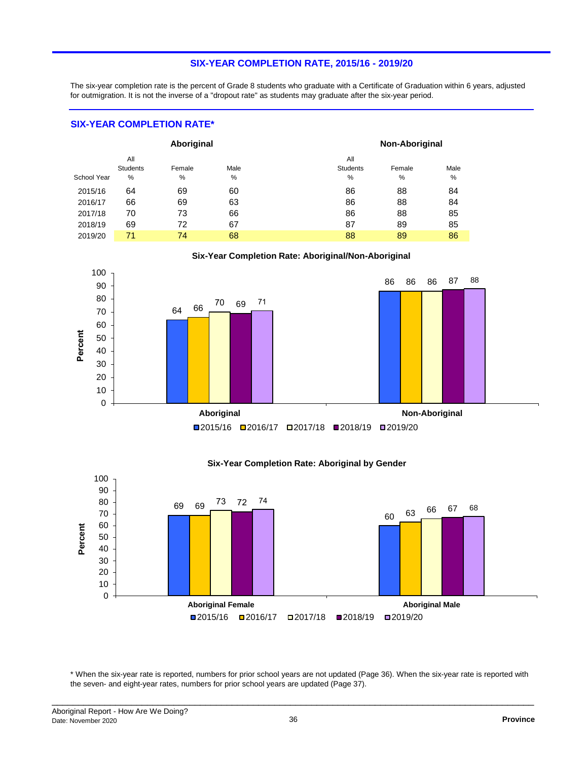## SIX-YEAR COMPLETION RATE, 2015/16 - 2019/20

The six-year completion rate is the percent of Grade 8 students who graduate with a Certificate of Graduation within 6 years, adjusted for outmigration. It is not the inverse of a "dropout rate" as students may graduate after the six-year period.

### SIX-YEAR COMPLETION RATE*

| | Aboriginal | | | Non-Aboriginal | | |
|---|---|---|---|---|---|---|
| School Year | All Students % | Female % | Male % | All Students % | Female % | Male % |
| 2015/16 | 64 | 69 | 60 | 86 | 88 | 84 |
| 2016/17 | 66 | 69 | 63 | 86 | 88 | 84 |
| 2017/18 | 70 | 73 | 66 | 86 | 88 | 85 |
| 2018/19 | 69 | 72 | 67 | 87 | 89 | 85 |
| 2019/20 | 71 | 74 | 68 | 88 | 89 | 86 |

**Six-Year Completion Rate: Aboriginal/Non-Aboriginal**

| Percent | 2015/16 | 2016/17 | 2017/18 | 2018/19 | 2019/20 |
|---|---|---|---|---|---|
| Aboriginal | 64 | 66 | 70 | 69 | 71 |
| Non-Aboriginal | 86 | 86 | 86 | 87 | 88 |

**Six-Year Completion Rate: Aboriginal by Gender**

| Percent | 2015/16 | 2016/17 | 2017/18 | 2018/19 | 2019/20 |
|---|---|---|---|---|---|
| Aboriginal Female | 69 | 69 | 73 | 72 | 74 |
| Aboriginal Male | 60 | 63 | 66 | 67 | 68 |

* When the six-year rate is reported, numbers for prior school years are not updated (Page 36). When the six-year rate is reported with the seven- and eight-year rates, numbers for prior school years are updated (Page 37).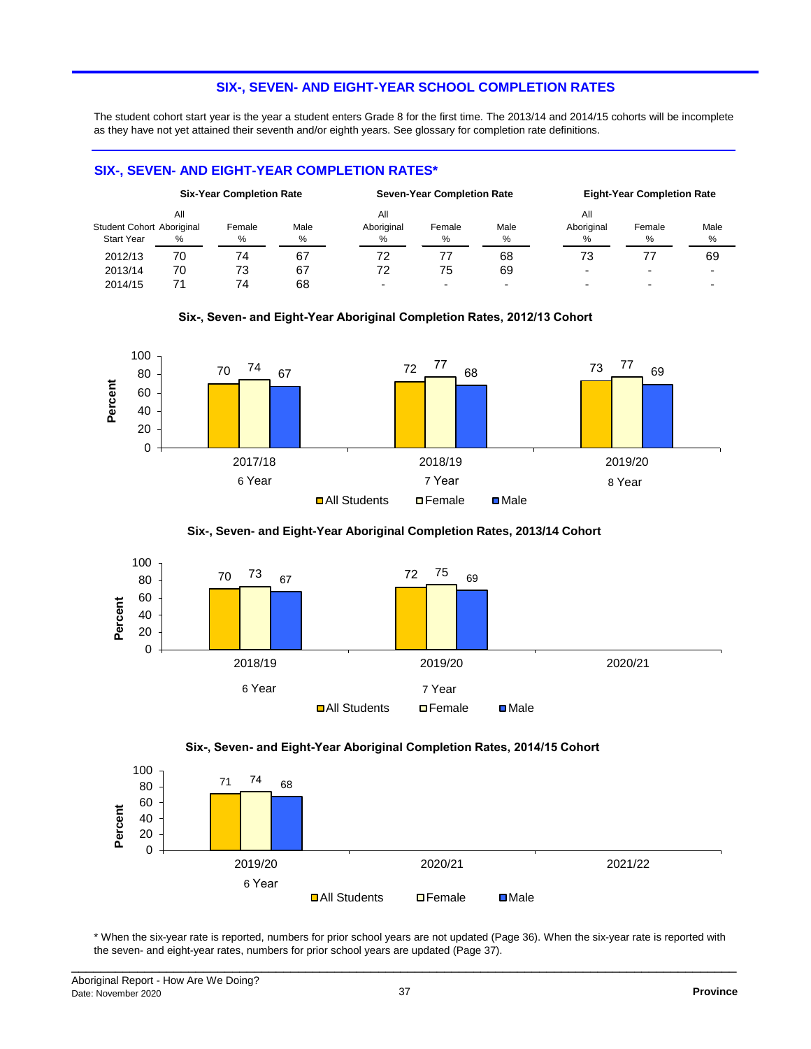## SIX-, SEVEN- AND EIGHT-YEAR SCHOOL COMPLETION RATES

The student cohort start year is the year a student enters Grade 8 for the first time. The 2013/14 and 2014/15 cohorts will be incomplete as they have not yet attained their seventh and/or eighth years. See glossary for completion rate definitions.

### SIX-, SEVEN- AND EIGHT-YEAR COMPLETION RATES*

| | Six-Year Completion Rate | | | Seven-Year Completion Rate | | | Eight-Year Completion Rate | | |
|---|---|---|---|---|---|---|---|---|---|
| Student Cohort Start Year | All Aboriginal % | Female % | Male % | All Aboriginal % | Female % | Male % | All Aboriginal % | Female % | Male % |
| 2012/13 | 70 | 74 | 67 | 72 | 77 | 68 | 73 | 77 | 69 |
| 2013/14 | 70 | 73 | 67 | 72 | 75 | 69 | - | - | - |
| 2014/15 | 71 | 74 | 68 | - | - | - | - | - | - |

**Six-, Seven- and Eight-Year Aboriginal Completion Rates, 2012/13 Cohort**

| Year | Completion | All Students | Female | Male |
|---|---|---|---|---|
| 2017/18 | 6 Year | 70 | 74 | 67 |
| 2018/19 | 7 Year | 72 | 77 | 68 |
| 2019/20 | 8 Year | 73 | 77 | 69 |

**Six-, Seven- and Eight-Year Aboriginal Completion Rates, 2013/14 Cohort**

| Year | Completion | All Students | Female | Male |
|---|---|---|---|---|
| 2018/19 | 6 Year | 70 | 73 | 67 |
| 2019/20 | 7 Year | 72 | 75 | 69 |
| 2020/21 | | | | |

**Six-, Seven- and Eight-Year Aboriginal Completion Rates, 2014/15 Cohort**

| Year | Completion | All Students | Female | Male |
|---|---|---|---|---|
| 2019/20 | 6 Year | 71 | 74 | 68 |
| 2020/21 | | | | |
| 2021/22 | | | | |

* When the six-year rate is reported, numbers for prior school years are not updated (Page 36). When the six-year rate is reported with the seven- and eight-year rates, numbers for prior school years are updated (Page 37).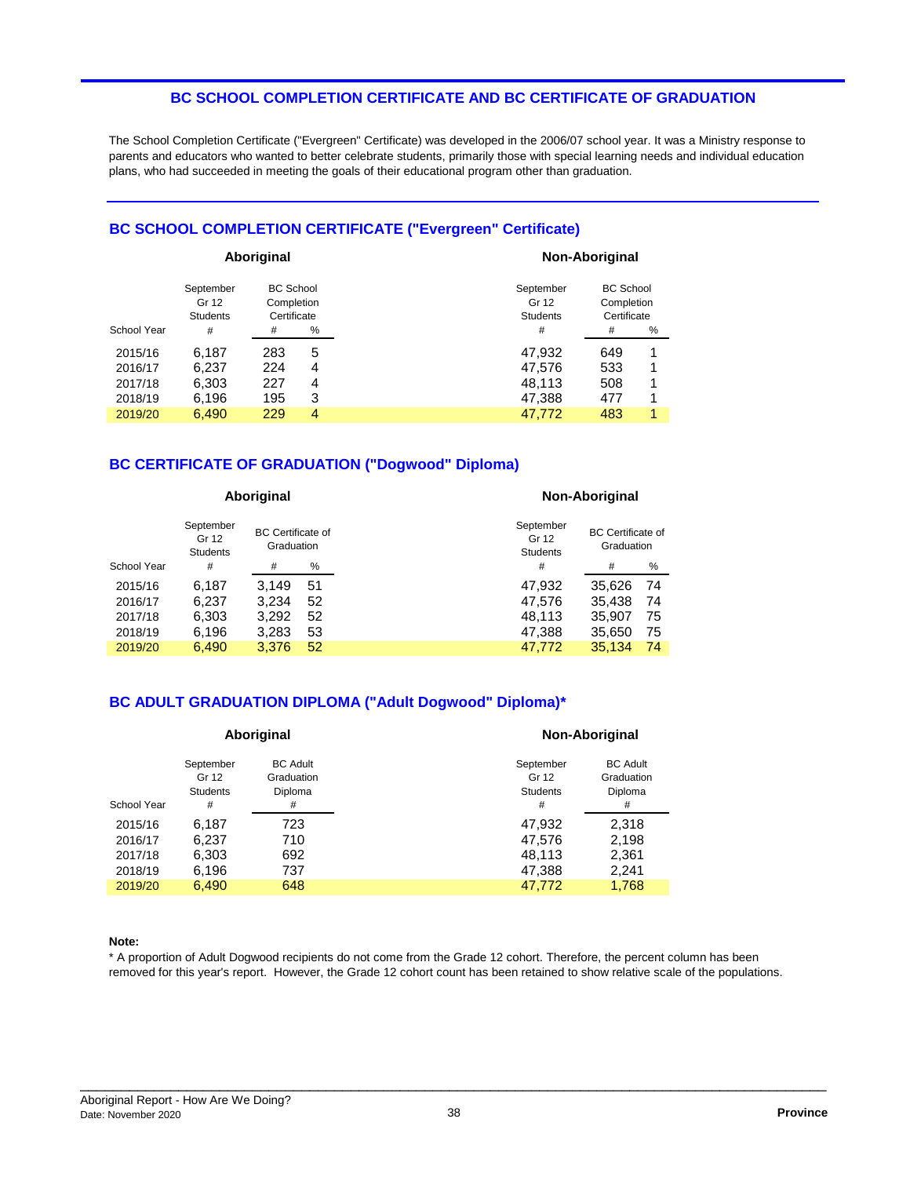# BC SCHOOL COMPLETION CERTIFICATE AND BC CERTIFICATE OF GRADUATION

The School Completion Certificate ("Evergreen" Certificate) was developed in the 2006/07 school year. It was a Ministry response to parents and educators who wanted to better celebrate students, primarily those with special learning needs and individual education plans, who had succeeded in meeting the goals of their educational program other than graduation.

## BC SCHOOL COMPLETION CERTIFICATE ("Evergreen" Certificate)

| | Aboriginal | | | Non-Aboriginal | | |
|---|---|---|---|---|---|---|
| | September Gr 12 Students | BC School Completion Certificate | | September Gr 12 Students | BC School Completion Certificate | |
| School Year | # | # | % | # | # | % |
| 2015/16 | 6,187 | 283 | 5 | 47,932 | 649 | 1 |
| 2016/17 | 6,237 | 224 | 4 | 47,576 | 533 | 1 |
| 2017/18 | 6,303 | 227 | 4 | 48,113 | 508 | 1 |
| 2018/19 | 6,196 | 195 | 3 | 47,388 | 477 | 1 |
| 2019/20 | 6,490 | 229 | 4 | 47,772 | 483 | 1 |

## BC CERTIFICATE OF GRADUATION ("Dogwood" Diploma)

| | Aboriginal | | | Non-Aboriginal | | |
|---|---|---|---|---|---|---|
| | September Gr 12 Students | BC Certificate of Graduation | | September Gr 12 Students | BC Certificate of Graduation | |
| School Year | # | # | % | # | # | % |
| 2015/16 | 6,187 | 3,149 | 51 | 47,932 | 35,626 | 74 |
| 2016/17 | 6,237 | 3,234 | 52 | 47,576 | 35,438 | 74 |
| 2017/18 | 6,303 | 3,292 | 52 | 48,113 | 35,907 | 75 |
| 2018/19 | 6,196 | 3,283 | 53 | 47,388 | 35,650 | 75 |
| 2019/20 | 6,490 | 3,376 | 52 | 47,772 | 35,134 | 74 |

## BC ADULT GRADUATION DIPLOMA ("Adult Dogwood" Diploma)*

| | Aboriginal | | Non-Aboriginal | |
|---|---|---|---|---|
| | September Gr 12 Students | BC Adult Graduation Diploma | September Gr 12 Students | BC Adult Graduation Diploma |
| School Year | # | # | # | # |
| 2015/16 | 6,187 | 723 | 47,932 | 2,318 |
| 2016/17 | 6,237 | 710 | 47,576 | 2,198 |
| 2017/18 | 6,303 | 692 | 48,113 | 2,361 |
| 2018/19 | 6,196 | 737 | 47,388 | 2,241 |
| 2019/20 | 6,490 | 648 | 47,772 | 1,768 |

**Note:**

* A proportion of Adult Dogwood recipients do not come from the Grade 12 cohort. Therefore, the percent column has been removed for this year's report. However, the Grade 12 cohort count has been retained to show relative scale of the populations.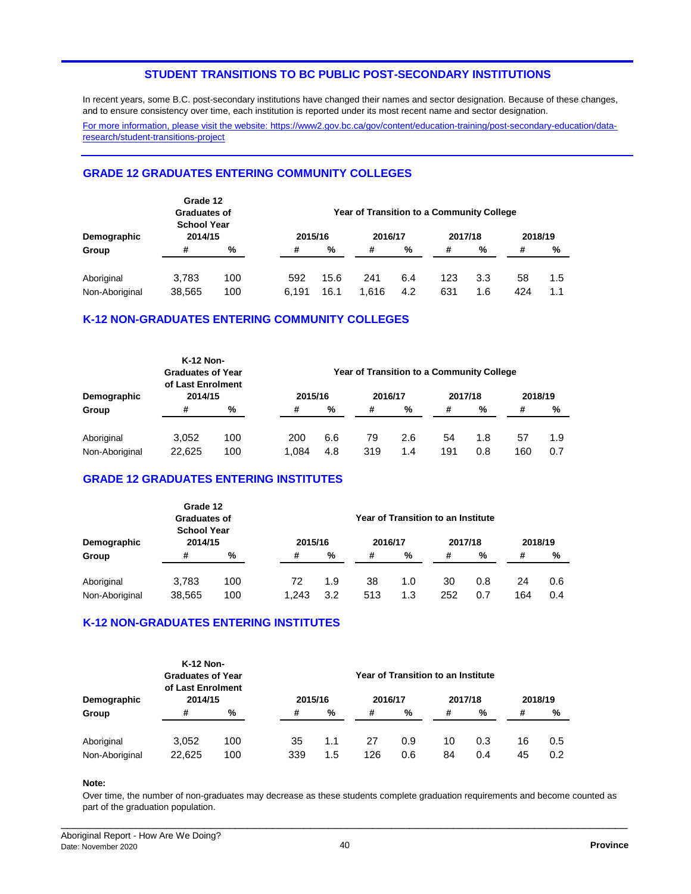## STUDENT TRANSITIONS TO BC PUBLIC POST-SECONDARY INSTITUTIONS

In recent years, some B.C. post-secondary institutions have changed their names and sector designation. Because of these changes, and to ensure consistency over time, each institution is reported under its most recent name and sector designation.

For more information, please visit the website: https://www2.gov.bc.ca/gov/content/education-training/post-secondary-education/data-research/student-transitions-project

### GRADE 12 GRADUATES ENTERING COMMUNITY COLLEGES

| Demographic Group | Grade 12 Graduates of School Year 2014/15 | | Year of Transition to a Community College | | | | | | | |
|---|---|---|---|---|---|---|---|---|---|---|
| | | | 2015/16 | | 2016/17 | | 2017/18 | | 2018/19 | |
| | # | % | # | % | # | % | # | % | # | % |
| Aboriginal | 3,783 | 100 | 592 | 15.6 | 241 | 6.4 | 123 | 3.3 | 58 | 1.5 |
| Non-Aboriginal | 38,565 | 100 | 6,191 | 16.1 | 1,616 | 4.2 | 631 | 1.6 | 424 | 1.1 |

### K-12 NON-GRADUATES ENTERING COMMUNITY COLLEGES

| Demographic Group | K-12 Non-Graduates of Year of Last Enrolment 2014/15 | | Year of Transition to a Community College | | | | | | | |
|---|---|---|---|---|---|---|---|---|---|---|
| | | | 2015/16 | | 2016/17 | | 2017/18 | | 2018/19 | |
| | # | % | # | % | # | % | # | % | # | % |
| Aboriginal | 3,052 | 100 | 200 | 6.6 | 79 | 2.6 | 54 | 1.8 | 57 | 1.9 |
| Non-Aboriginal | 22,625 | 100 | 1,084 | 4.8 | 319 | 1.4 | 191 | 0.8 | 160 | 0.7 |

### GRADE 12 GRADUATES ENTERING INSTITUTES

| Demographic Group | Grade 12 Graduates of School Year 2014/15 | | Year of Transition to an Institute | | | | | | | |
|---|---|---|---|---|---|---|---|---|---|---|
| | | | 2015/16 | | 2016/17 | | 2017/18 | | 2018/19 | |
| | # | % | # | % | # | % | # | % | # | % |
| Aboriginal | 3,783 | 100 | 72 | 1.9 | 38 | 1.0 | 30 | 0.8 | 24 | 0.6 |
| Non-Aboriginal | 38,565 | 100 | 1,243 | 3.2 | 513 | 1.3 | 252 | 0.7 | 164 | 0.4 |

### K-12 NON-GRADUATES ENTERING INSTITUTES

| Demographic Group | K-12 Non-Graduates of Year of Last Enrolment 2014/15 | | Year of Transition to an Institute | | | | | | | |
|---|---|---|---|---|---|---|---|---|---|---|
| | | | 2015/16 | | 2016/17 | | 2017/18 | | 2018/19 | |
| | # | % | # | % | # | % | # | % | # | % |
| Aboriginal | 3,052 | 100 | 35 | 1.1 | 27 | 0.9 | 10 | 0.3 | 16 | 0.5 |
| Non-Aboriginal | 22,625 | 100 | 339 | 1.5 | 126 | 0.6 | 84 | 0.4 | 45 | 0.2 |

**Note:**

Over time, the number of non-graduates may decrease as these students complete graduation requirements and become counted as part of the graduation population.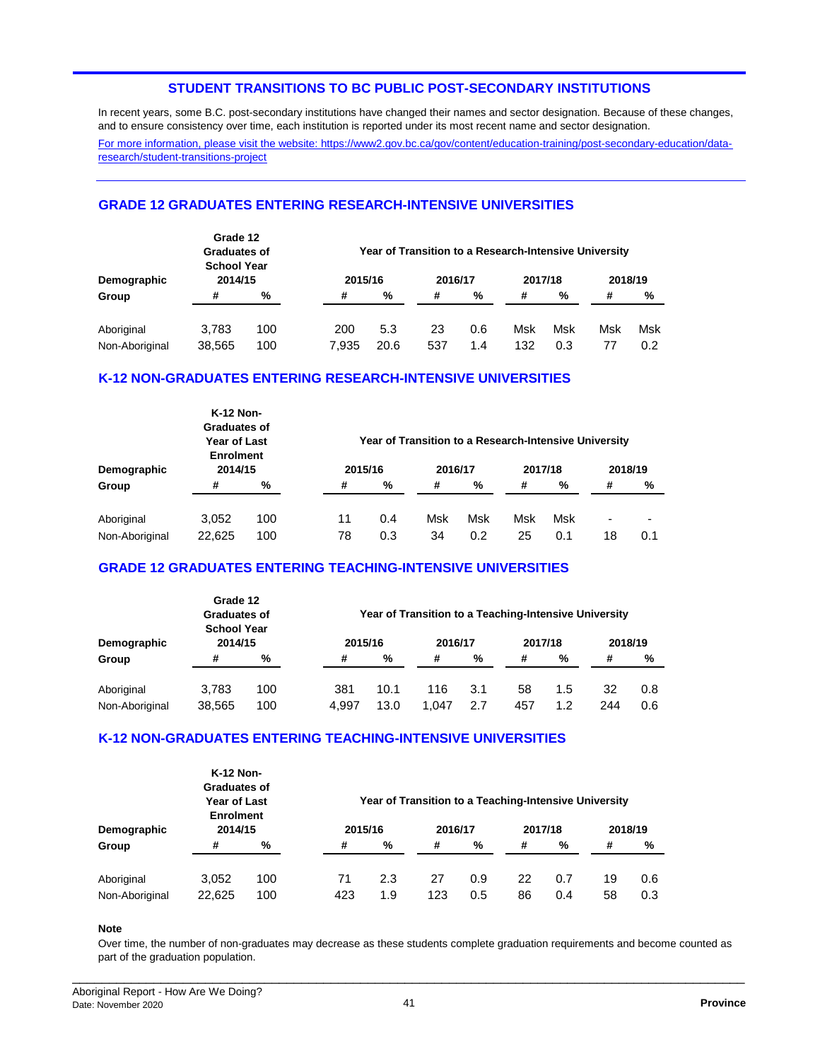## STUDENT TRANSITIONS TO BC PUBLIC POST-SECONDARY INSTITUTIONS

In recent years, some B.C. post-secondary institutions have changed their names and sector designation. Because of these changes, and to ensure consistency over time, each institution is reported under its most recent name and sector designation.

For more information, please visit the website: https://www2.gov.bc.ca/gov/content/education-training/post-secondary-education/data-research/student-transitions-project

### GRADE 12 GRADUATES ENTERING RESEARCH-INTENSIVE UNIVERSITIES

| Demographic Group | Grade 12 Graduates of School Year 2014/15 | | Year of Transition to a Research-Intensive University | | | | | | | |
|---|---|---|---|---|---|---|---|---|---|---|
| | | | 2015/16 | | 2016/17 | | 2017/18 | | 2018/19 | |
| | # | % | # | % | # | % | # | % | # | % |
| Aboriginal | 3,783 | 100 | 200 | 5.3 | 23 | 0.6 | Msk | Msk | Msk | Msk |
| Non-Aboriginal | 38,565 | 100 | 7,935 | 20.6 | 537 | 1.4 | 132 | 0.3 | 77 | 0.2 |

### K-12 NON-GRADUATES ENTERING RESEARCH-INTENSIVE UNIVERSITIES

| Demographic Group | K-12 Non-Graduates of Year of Last Enrolment 2014/15 | | Year of Transition to a Research-Intensive University | | | | | | | |
|---|---|---|---|---|---|---|---|---|---|---|
| | | | 2015/16 | | 2016/17 | | 2017/18 | | 2018/19 | |
| | # | % | # | % | # | % | # | % | # | % |
| Aboriginal | 3,052 | 100 | 11 | 0.4 | Msk | Msk | Msk | Msk | - | - |
| Non-Aboriginal | 22,625 | 100 | 78 | 0.3 | 34 | 0.2 | 25 | 0.1 | 18 | 0.1 |

### GRADE 12 GRADUATES ENTERING TEACHING-INTENSIVE UNIVERSITIES

| Demographic Group | Grade 12 Graduates of School Year 2014/15 | | Year of Transition to a Teaching-Intensive University | | | | | | | |
|---|---|---|---|---|---|---|---|---|---|---|
| | | | 2015/16 | | 2016/17 | | 2017/18 | | 2018/19 | |
| | # | % | # | % | # | % | # | % | # | % |
| Aboriginal | 3,783 | 100 | 381 | 10.1 | 116 | 3.1 | 58 | 1.5 | 32 | 0.8 |
| Non-Aboriginal | 38,565 | 100 | 4,997 | 13.0 | 1,047 | 2.7 | 457 | 1.2 | 244 | 0.6 |

### K-12 NON-GRADUATES ENTERING TEACHING-INTENSIVE UNIVERSITIES

| Demographic Group | K-12 Non-Graduates of Year of Last Enrolment 2014/15 | | Year of Transition to a Teaching-Intensive University | | | | | | | |
|---|---|---|---|---|---|---|---|---|---|---|
| | | | 2015/16 | | 2016/17 | | 2017/18 | | 2018/19 | |
| | # | % | # | % | # | % | # | % | # | % |
| Aboriginal | 3,052 | 100 | 71 | 2.3 | 27 | 0.9 | 22 | 0.7 | 19 | 0.6 |
| Non-Aboriginal | 22,625 | 100 | 423 | 1.9 | 123 | 0.5 | 86 | 0.4 | 58 | 0.3 |

**Note**

Over time, the number of non-graduates may decrease as these students complete graduation requirements and become counted as part of the graduation population.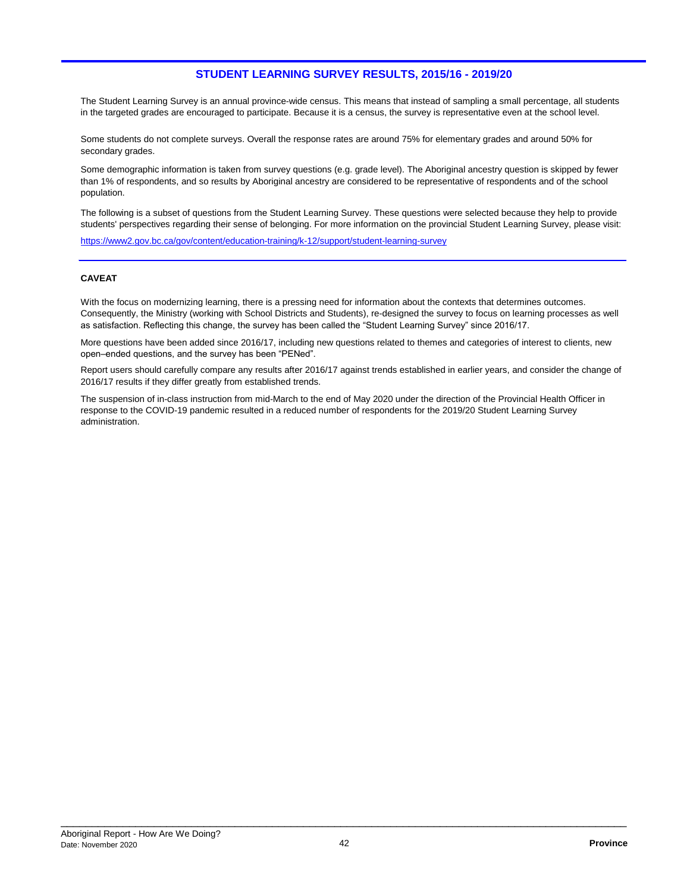## STUDENT LEARNING SURVEY RESULTS, 2015/16 - 2019/20

The Student Learning Survey is an annual province-wide census. This means that instead of sampling a small percentage, all students in the targeted grades are encouraged to participate. Because it is a census, the survey is representative even at the school level.

Some students do not complete surveys. Overall the response rates are around 75% for elementary grades and around 50% for secondary grades.

Some demographic information is taken from survey questions (e.g. grade level). The Aboriginal ancestry question is skipped by fewer than 1% of respondents, and so results by Aboriginal ancestry are considered to be representative of respondents and of the school population.

The following is a subset of questions from the Student Learning Survey. These questions were selected because they help to provide students' perspectives regarding their sense of belonging. For more information on the provincial Student Learning Survey, please visit:

https://www2.gov.bc.ca/gov/content/education-training/k-12/support/student-learning-survey

---

**CAVEAT**

With the focus on modernizing learning, there is a pressing need for information about the contexts that determines outcomes. Consequently, the Ministry (working with School Districts and Students), re-designed the survey to focus on learning processes as well as satisfaction. Reflecting this change, the survey has been called the "Student Learning Survey" since 2016/17.

More questions have been added since 2016/17, including new questions related to themes and categories of interest to clients, new open–ended questions, and the survey has been "PENed".

Report users should carefully compare any results after 2016/17 against trends established in earlier years, and consider the change of 2016/17 results if they differ greatly from established trends.

The suspension of in-class instruction from mid-March to the end of May 2020 under the direction of the Provincial Health Officer in response to the COVID-19 pandemic resulted in a reduced number of respondents for the 2019/20 Student Learning Survey administration.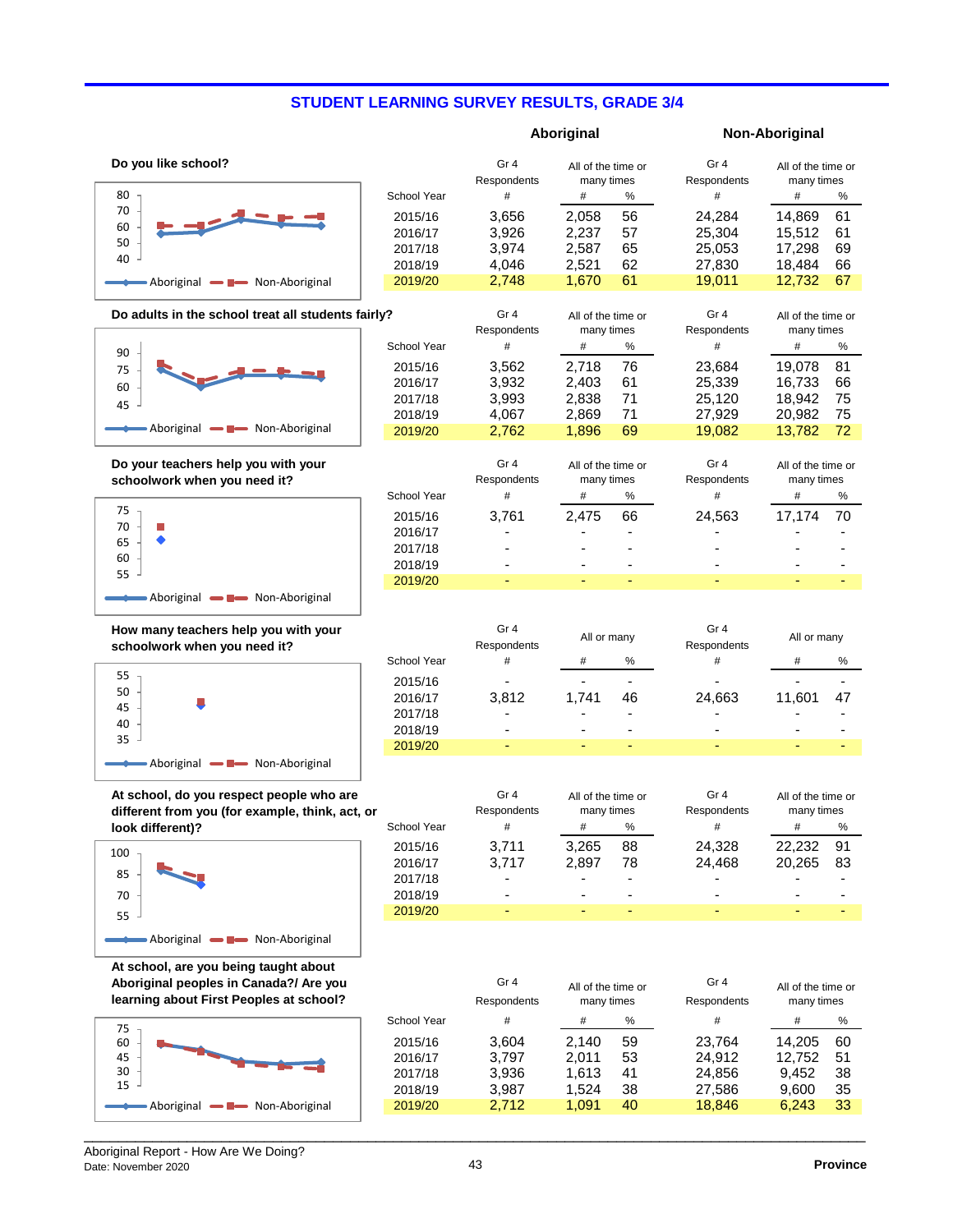## STUDENT LEARNING SURVEY RESULTS, GRADE 3/4

### Do you like school?

| School Year | Aboriginal Gr 4 Respondents # | Aboriginal All of the time or many times # | Aboriginal All of the time or many times % | Non-Aboriginal Gr 4 Respondents # | Non-Aboriginal All of the time or many times # | Non-Aboriginal All of the time or many times % |
|---|---|---|---|---|---|---|
| 2015/16 | 3,656 | 2,058 | 56 | 24,284 | 14,869 | 61 |
| 2016/17 | 3,926 | 2,237 | 57 | 25,304 | 15,512 | 61 |
| 2017/18 | 3,974 | 2,587 | 65 | 25,053 | 17,298 | 69 |
| 2018/19 | 4,046 | 2,521 | 62 | 27,830 | 18,484 | 66 |
| 2019/20 | 2,748 | 1,670 | 61 | 19,011 | 12,732 | 67 |

### Do adults in the school treat all students fairly?

| School Year | Aboriginal Gr 4 Respondents # | Aboriginal All of the time or many times # | Aboriginal All of the time or many times % | Non-Aboriginal Gr 4 Respondents # | Non-Aboriginal All of the time or many times # | Non-Aboriginal All of the time or many times % |
|---|---|---|---|---|---|---|
| 2015/16 | 3,562 | 2,718 | 76 | 23,684 | 19,078 | 81 |
| 2016/17 | 3,932 | 2,403 | 61 | 25,339 | 16,733 | 66 |
| 2017/18 | 3,993 | 2,838 | 71 | 25,120 | 18,942 | 75 |
| 2018/19 | 4,067 | 2,869 | 71 | 27,929 | 20,982 | 75 |
| 2019/20 | 2,762 | 1,896 | 69 | 19,082 | 13,782 | 72 |

### Do your teachers help you with your schoolwork when you need it?

| School Year | Aboriginal Gr 4 Respondents # | Aboriginal All of the time or many times # | Aboriginal All of the time or many times % | Non-Aboriginal Gr 4 Respondents # | Non-Aboriginal All of the time or many times # | Non-Aboriginal All of the time or many times % |
|---|---|---|---|---|---|---|
| 2015/16 | 3,761 | 2,475 | 66 | 24,563 | 17,174 | 70 |
| 2016/17 | - | - | - | - | - | - |
| 2017/18 | - | - | - | - | - | - |
| 2018/19 | - | - | - | - | - | - |
| 2019/20 | - | - | - | - | - | - |

### How many teachers help you with your schoolwork when you need it?

| School Year | Aboriginal Gr 4 Respondents # | Aboriginal All or many # | Aboriginal All or many % | Non-Aboriginal Gr 4 Respondents # | Non-Aboriginal All or many # | Non-Aboriginal All or many % |
|---|---|---|---|---|---|---|
| 2015/16 | - | - | - | - | - | - |
| 2016/17 | 3,812 | 1,741 | 46 | 24,663 | 11,601 | 47 |
| 2017/18 | - | - | - | - | - | - |
| 2018/19 | - | - | - | - | - | - |
| 2019/20 | - | - | - | - | - | - |

### At school, do you respect people who are different from you (for example, think, act, or look different)?

| School Year | Aboriginal Gr 4 Respondents # | Aboriginal All of the time or many times # | Aboriginal All of the time or many times % | Non-Aboriginal Gr 4 Respondents # | Non-Aboriginal All of the time or many times # | Non-Aboriginal All of the time or many times % |
|---|---|---|---|---|---|---|
| 2015/16 | 3,711 | 3,265 | 88 | 24,328 | 22,232 | 91 |
| 2016/17 | 3,717 | 2,897 | 78 | 24,468 | 20,265 | 83 |
| 2017/18 | - | - | - | - | - | - |
| 2018/19 | - | - | - | - | - | - |
| 2019/20 | - | - | - | - | - | - |

### At school, are you being taught about Aboriginal peoples in Canada?/ Are you learning about First Peoples at school?

| School Year | Aboriginal Gr 4 Respondents # | Aboriginal All of the time or many times # | Aboriginal All of the time or many times % | Non-Aboriginal Gr 4 Respondents # | Non-Aboriginal All of the time or many times # | Non-Aboriginal All of the time or many times % |
|---|---|---|---|---|---|---|
| 2015/16 | 3,604 | 2,140 | 59 | 23,764 | 14,205 | 60 |
| 2016/17 | 3,797 | 2,011 | 53 | 24,912 | 12,752 | 51 |
| 2017/18 | 3,936 | 1,613 | 41 | 24,856 | 9,452 | 38 |
| 2018/19 | 3,987 | 1,524 | 38 | 27,586 | 9,600 | 35 |
| 2019/20 | 2,712 | 1,091 | 40 | 18,846 | 6,243 | 33 |

Aboriginal Report - How Are We Doing?
Date: November 2020

Province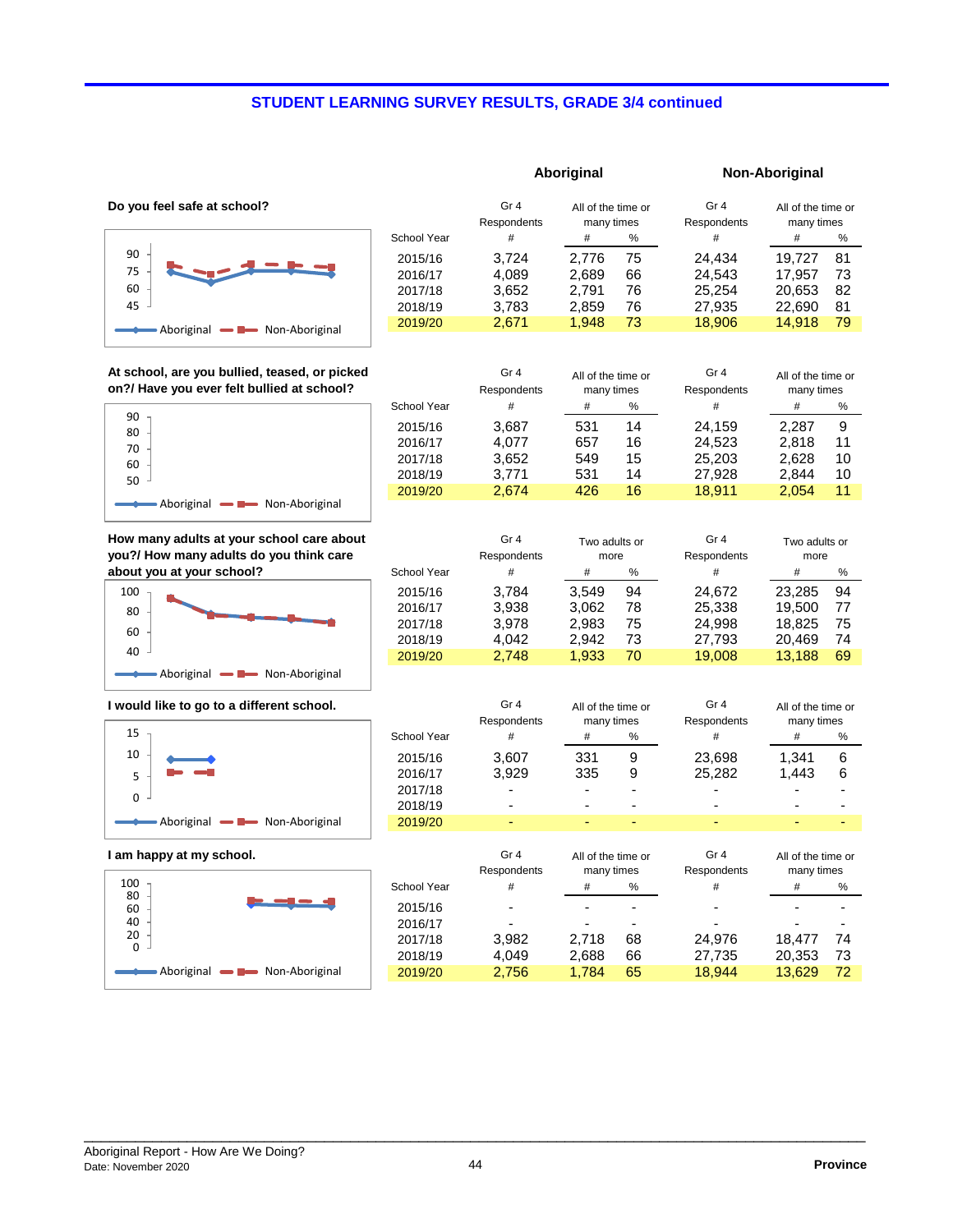## STUDENT LEARNING SURVEY RESULTS, GRADE 3/4 continued

### Do you feel safe at school?

| | Aboriginal | | | Non-Aboriginal | | |
|---|---|---|---|---|---|---|
| | Gr 4 Respondents | All of the time or many times | | Gr 4 Respondents | All of the time or many times | |
| School Year | # | # | % | # | # | % |
| 2015/16 | 3,724 | 2,776 | 75 | 24,434 | 19,727 | 81 |
| 2016/17 | 4,089 | 2,689 | 66 | 24,543 | 17,957 | 73 |
| 2017/18 | 3,652 | 2,791 | 76 | 25,254 | 20,653 | 82 |
| 2018/19 | 3,783 | 2,859 | 76 | 27,935 | 22,690 | 81 |
| 2019/20 | 2,671 | 1,948 | 73 | 18,906 | 14,918 | 79 |

### At school, are you bullied, teased, or picked on?/ Have you ever felt bullied at school?

| | Aboriginal | | | Non-Aboriginal | | |
|---|---|---|---|---|---|---|
| | Gr 4 Respondents | All of the time or many times | | Gr 4 Respondents | All of the time or many times | |
| School Year | # | # | % | # | # | % |
| 2015/16 | 3,687 | 531 | 14 | 24,159 | 2,287 | 9 |
| 2016/17 | 4,077 | 657 | 16 | 24,523 | 2,818 | 11 |
| 2017/18 | 3,652 | 549 | 15 | 25,203 | 2,628 | 10 |
| 2018/19 | 3,771 | 531 | 14 | 27,928 | 2,844 | 10 |
| 2019/20 | 2,674 | 426 | 16 | 18,911 | 2,054 | 11 |

### How many adults at your school care about you?/ How many adults do you think care about you at your school?

| | Aboriginal | | | Non-Aboriginal | | |
|---|---|---|---|---|---|---|
| | Gr 4 Respondents | Two adults or more | | Gr 4 Respondents | Two adults or more | |
| School Year | # | # | % | # | # | % |
| 2015/16 | 3,784 | 3,549 | 94 | 24,672 | 23,285 | 94 |
| 2016/17 | 3,938 | 3,062 | 78 | 25,338 | 19,500 | 77 |
| 2017/18 | 3,978 | 2,983 | 75 | 24,998 | 18,825 | 75 |
| 2018/19 | 4,042 | 2,942 | 73 | 27,793 | 20,469 | 74 |
| 2019/20 | 2,748 | 1,933 | 70 | 19,008 | 13,188 | 69 |

### I would like to go to a different school.

| | Aboriginal | | | Non-Aboriginal | | |
|---|---|---|---|---|---|---|
| | Gr 4 Respondents | All of the time or many times | | Gr 4 Respondents | All of the time or many times | |
| School Year | # | # | % | # | # | % |
| 2015/16 | 3,607 | 331 | 9 | 23,698 | 1,341 | 6 |
| 2016/17 | 3,929 | 335 | 9 | 25,282 | 1,443 | 6 |
| 2017/18 | - | - | - | - | - | - |
| 2018/19 | - | - | - | - | - | - |
| 2019/20 | - | - | - | - | - | - |

### I am happy at my school.

| | Aboriginal | | | Non-Aboriginal | | |
|---|---|---|---|---|---|---|
| | Gr 4 Respondents | All of the time or many times | | Gr 4 Respondents | All of the time or many times | |
| School Year | # | # | % | # | # | % |
| 2015/16 | - | - | - | - | - | - |
| 2016/17 | - | - | - | - | - | - |
| 2017/18 | 3,982 | 2,718 | 68 | 24,976 | 18,477 | 74 |
| 2018/19 | 4,049 | 2,688 | 66 | 27,735 | 20,353 | 73 |
| 2019/20 | 2,756 | 1,784 | 65 | 18,944 | 13,629 | 72 |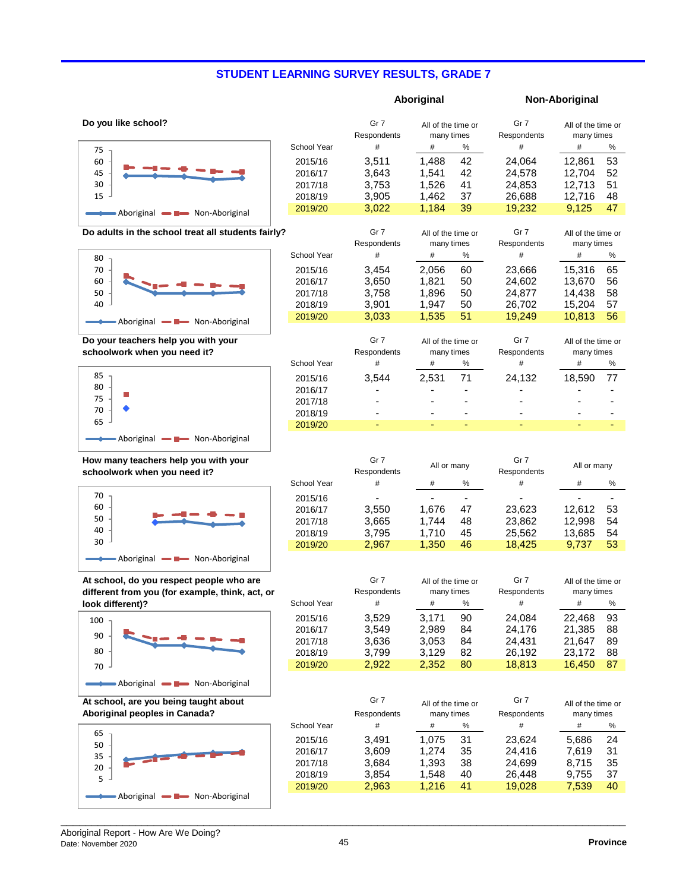## STUDENT LEARNING SURVEY RESULTS, GRADE 7

### Do you like school?

| School Year | Aboriginal Gr 7 Respondents # | Aboriginal All of the time or many times # | Aboriginal All of the time or many times % | Non-Aboriginal Gr 7 Respondents # | Non-Aboriginal All of the time or many times # | Non-Aboriginal All of the time or many times % |
|---|---|---|---|---|---|---|
| 2015/16 | 3,511 | 1,488 | 42 | 24,064 | 12,861 | 53 |
| 2016/17 | 3,643 | 1,541 | 42 | 24,578 | 12,704 | 52 |
| 2017/18 | 3,753 | 1,526 | 41 | 24,853 | 12,713 | 51 |
| 2018/19 | 3,905 | 1,462 | 37 | 26,688 | 12,716 | 48 |
| 2019/20 | 3,022 | 1,184 | 39 | 19,232 | 9,125 | 47 |

### Do adults in the school treat all students fairly?

| School Year | Aboriginal Gr 7 Respondents # | Aboriginal All of the time or many times # | Aboriginal All of the time or many times % | Non-Aboriginal Gr 7 Respondents # | Non-Aboriginal All of the time or many times # | Non-Aboriginal All of the time or many times % |
|---|---|---|---|---|---|---|
| 2015/16 | 3,454 | 2,056 | 60 | 23,666 | 15,316 | 65 |
| 2016/17 | 3,650 | 1,821 | 50 | 24,602 | 13,670 | 56 |
| 2017/18 | 3,758 | 1,896 | 50 | 24,877 | 14,438 | 58 |
| 2018/19 | 3,901 | 1,947 | 50 | 26,702 | 15,204 | 57 |
| 2019/20 | 3,033 | 1,535 | 51 | 19,249 | 10,813 | 56 |

### Do your teachers help you with your schoolwork when you need it?

| School Year | Aboriginal Gr 7 Respondents # | Aboriginal All of the time or many times # | Aboriginal All of the time or many times % | Non-Aboriginal Gr 7 Respondents # | Non-Aboriginal All of the time or many times # | Non-Aboriginal All of the time or many times % |
|---|---|---|---|---|---|---|
| 2015/16 | 3,544 | 2,531 | 71 | 24,132 | 18,590 | 77 |
| 2016/17 | - | - | - | - | - | - |
| 2017/18 | - | - | - | - | - | - |
| 2018/19 | - | - | - | - | - | - |
| 2019/20 | - | - | - | - | - | - |

### How many teachers help you with your schoolwork when you need it?

| School Year | Aboriginal Gr 7 Respondents # | Aboriginal All or many # | Aboriginal All or many % | Non-Aboriginal Gr 7 Respondents # | Non-Aboriginal All or many # | Non-Aboriginal All or many % |
|---|---|---|---|---|---|---|
| 2015/16 | - | - | - | - | - | - |
| 2016/17 | 3,550 | 1,676 | 47 | 23,623 | 12,612 | 53 |
| 2017/18 | 3,665 | 1,744 | 48 | 23,862 | 12,998 | 54 |
| 2018/19 | 3,795 | 1,710 | 45 | 25,562 | 13,685 | 54 |
| 2019/20 | 2,967 | 1,350 | 46 | 18,425 | 9,737 | 53 |

### At school, do you respect people who are different from you (for example, think, act, or look different)?

| School Year | Aboriginal Gr 7 Respondents # | Aboriginal All of the time or many times # | Aboriginal All of the time or many times % | Non-Aboriginal Gr 7 Respondents # | Non-Aboriginal All of the time or many times # | Non-Aboriginal All of the time or many times % |
|---|---|---|---|---|---|---|
| 2015/16 | 3,529 | 3,171 | 90 | 24,084 | 22,468 | 93 |
| 2016/17 | 3,549 | 2,989 | 84 | 24,176 | 21,385 | 88 |
| 2017/18 | 3,636 | 3,053 | 84 | 24,431 | 21,647 | 89 |
| 2018/19 | 3,799 | 3,129 | 82 | 26,192 | 23,172 | 88 |
| 2019/20 | 2,922 | 2,352 | 80 | 18,813 | 16,450 | 87 |

### At school, are you being taught about Aboriginal peoples in Canada?

| School Year | Aboriginal Gr 7 Respondents # | Aboriginal All of the time or many times # | Aboriginal All of the time or many times % | Non-Aboriginal Gr 7 Respondents # | Non-Aboriginal All of the time or many times # | Non-Aboriginal All of the time or many times % |
|---|---|---|---|---|---|---|
| 2015/16 | 3,491 | 1,075 | 31 | 23,624 | 5,686 | 24 |
| 2016/17 | 3,609 | 1,274 | 35 | 24,416 | 7,619 | 31 |
| 2017/18 | 3,684 | 1,393 | 38 | 24,699 | 8,715 | 35 |
| 2018/19 | 3,854 | 1,548 | 40 | 26,448 | 9,755 | 37 |
| 2019/20 | 2,963 | 1,216 | 41 | 19,028 | 7,539 | 40 |

Aboriginal Report - How Are We Doing?
Date: November 2020

Province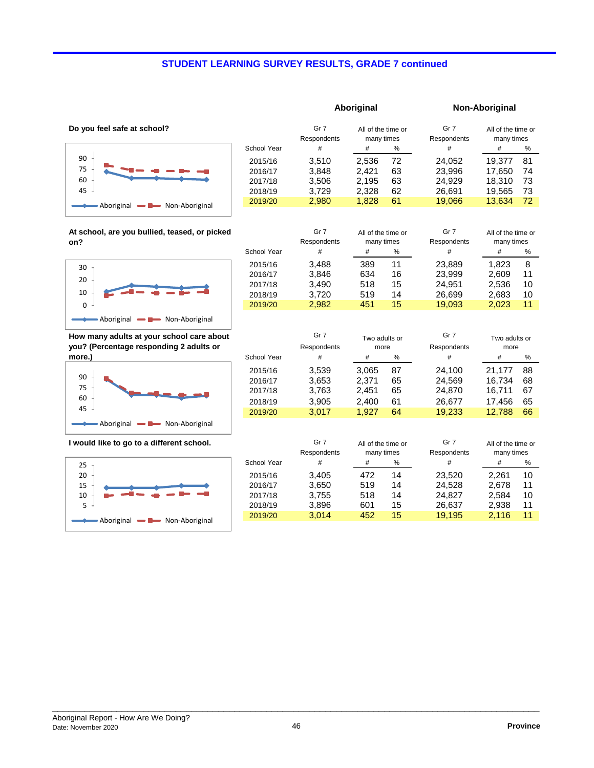## STUDENT LEARNING SURVEY RESULTS, GRADE 7 continued

### Do you feel safe at school?

| School Year | Aboriginal Gr 7 Respondents # | Aboriginal All of the time or many times # | Aboriginal All of the time or many times % | Non-Aboriginal Gr 7 Respondents # | Non-Aboriginal All of the time or many times # | Non-Aboriginal All of the time or many times % |
|---|---|---|---|---|---|---|
| 2015/16 | 3,510 | 2,536 | 72 | 24,052 | 19,377 | 81 |
| 2016/17 | 3,848 | 2,421 | 63 | 23,996 | 17,650 | 74 |
| 2017/18 | 3,506 | 2,195 | 63 | 24,929 | 18,310 | 73 |
| 2018/19 | 3,729 | 2,328 | 62 | 26,691 | 19,565 | 73 |
| 2019/20 | 2,980 | 1,828 | 61 | 19,066 | 13,634 | 72 |

### At school, are you bullied, teased, or picked on?

| School Year | Aboriginal Gr 7 Respondents # | Aboriginal All of the time or many times # | Aboriginal All of the time or many times % | Non-Aboriginal Gr 7 Respondents # | Non-Aboriginal All of the time or many times # | Non-Aboriginal All of the time or many times % |
|---|---|---|---|---|---|---|
| 2015/16 | 3,488 | 389 | 11 | 23,889 | 1,823 | 8 |
| 2016/17 | 3,846 | 634 | 16 | 23,999 | 2,609 | 11 |
| 2017/18 | 3,490 | 518 | 15 | 24,951 | 2,536 | 10 |
| 2018/19 | 3,720 | 519 | 14 | 26,699 | 2,683 | 10 |
| 2019/20 | 2,982 | 451 | 15 | 19,093 | 2,023 | 11 |

### How many adults at your school care about you? (Percentage responding 2 adults or more.)

| School Year | Aboriginal Gr 7 Respondents # | Aboriginal Two adults or more # | Aboriginal Two adults or more % | Non-Aboriginal Gr 7 Respondents # | Non-Aboriginal Two adults or more # | Non-Aboriginal Two adults or more % |
|---|---|---|---|---|---|---|
| 2015/16 | 3,539 | 3,065 | 87 | 24,100 | 21,177 | 88 |
| 2016/17 | 3,653 | 2,371 | 65 | 24,569 | 16,734 | 68 |
| 2017/18 | 3,763 | 2,451 | 65 | 24,870 | 16,711 | 67 |
| 2018/19 | 3,905 | 2,400 | 61 | 26,677 | 17,456 | 65 |
| 2019/20 | 3,017 | 1,927 | 64 | 19,233 | 12,788 | 66 |

### I would like to go to a different school.

| School Year | Aboriginal Gr 7 Respondents # | Aboriginal All of the time or many times # | Aboriginal All of the time or many times % | Non-Aboriginal Gr 7 Respondents # | Non-Aboriginal All of the time or many times # | Non-Aboriginal All of the time or many times % |
|---|---|---|---|---|---|---|
| 2015/16 | 3,405 | 472 | 14 | 23,520 | 2,261 | 10 |
| 2016/17 | 3,650 | 519 | 14 | 24,528 | 2,678 | 11 |
| 2017/18 | 3,755 | 518 | 14 | 24,827 | 2,584 | 10 |
| 2018/19 | 3,896 | 601 | 15 | 26,637 | 2,938 | 11 |
| 2019/20 | 3,014 | 452 | 15 | 19,195 | 2,116 | 11 |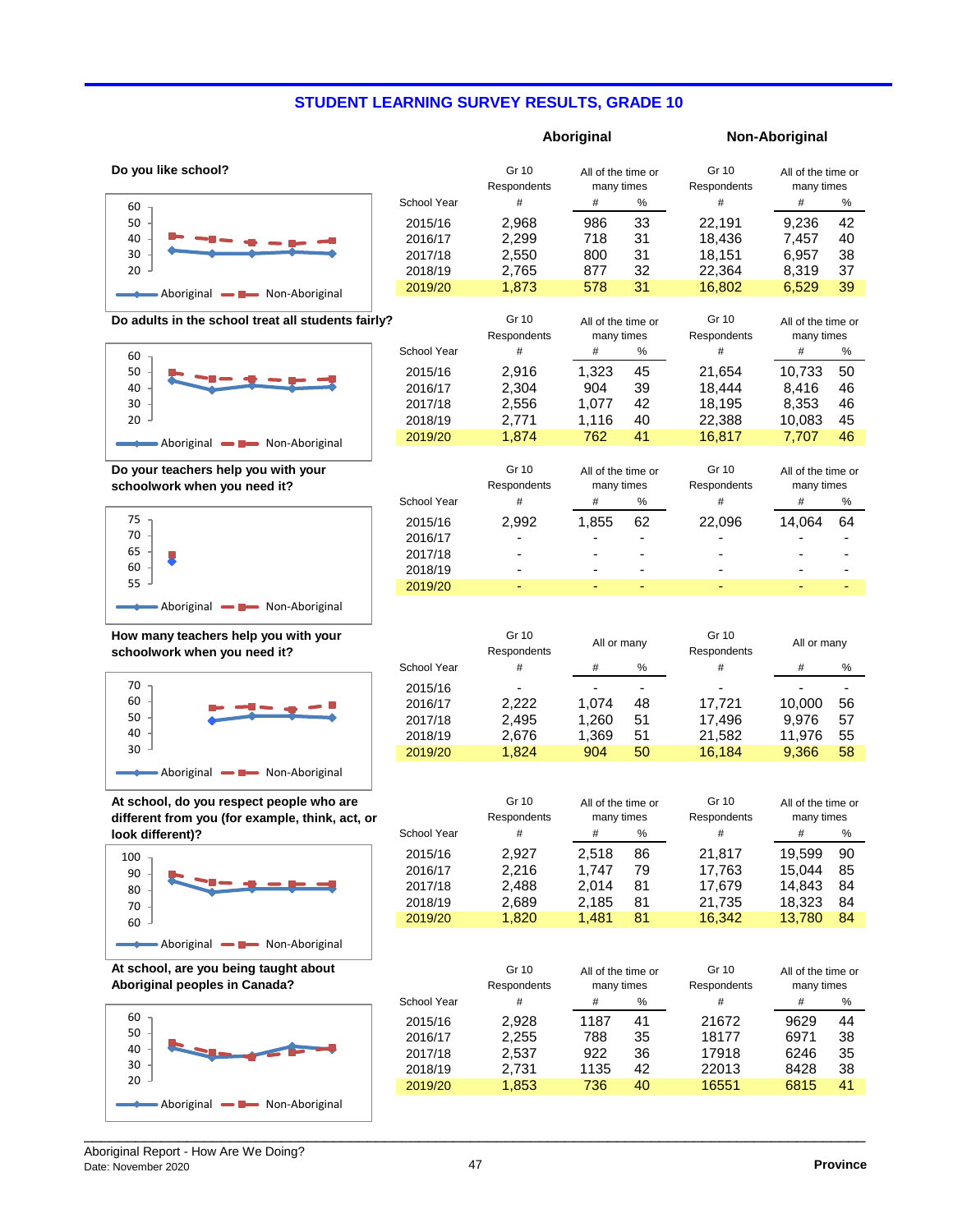## STUDENT LEARNING SURVEY RESULTS, GRADE 10

### Do you like school?

| | Aboriginal | | | Non-Aboriginal | | |
|---|---|---|---|---|---|---|
| | Gr 10 Respondents | All of the time or many times | | Gr 10 Respondents | All of the time or many times | |
| School Year | # | # | % | # | # | % |
| 2015/16 | 2,968 | 986 | 33 | 22,191 | 9,236 | 42 |
| 2016/17 | 2,299 | 718 | 31 | 18,436 | 7,457 | 40 |
| 2017/18 | 2,550 | 800 | 31 | 18,151 | 6,957 | 38 |
| 2018/19 | 2,765 | 877 | 32 | 22,364 | 8,319 | 37 |
| 2019/20 | 1,873 | 578 | 31 | 16,802 | 6,529 | 39 |

### Do adults in the school treat all students fairly?

| | Aboriginal | | | Non-Aboriginal | | |
|---|---|---|---|---|---|---|
| | Gr 10 Respondents | All of the time or many times | | Gr 10 Respondents | All of the time or many times | |
| School Year | # | # | % | # | # | % |
| 2015/16 | 2,916 | 1,323 | 45 | 21,654 | 10,733 | 50 |
| 2016/17 | 2,304 | 904 | 39 | 18,444 | 8,416 | 46 |
| 2017/18 | 2,556 | 1,077 | 42 | 18,195 | 8,353 | 46 |
| 2018/19 | 2,771 | 1,116 | 40 | 22,388 | 10,083 | 45 |
| 2019/20 | 1,874 | 762 | 41 | 16,817 | 7,707 | 46 |

### Do your teachers help you with your schoolwork when you need it?

| | Aboriginal | | | Non-Aboriginal | | |
|---|---|---|---|---|---|---|
| | Gr 10 Respondents | All of the time or many times | | Gr 10 Respondents | All of the time or many times | |
| School Year | # | # | % | # | # | % |
| 2015/16 | 2,992 | 1,855 | 62 | 22,096 | 14,064 | 64 |
| 2016/17 | - | - | - | - | - | - |
| 2017/18 | - | - | - | - | - | - |
| 2018/19 | - | - | - | - | - | - |
| 2019/20 | - | - | - | - | - | - |

### How many teachers help you with your schoolwork when you need it?

| | Aboriginal | | | Non-Aboriginal | | |
|---|---|---|---|---|---|---|
| | Gr 10 Respondents | All or many | | Gr 10 Respondents | All or many | |
| School Year | # | # | % | # | # | % |
| 2015/16 | - | - | - | - | - | - |
| 2016/17 | 2,222 | 1,074 | 48 | 17,721 | 10,000 | 56 |
| 2017/18 | 2,495 | 1,260 | 51 | 17,496 | 9,976 | 57 |
| 2018/19 | 2,676 | 1,369 | 51 | 21,582 | 11,976 | 55 |
| 2019/20 | 1,824 | 904 | 50 | 16,184 | 9,366 | 58 |

### At school, do you respect people who are different from you (for example, think, act, or look different)?

| | Aboriginal | | | Non-Aboriginal | | |
|---|---|---|---|---|---|---|
| | Gr 10 Respondents | All of the time or many times | | Gr 10 Respondents | All of the time or many times | |
| School Year | # | # | % | # | # | % |
| 2015/16 | 2,927 | 2,518 | 86 | 21,817 | 19,599 | 90 |
| 2016/17 | 2,216 | 1,747 | 79 | 17,763 | 15,044 | 85 |
| 2017/18 | 2,488 | 2,014 | 81 | 17,679 | 14,843 | 84 |
| 2018/19 | 2,689 | 2,185 | 81 | 21,735 | 18,323 | 84 |
| 2019/20 | 1,820 | 1,481 | 81 | 16,342 | 13,780 | 84 |

### At school, are you being taught about Aboriginal peoples in Canada?

| | Aboriginal | | | Non-Aboriginal | | |
|---|---|---|---|---|---|---|
| | Gr 10 Respondents | All of the time or many times | | Gr 10 Respondents | All of the time or many times | |
| School Year | # | # | % | # | # | % |
| 2015/16 | 2,928 | 1187 | 41 | 21672 | 9629 | 44 |
| 2016/17 | 2,255 | 788 | 35 | 18177 | 6971 | 38 |
| 2017/18 | 2,537 | 922 | 36 | 17918 | 6246 | 35 |
| 2018/19 | 2,731 | 1135 | 42 | 22013 | 8428 | 38 |
| 2019/20 | 1,853 | 736 | 40 | 16551 | 6815 | 41 |

Aboriginal Report - How Are We Doing?
Date: November 2020

Province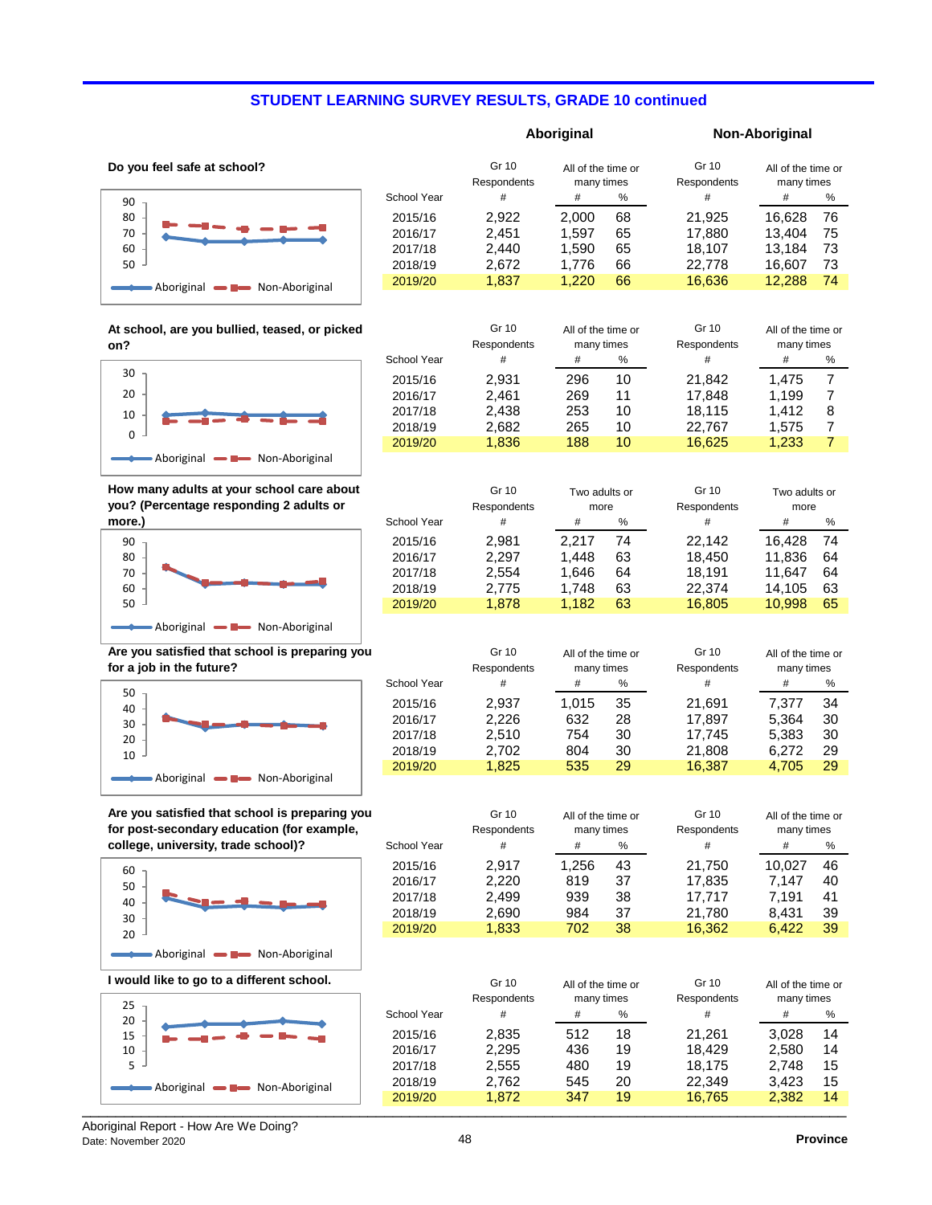## STUDENT LEARNING SURVEY RESULTS, GRADE 10 continued

### Do you feel safe at school?

| School Year | Aboriginal Gr 10 Respondents # | Aboriginal All of the time or many times # | Aboriginal All of the time or many times % | Non-Aboriginal Gr 10 Respondents # | Non-Aboriginal All of the time or many times # | Non-Aboriginal All of the time or many times % |
|---|---|---|---|---|---|---|
| 2015/16 | 2,922 | 2,000 | 68 | 21,925 | 16,628 | 76 |
| 2016/17 | 2,451 | 1,597 | 65 | 17,880 | 13,404 | 75 |
| 2017/18 | 2,440 | 1,590 | 65 | 18,107 | 13,184 | 73 |
| 2018/19 | 2,672 | 1,776 | 66 | 22,778 | 16,607 | 73 |
| 2019/20 | 1,837 | 1,220 | 66 | 16,636 | 12,288 | 74 |

### At school, are you bullied, teased, or picked on?

| School Year | Aboriginal Gr 10 Respondents # | Aboriginal All of the time or many times # | Aboriginal All of the time or many times % | Non-Aboriginal Gr 10 Respondents # | Non-Aboriginal All of the time or many times # | Non-Aboriginal All of the time or many times % |
|---|---|---|---|---|---|---|
| 2015/16 | 2,931 | 296 | 10 | 21,842 | 1,475 | 7 |
| 2016/17 | 2,461 | 269 | 11 | 17,848 | 1,199 | 7 |
| 2017/18 | 2,438 | 253 | 10 | 18,115 | 1,412 | 8 |
| 2018/19 | 2,682 | 265 | 10 | 22,767 | 1,575 | 7 |
| 2019/20 | 1,836 | 188 | 10 | 16,625 | 1,233 | 7 |

### How many adults at your school care about you? (Percentage responding 2 adults or more.)

| School Year | Aboriginal Gr 10 Respondents # | Aboriginal Two adults or more # | Aboriginal Two adults or more % | Non-Aboriginal Gr 10 Respondents # | Non-Aboriginal Two adults or more # | Non-Aboriginal Two adults or more % |
|---|---|---|---|---|---|---|
| 2015/16 | 2,981 | 2,217 | 74 | 22,142 | 16,428 | 74 |
| 2016/17 | 2,297 | 1,448 | 63 | 18,450 | 11,836 | 64 |
| 2017/18 | 2,554 | 1,646 | 64 | 18,191 | 11,647 | 64 |
| 2018/19 | 2,775 | 1,748 | 63 | 22,374 | 14,105 | 63 |
| 2019/20 | 1,878 | 1,182 | 63 | 16,805 | 10,998 | 65 |

### Are you satisfied that school is preparing you for a job in the future?

| School Year | Aboriginal Gr 10 Respondents # | Aboriginal All of the time or many times # | Aboriginal All of the time or many times % | Non-Aboriginal Gr 10 Respondents # | Non-Aboriginal All of the time or many times # | Non-Aboriginal All of the time or many times % |
|---|---|---|---|---|---|---|
| 2015/16 | 2,937 | 1,015 | 35 | 21,691 | 7,377 | 34 |
| 2016/17 | 2,226 | 632 | 28 | 17,897 | 5,364 | 30 |
| 2017/18 | 2,510 | 754 | 30 | 17,745 | 5,383 | 30 |
| 2018/19 | 2,702 | 804 | 30 | 21,808 | 6,272 | 29 |
| 2019/20 | 1,825 | 535 | 29 | 16,387 | 4,705 | 29 |

### Are you satisfied that school is preparing you for post-secondary education (for example, college, university, trade school)?

| School Year | Aboriginal Gr 10 Respondents # | Aboriginal All of the time or many times # | Aboriginal All of the time or many times % | Non-Aboriginal Gr 10 Respondents # | Non-Aboriginal All of the time or many times # | Non-Aboriginal All of the time or many times % |
|---|---|---|---|---|---|---|
| 2015/16 | 2,917 | 1,256 | 43 | 21,750 | 10,027 | 46 |
| 2016/17 | 2,220 | 819 | 37 | 17,835 | 7,147 | 40 |
| 2017/18 | 2,499 | 939 | 38 | 17,717 | 7,191 | 41 |
| 2018/19 | 2,690 | 984 | 37 | 21,780 | 8,431 | 39 |
| 2019/20 | 1,833 | 702 | 38 | 16,362 | 6,422 | 39 |

### I would like to go to a different school.

| School Year | Aboriginal Gr 10 Respondents # | Aboriginal All of the time or many times # | Aboriginal All of the time or many times % | Non-Aboriginal Gr 10 Respondents # | Non-Aboriginal All of the time or many times # | Non-Aboriginal All of the time or many times % |
|---|---|---|---|---|---|---|
| 2015/16 | 2,835 | 512 | 18 | 21,261 | 3,028 | 14 |
| 2016/17 | 2,295 | 436 | 19 | 18,429 | 2,580 | 14 |
| 2017/18 | 2,555 | 480 | 19 | 18,175 | 2,748 | 15 |
| 2018/19 | 2,762 | 545 | 20 | 22,349 | 3,423 | 15 |
| 2019/20 | 1,872 | 347 | 19 | 16,765 | 2,382 | 14 |

Aboriginal Report - How Are We Doing?
Date: November 2020

Province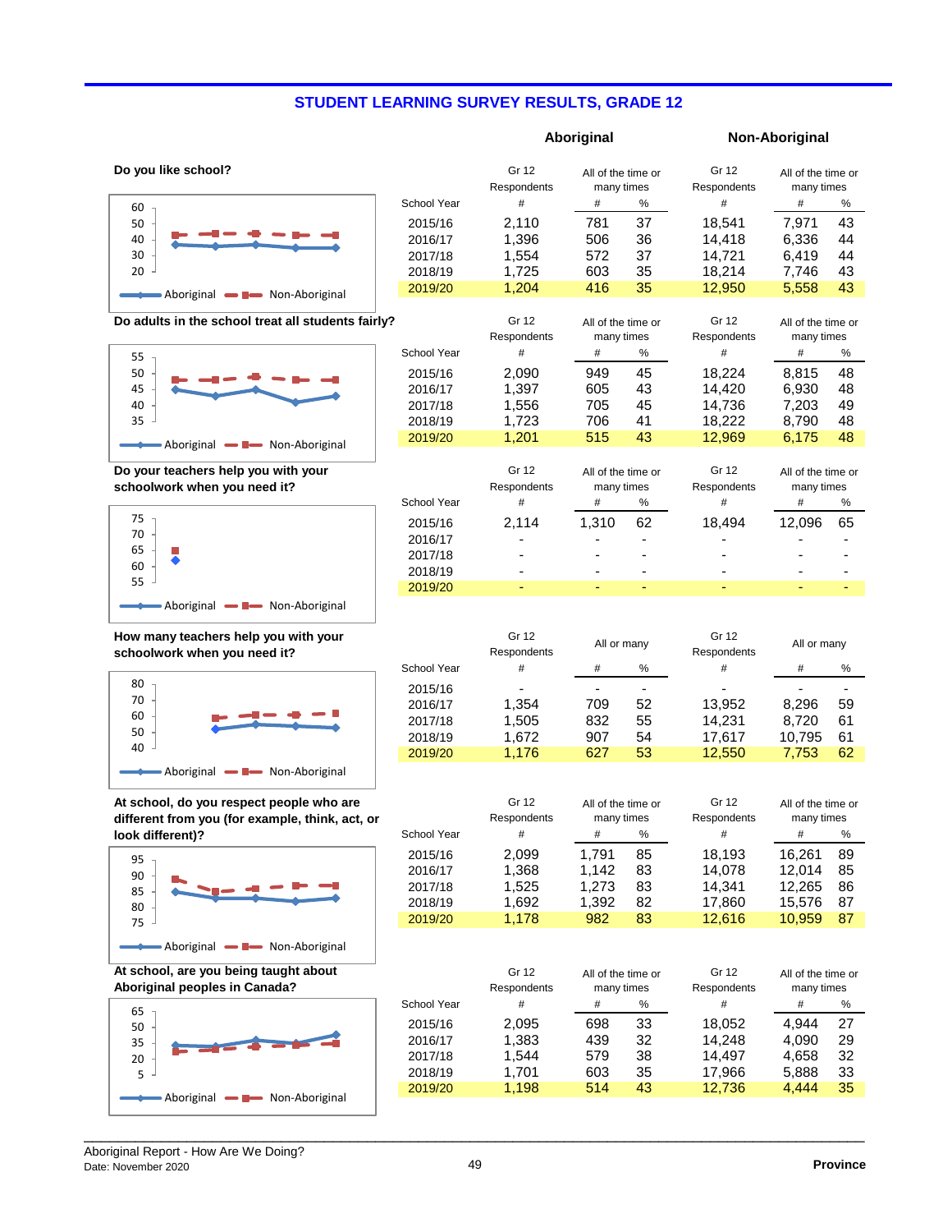## STUDENT LEARNING SURVEY RESULTS, GRADE 12

### Do you like school?

| | Aboriginal | | | Non-Aboriginal | | |
|---|---|---|---|---|---|---|
| | Gr 12 Respondents | All of the time or many times | | Gr 12 Respondents | All of the time or many times | |
| School Year | # | # | % | # | # | % |
| 2015/16 | 2,110 | 781 | 37 | 18,541 | 7,971 | 43 |
| 2016/17 | 1,396 | 506 | 36 | 14,418 | 6,336 | 44 |
| 2017/18 | 1,554 | 572 | 37 | 14,721 | 6,419 | 44 |
| 2018/19 | 1,725 | 603 | 35 | 18,214 | 7,746 | 43 |
| 2019/20 | 1,204 | 416 | 35 | 12,950 | 5,558 | 43 |

### Do adults in the school treat all students fairly?

| | Aboriginal | | | Non-Aboriginal | | |
|---|---|---|---|---|---|---|
| | Gr 12 Respondents | All of the time or many times | | Gr 12 Respondents | All of the time or many times | |
| School Year | # | # | % | # | # | % |
| 2015/16 | 2,090 | 949 | 45 | 18,224 | 8,815 | 48 |
| 2016/17 | 1,397 | 605 | 43 | 14,420 | 6,930 | 48 |
| 2017/18 | 1,556 | 705 | 45 | 14,736 | 7,203 | 49 |
| 2018/19 | 1,723 | 706 | 41 | 18,222 | 8,790 | 48 |
| 2019/20 | 1,201 | 515 | 43 | 12,969 | 6,175 | 48 |

### Do your teachers help you with your schoolwork when you need it?

| | Aboriginal | | | Non-Aboriginal | | |
|---|---|---|---|---|---|---|
| | Gr 12 Respondents | All of the time or many times | | Gr 12 Respondents | All of the time or many times | |
| School Year | # | # | % | # | # | % |
| 2015/16 | 2,114 | 1,310 | 62 | 18,494 | 12,096 | 65 |
| 2016/17 | - | - | - | - | - | - |
| 2017/18 | - | - | - | - | - | - |
| 2018/19 | - | - | - | - | - | - |
| 2019/20 | - | - | - | - | - | - |

### How many teachers help you with your schoolwork when you need it?

| | Aboriginal | | | Non-Aboriginal | | |
|---|---|---|---|---|---|---|
| | Gr 12 Respondents | All or many | | Gr 12 Respondents | All or many | |
| School Year | # | # | % | # | # | % |
| 2015/16 | - | - | - | - | - | - |
| 2016/17 | 1,354 | 709 | 52 | 13,952 | 8,296 | 59 |
| 2017/18 | 1,505 | 832 | 55 | 14,231 | 8,720 | 61 |
| 2018/19 | 1,672 | 907 | 54 | 17,617 | 10,795 | 61 |
| 2019/20 | 1,176 | 627 | 53 | 12,550 | 7,753 | 62 |

### At school, do you respect people who are different from you (for example, think, act, or look different)?

| | Aboriginal | | | Non-Aboriginal | | |
|---|---|---|---|---|---|---|
| | Gr 12 Respondents | All of the time or many times | | Gr 12 Respondents | All of the time or many times | |
| School Year | # | # | % | # | # | % |
| 2015/16 | 2,099 | 1,791 | 85 | 18,193 | 16,261 | 89 |
| 2016/17 | 1,368 | 1,142 | 83 | 14,078 | 12,014 | 85 |
| 2017/18 | 1,525 | 1,273 | 83 | 14,341 | 12,265 | 86 |
| 2018/19 | 1,692 | 1,392 | 82 | 17,860 | 15,576 | 87 |
| 2019/20 | 1,178 | 982 | 83 | 12,616 | 10,959 | 87 |

### At school, are you being taught about Aboriginal peoples in Canada?

| | Aboriginal | | | Non-Aboriginal | | |
|---|---|---|---|---|---|---|
| | Gr 12 Respondents | All of the time or many times | | Gr 12 Respondents | All of the time or many times | |
| School Year | # | # | % | # | # | % |
| 2015/16 | 2,095 | 698 | 33 | 18,052 | 4,944 | 27 |
| 2016/17 | 1,383 | 439 | 32 | 14,248 | 4,090 | 29 |
| 2017/18 | 1,544 | 579 | 38 | 14,497 | 4,658 | 32 |
| 2018/19 | 1,701 | 603 | 35 | 17,966 | 5,888 | 33 |
| 2019/20 | 1,198 | 514 | 43 | 12,736 | 4,444 | 35 |

Aboriginal Report - How Are We Doing?
Date: November 2020

Province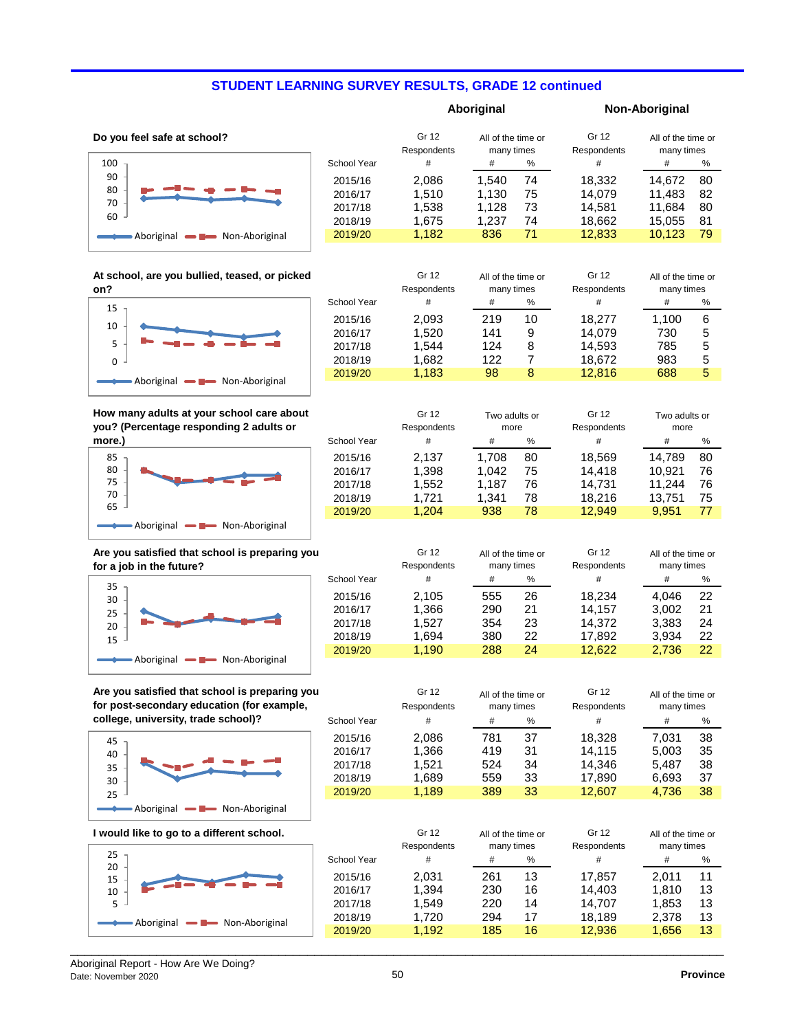## STUDENT LEARNING SURVEY RESULTS, GRADE 12 continued

### Do you feel safe at school?

| School Year | Aboriginal Gr 12 Respondents # | Aboriginal All of the time or many times # | Aboriginal All of the time or many times % | Non-Aboriginal Gr 12 Respondents # | Non-Aboriginal All of the time or many times # | Non-Aboriginal All of the time or many times % |
|---|---|---|---|---|---|---|
| 2015/16 | 2,086 | 1,540 | 74 | 18,332 | 14,672 | 80 |
| 2016/17 | 1,510 | 1,130 | 75 | 14,079 | 11,483 | 82 |
| 2017/18 | 1,538 | 1,128 | 73 | 14,581 | 11,684 | 80 |
| 2018/19 | 1,675 | 1,237 | 74 | 18,662 | 15,055 | 81 |
| 2019/20 | 1,182 | 836 | 71 | 12,833 | 10,123 | 79 |

### At school, are you bullied, teased, or picked on?

| School Year | Aboriginal Gr 12 Respondents # | Aboriginal All of the time or many times # | Aboriginal All of the time or many times % | Non-Aboriginal Gr 12 Respondents # | Non-Aboriginal All of the time or many times # | Non-Aboriginal All of the time or many times % |
|---|---|---|---|---|---|---|
| 2015/16 | 2,093 | 219 | 10 | 18,277 | 1,100 | 6 |
| 2016/17 | 1,520 | 141 | 9 | 14,079 | 730 | 5 |
| 2017/18 | 1,544 | 124 | 8 | 14,593 | 785 | 5 |
| 2018/19 | 1,682 | 122 | 7 | 18,672 | 983 | 5 |
| 2019/20 | 1,183 | 98 | 8 | 12,816 | 688 | 5 |

### How many adults at your school care about you? (Percentage responding 2 adults or more.)

| School Year | Aboriginal Gr 12 Respondents # | Aboriginal Two adults or more # | Aboriginal Two adults or more % | Non-Aboriginal Gr 12 Respondents # | Non-Aboriginal Two adults or more # | Non-Aboriginal Two adults or more % |
|---|---|---|---|---|---|---|
| 2015/16 | 2,137 | 1,708 | 80 | 18,569 | 14,789 | 80 |
| 2016/17 | 1,398 | 1,042 | 75 | 14,418 | 10,921 | 76 |
| 2017/18 | 1,552 | 1,187 | 76 | 14,731 | 11,244 | 76 |
| 2018/19 | 1,721 | 1,341 | 78 | 18,216 | 13,751 | 75 |
| 2019/20 | 1,204 | 938 | 78 | 12,949 | 9,951 | 77 |

### Are you satisfied that school is preparing you for a job in the future?

| School Year | Aboriginal Gr 12 Respondents # | Aboriginal All of the time or many times # | Aboriginal All of the time or many times % | Non-Aboriginal Gr 12 Respondents # | Non-Aboriginal All of the time or many times # | Non-Aboriginal All of the time or many times % |
|---|---|---|---|---|---|---|
| 2015/16 | 2,105 | 555 | 26 | 18,234 | 4,046 | 22 |
| 2016/17 | 1,366 | 290 | 21 | 14,157 | 3,002 | 21 |
| 2017/18 | 1,527 | 354 | 23 | 14,372 | 3,383 | 24 |
| 2018/19 | 1,694 | 380 | 22 | 17,892 | 3,934 | 22 |
| 2019/20 | 1,190 | 288 | 24 | 12,622 | 2,736 | 22 |

### Are you satisfied that school is preparing you for post-secondary education (for example, college, university, trade school)?

| School Year | Aboriginal Gr 12 Respondents # | Aboriginal All of the time or many times # | Aboriginal All of the time or many times % | Non-Aboriginal Gr 12 Respondents # | Non-Aboriginal All of the time or many times # | Non-Aboriginal All of the time or many times % |
|---|---|---|---|---|---|---|
| 2015/16 | 2,086 | 781 | 37 | 18,328 | 7,031 | 38 |
| 2016/17 | 1,366 | 419 | 31 | 14,115 | 5,003 | 35 |
| 2017/18 | 1,521 | 524 | 34 | 14,346 | 5,487 | 38 |
| 2018/19 | 1,689 | 559 | 33 | 17,890 | 6,693 | 37 |
| 2019/20 | 1,189 | 389 | 33 | 12,607 | 4,736 | 38 |

### I would like to go to a different school.

| School Year | Aboriginal Gr 12 Respondents # | Aboriginal All of the time or many times # | Aboriginal All of the time or many times % | Non-Aboriginal Gr 12 Respondents # | Non-Aboriginal All of the time or many times # | Non-Aboriginal All of the time or many times % |
|---|---|---|---|---|---|---|
| 2015/16 | 2,031 | 261 | 13 | 17,857 | 2,011 | 11 |
| 2016/17 | 1,394 | 230 | 16 | 14,403 | 1,810 | 13 |
| 2017/18 | 1,549 | 220 | 14 | 14,707 | 1,853 | 13 |
| 2018/19 | 1,720 | 294 | 17 | 18,189 | 2,378 | 13 |
| 2019/20 | 1,192 | 185 | 16 | 12,936 | 1,656 | 13 |

Aboriginal Report - How Are We Doing?
Date: November 2020

Province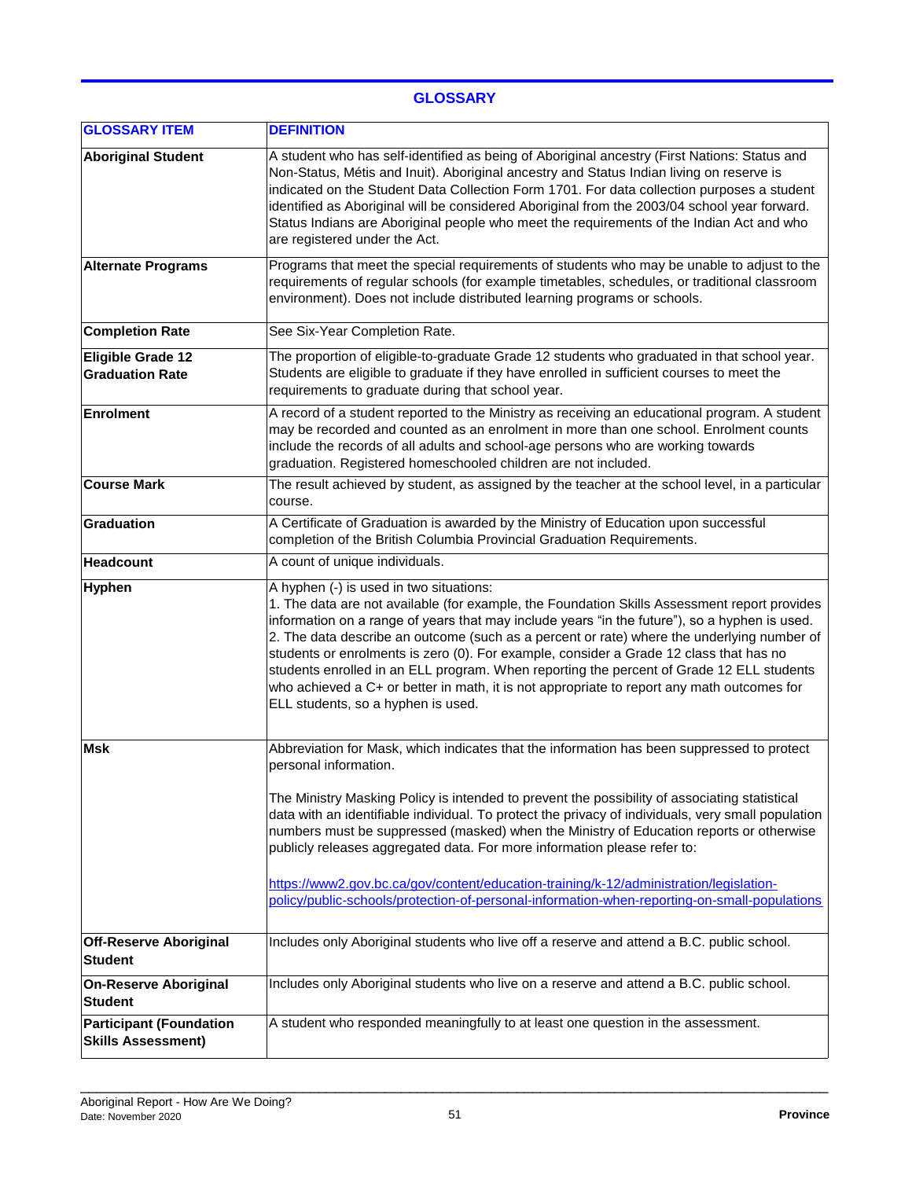## GLOSSARY

| GLOSSARY ITEM | DEFINITION |
|---|---|
| **Aboriginal Student** | A student who has self-identified as being of Aboriginal ancestry (First Nations: Status and Non-Status, Métis and Inuit). Aboriginal ancestry and Status Indian living on reserve is indicated on the Student Data Collection Form 1701. For data collection purposes a student identified as Aboriginal will be considered Aboriginal from the 2003/04 school year forward. Status Indians are Aboriginal people who meet the requirements of the Indian Act and who are registered under the Act. |
| **Alternate Programs** | Programs that meet the special requirements of students who may be unable to adjust to the requirements of regular schools (for example timetables, schedules, or traditional classroom environment). Does not include distributed learning programs or schools. |
| **Completion Rate** | See Six-Year Completion Rate. |
| **Eligible Grade 12 Graduation Rate** | The proportion of eligible-to-graduate Grade 12 students who graduated in that school year. Students are eligible to graduate if they have enrolled in sufficient courses to meet the requirements to graduate during that school year. |
| **Enrolment** | A record of a student reported to the Ministry as receiving an educational program. A student may be recorded and counted as an enrolment in more than one school. Enrolment counts include the records of all adults and school-age persons who are working towards graduation. Registered homeschooled children are not included. |
| **Course Mark** | The result achieved by student, as assigned by the teacher at the school level, in a particular course. |
| **Graduation** | A Certificate of Graduation is awarded by the Ministry of Education upon successful completion of the British Columbia Provincial Graduation Requirements. |
| **Headcount** | A count of unique individuals. |
| **Hyphen** | A hyphen (-) is used in two situations:<br>1. The data are not available (for example, the Foundation Skills Assessment report provides information on a range of years that may include years "in the future"), so a hyphen is used.<br>2. The data describe an outcome (such as a percent or rate) where the underlying number of students or enrolments is zero (0). For example, consider a Grade 12 class that has no students enrolled in an ELL program. When reporting the percent of Grade 12 ELL students who achieved a C+ or better in math, it is not appropriate to report any math outcomes for ELL students, so a hyphen is used. |
| **Msk** | Abbreviation for Mask, which indicates that the information has been suppressed to protect personal information.<br><br>The Ministry Masking Policy is intended to prevent the possibility of associating statistical data with an identifiable individual. To protect the privacy of individuals, very small population numbers must be suppressed (masked) when the Ministry of Education reports or otherwise publicly releases aggregated data. For more information please refer to:<br><br>https://www2.gov.bc.ca/gov/content/education-training/k-12/administration/legislation-policy/public-schools/protection-of-personal-information-when-reporting-on-small-populations |
| **Off-Reserve Aboriginal Student** | Includes only Aboriginal students who live off a reserve and attend a B.C. public school. |
| **On-Reserve Aboriginal Student** | Includes only Aboriginal students who live on a reserve and attend a B.C. public school. |
| **Participant (Foundation Skills Assessment)** | A student who responded meaningfully to at least one question in the assessment. |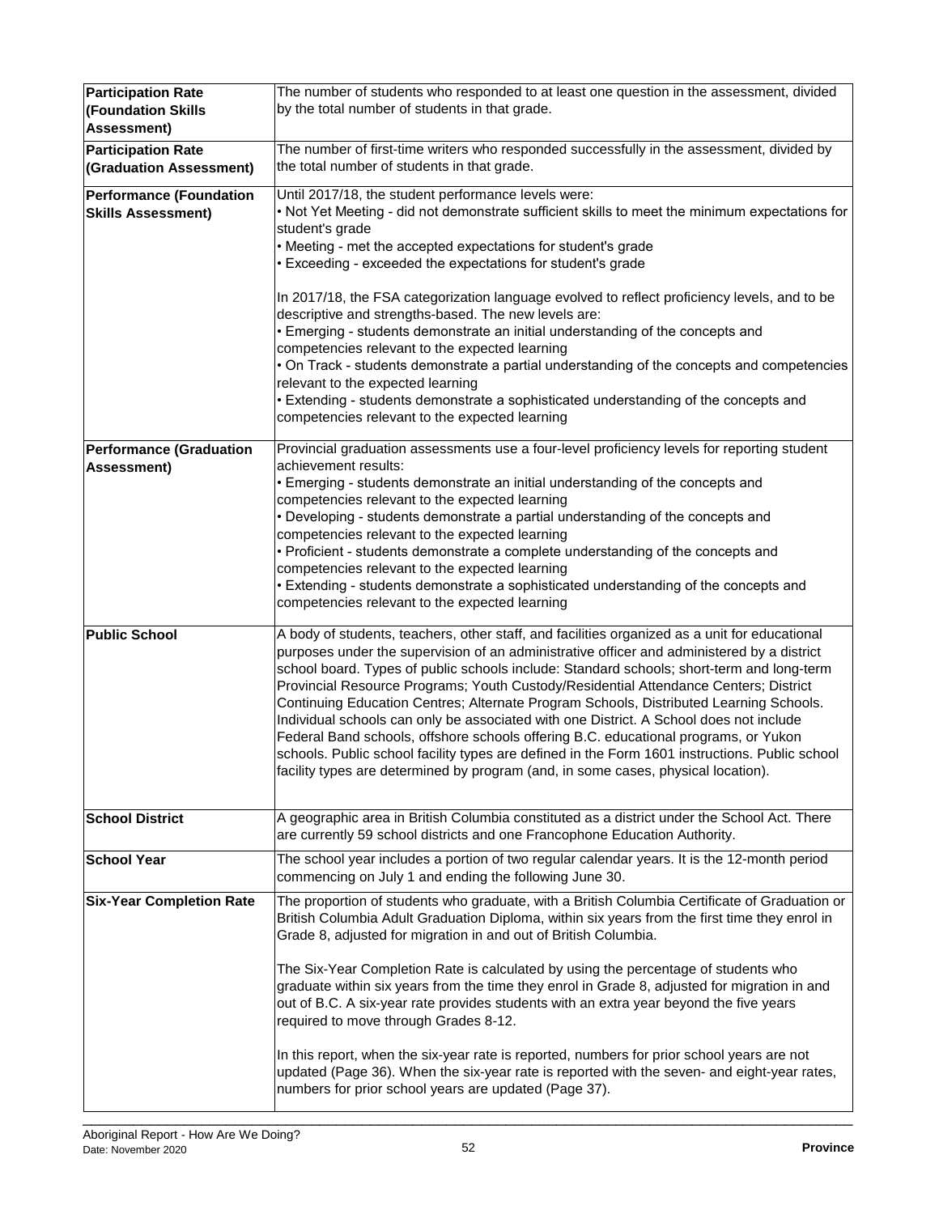| | |
|---|---|
| **Participation Rate (Foundation Skills Assessment)** | The number of students who responded to at least one question in the assessment, divided by the total number of students in that grade. |
| **Participation Rate (Graduation Assessment)** | The number of first-time writers who responded successfully in the assessment, divided by the total number of students in that grade. |
| **Performance (Foundation Skills Assessment)** | Until 2017/18, the student performance levels were:<br>• Not Yet Meeting - did not demonstrate sufficient skills to meet the minimum expectations for student's grade<br>• Meeting - met the accepted expectations for student's grade<br>• Exceeding - exceeded the expectations for student's grade<br><br>In 2017/18, the FSA categorization language evolved to reflect proficiency levels, and to be descriptive and strengths-based. The new levels are:<br>• Emerging - students demonstrate an initial understanding of the concepts and competencies relevant to the expected learning<br>• On Track - students demonstrate a partial understanding of the concepts and competencies relevant to the expected learning<br>• Extending - students demonstrate a sophisticated understanding of the concepts and competencies relevant to the expected learning |
| **Performance (Graduation Assessment)** | Provincial graduation assessments use a four-level proficiency levels for reporting student achievement results:<br>• Emerging - students demonstrate an initial understanding of the concepts and competencies relevant to the expected learning<br>• Developing - students demonstrate a partial understanding of the concepts and competencies relevant to the expected learning<br>• Proficient - students demonstrate a complete understanding of the concepts and competencies relevant to the expected learning<br>• Extending - students demonstrate a sophisticated understanding of the concepts and competencies relevant to the expected learning |
| **Public School** | A body of students, teachers, other staff, and facilities organized as a unit for educational purposes under the supervision of an administrative officer and administered by a district school board. Types of public schools include: Standard schools; short-term and long-term Provincial Resource Programs; Youth Custody/Residential Attendance Centers; District Continuing Education Centres; Alternate Program Schools, Distributed Learning Schools. Individual schools can only be associated with one District. A School does not include Federal Band schools, offshore schools offering B.C. educational programs, or Yukon schools. Public school facility types are defined in the Form 1601 instructions. Public school facility types are determined by program (and, in some cases, physical location). |
| **School District** | A geographic area in British Columbia constituted as a district under the School Act. There are currently 59 school districts and one Francophone Education Authority. |
| **School Year** | The school year includes a portion of two regular calendar years. It is the 12-month period commencing on July 1 and ending the following June 30. |
| **Six-Year Completion Rate** | The proportion of students who graduate, with a British Columbia Certificate of Graduation or British Columbia Adult Graduation Diploma, within six years from the first time they enrol in Grade 8, adjusted for migration in and out of British Columbia.<br><br>The Six-Year Completion Rate is calculated by using the percentage of students who graduate within six years from the time they enrol in Grade 8, adjusted for migration in and out of B.C. A six-year rate provides students with an extra year beyond the five years required to move through Grades 8-12.<br><br>In this report, when the six-year rate is reported, numbers for prior school years are not updated (Page 36). When the six-year rate is reported with the seven- and eight-year rates, numbers for prior school years are updated (Page 37). |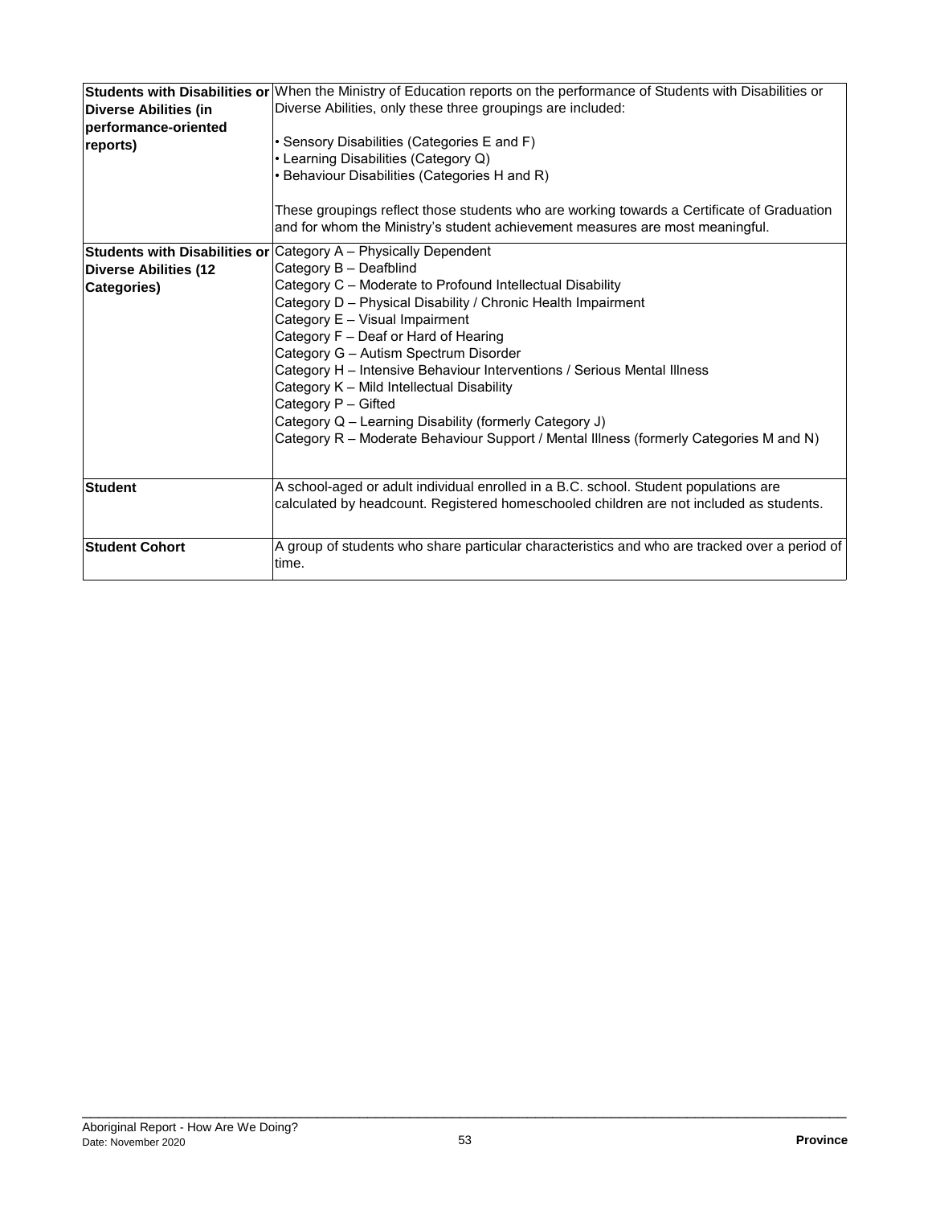| | |
|---|---|
| **Students with Disabilities or Diverse Abilities (in performance-oriented reports)** | When the Ministry of Education reports on the performance of Students with Disabilities or Diverse Abilities, only these three groupings are included:<br><br>• Sensory Disabilities (Categories E and F)<br>• Learning Disabilities (Category Q)<br>• Behaviour Disabilities (Categories H and R)<br><br>These groupings reflect those students who are working towards a Certificate of Graduation and for whom the Ministry's student achievement measures are most meaningful. |
| **Students with Disabilities or Diverse Abilities (12 Categories)** | Category A – Physically Dependent<br>Category B – Deafblind<br>Category C – Moderate to Profound Intellectual Disability<br>Category D – Physical Disability / Chronic Health Impairment<br>Category E – Visual Impairment<br>Category F – Deaf or Hard of Hearing<br>Category G – Autism Spectrum Disorder<br>Category H – Intensive Behaviour Interventions / Serious Mental Illness<br>Category K – Mild Intellectual Disability<br>Category P – Gifted<br>Category Q – Learning Disability (formerly Category J)<br>Category R – Moderate Behaviour Support / Mental Illness (formerly Categories M and N) |
| **Student** | A school-aged or adult individual enrolled in a B.C. school. Student populations are calculated by headcount. Registered homeschooled children are not included as students. |
| **Student Cohort** | A group of students who share particular characteristics and who are tracked over a period of time. |